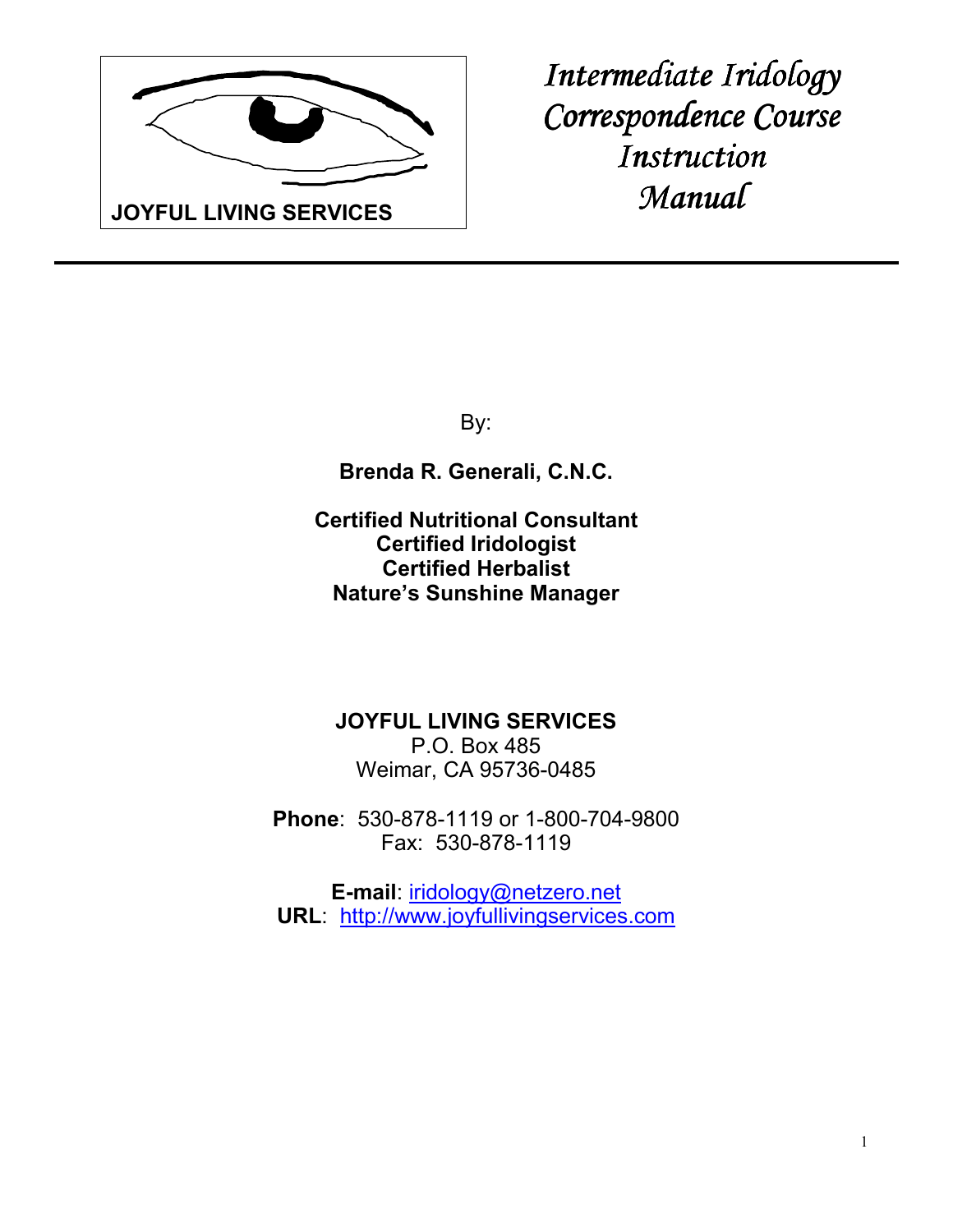JOYFUL LIVING SERVICES

# *Intermediate Iridology Correspondence Course Instruction Manual*

By:

**Brenda R. Generali, C.N.C.**

**Certified Nutritional Consultant**
**Certified Iridologist**
**Certified Herbalist**
**Nature's Sunshine Manager**

**JOYFUL LIVING SERVICES**
P.O. Box 485
Weimar, CA 95736-0485

**Phone**: 530-878-1119 or 1-800-704-9800
Fax: 530-878-1119

**E-mail**: iridology@netzero.net
**URL**: http://www.joyfullivingservices.com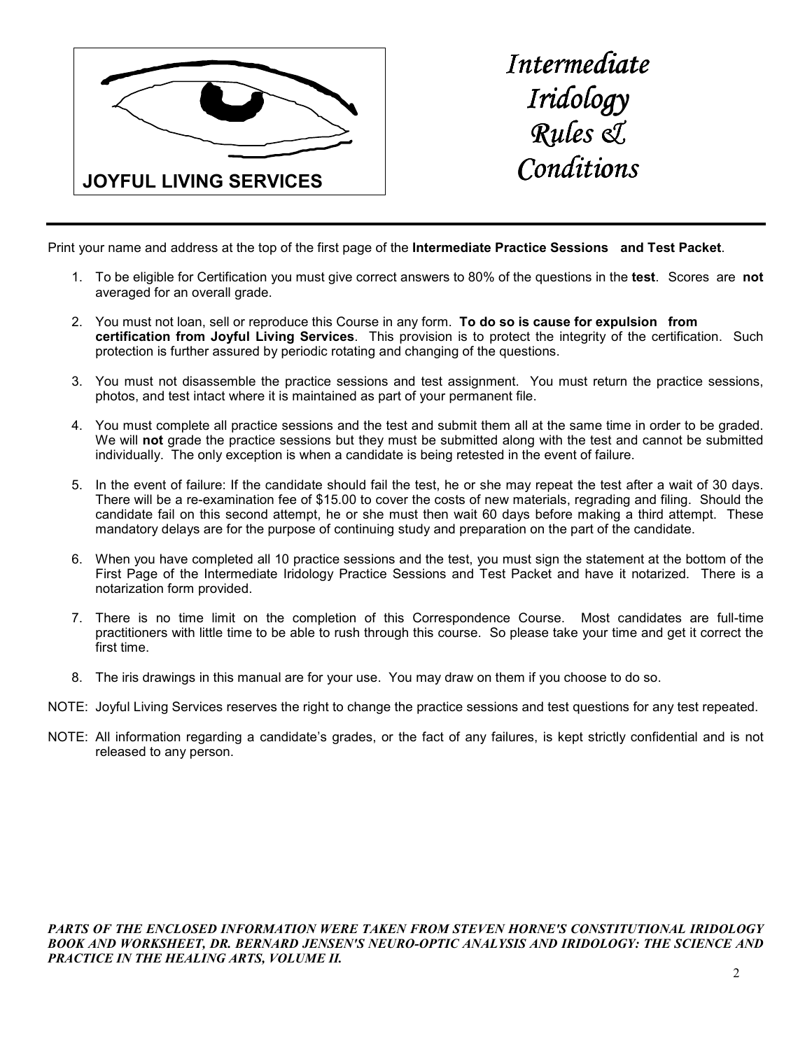**JOYFUL LIVING SERVICES**

# *Intermediate Iridology Rules & Conditions*

Print your name and address at the top of the first page of the **Intermediate Practice Sessions and Test Packet**.

1. To be eligible for Certification you must give correct answers to 80% of the questions in the **test**. Scores are **not** averaged for an overall grade.

2. You must not loan, sell or reproduce this Course in any form. **To do so is cause for expulsion from certification from Joyful Living Services**. This provision is to protect the integrity of the certification. Such protection is further assured by periodic rotating and changing of the questions.

3. You must not disassemble the practice sessions and test assignment. You must return the practice sessions, photos, and test intact where it is maintained as part of your permanent file.

4. You must complete all practice sessions and the test and submit them all at the same time in order to be graded. We will **not** grade the practice sessions but they must be submitted along with the test and cannot be submitted individually. The only exception is when a candidate is being retested in the event of failure.

5. In the event of failure: If the candidate should fail the test, he or she may repeat the test after a wait of 30 days. There will be a re-examination fee of $15.00 to cover the costs of new materials, regrading and filing. Should the candidate fail on this second attempt, he or she must then wait 60 days before making a third attempt. These mandatory delays are for the purpose of continuing study and preparation on the part of the candidate.

6. When you have completed all 10 practice sessions and the test, you must sign the statement at the bottom of the First Page of the Intermediate Iridology Practice Sessions and Test Packet and have it notarized. There is a notarization form provided.

7. There is no time limit on the completion of this Correspondence Course. Most candidates are full-time practitioners with little time to be able to rush through this course. So please take your time and get it correct the first time.

8. The iris drawings in this manual are for your use. You may draw on them if you choose to do so.

NOTE: Joyful Living Services reserves the right to change the practice sessions and test questions for any test repeated.

NOTE: All information regarding a candidate's grades, or the fact of any failures, is kept strictly confidential and is not released to any person.

***PARTS OF THE ENCLOSED INFORMATION WERE TAKEN FROM STEVEN HORNE'S CONSTITUTIONAL IRIDOLOGY BOOK AND WORKSHEET, DR. BERNARD JENSEN'S NEURO-OPTIC ANALYSIS AND IRIDOLOGY: THE SCIENCE AND PRACTICE IN THE HEALING ARTS, VOLUME II.***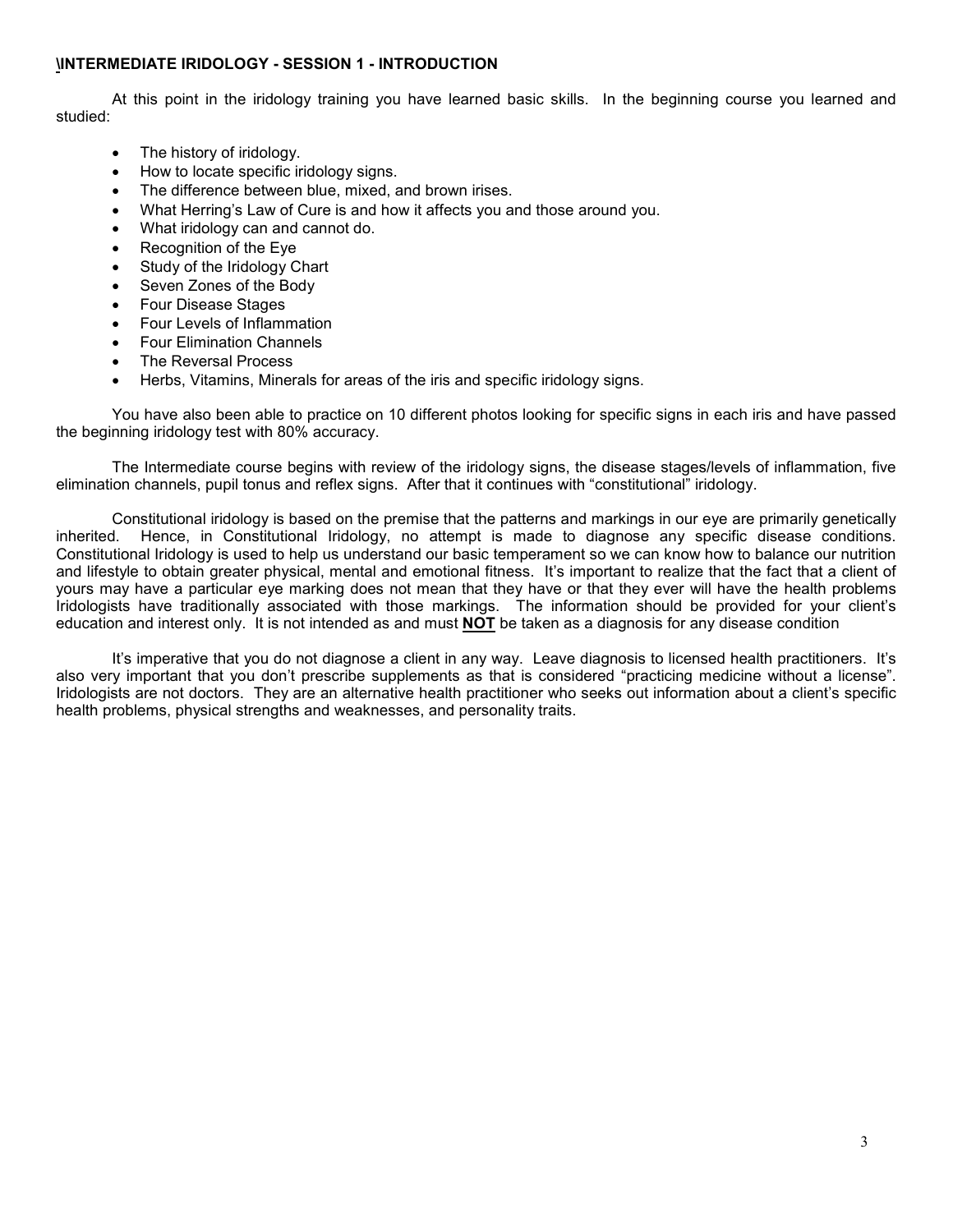## \INTERMEDIATE IRIDOLOGY - SESSION 1 - INTRODUCTION

At this point in the iridology training you have learned basic skills. In the beginning course you learned and studied:

- The history of iridology.
- How to locate specific iridology signs.
- The difference between blue, mixed, and brown irises.
- What Herring's Law of Cure is and how it affects you and those around you.
- What iridology can and cannot do.
- Recognition of the Eye
- Study of the Iridology Chart
- Seven Zones of the Body
- Four Disease Stages
- Four Levels of Inflammation
- Four Elimination Channels
- The Reversal Process
- Herbs, Vitamins, Minerals for areas of the iris and specific iridology signs.

You have also been able to practice on 10 different photos looking for specific signs in each iris and have passed the beginning iridology test with 80% accuracy.

The Intermediate course begins with review of the iridology signs, the disease stages/levels of inflammation, five elimination channels, pupil tonus and reflex signs. After that it continues with "constitutional" iridology.

Constitutional iridology is based on the premise that the patterns and markings in our eye are primarily genetically inherited. Hence, in Constitutional Iridology, no attempt is made to diagnose any specific disease conditions. Constitutional Iridology is used to help us understand our basic temperament so we can know how to balance our nutrition and lifestyle to obtain greater physical, mental and emotional fitness. It's important to realize that the fact that a client of yours may have a particular eye marking does not mean that they have or that they ever will have the health problems Iridologists have traditionally associated with those markings. The information should be provided for your client's education and interest only. It is not intended as and must **NOT** be taken as a diagnosis for any disease condition

It's imperative that you do not diagnose a client in any way. Leave diagnosis to licensed health practitioners. It's also very important that you don't prescribe supplements as that is considered "practicing medicine without a license". Iridologists are not doctors. They are an alternative health practitioner who seeks out information about a client's specific health problems, physical strengths and weaknesses, and personality traits.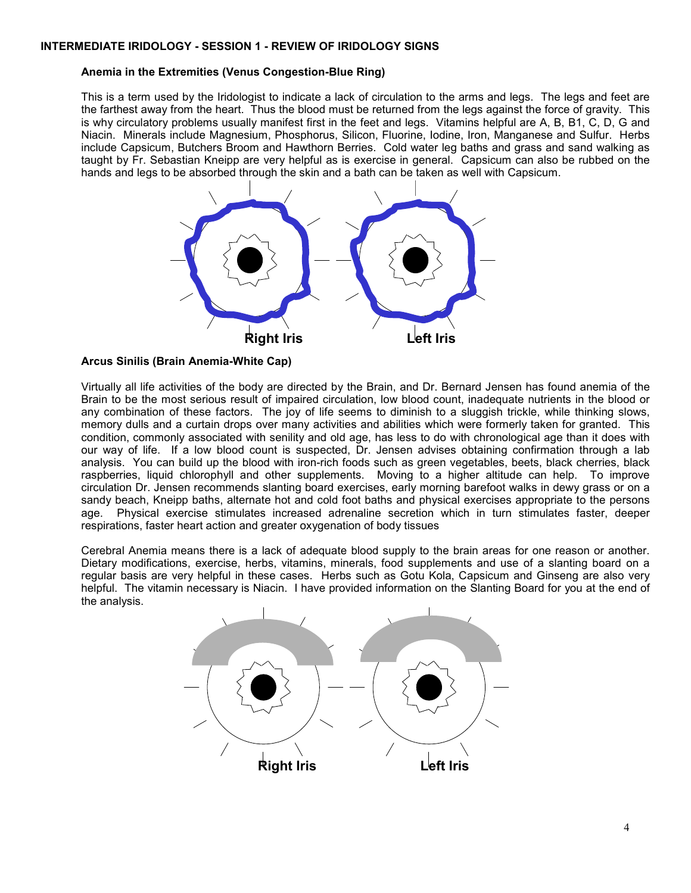## INTERMEDIATE IRIDOLOGY - SESSION 1 - REVIEW OF IRIDOLOGY SIGNS

### Anemia in the Extremities (Venus Congestion-Blue Ring)

This is a term used by the Iridologist to indicate a lack of circulation to the arms and legs. The legs and feet are the farthest away from the heart. Thus the blood must be returned from the legs against the force of gravity. This is why circulatory problems usually manifest first in the feet and legs. Vitamins helpful are A, B, B1, C, D, G and Niacin. Minerals include Magnesium, Phosphorus, Silicon, Fluorine, Iodine, Iron, Manganese and Sulfur. Herbs include Capsicum, Butchers Broom and Hawthorn Berries. Cold water leg baths and grass and sand walking as taught by Fr. Sebastian Kneipp are very helpful as is exercise in general. Capsicum can also be rubbed on the hands and legs to be absorbed through the skin and a bath can be taken as well with Capsicum.

Right Iris Left Iris

### Arcus Sinilis (Brain Anemia-White Cap)

Virtually all life activities of the body are directed by the Brain, and Dr. Bernard Jensen has found anemia of the Brain to be the most serious result of impaired circulation, low blood count, inadequate nutrients in the blood or any combination of these factors. The joy of life seems to diminish to a sluggish trickle, while thinking slows, memory dulls and a curtain drops over many activities and abilities which were formerly taken for granted. This condition, commonly associated with senility and old age, has less to do with chronological age than it does with our way of life. If a low blood count is suspected, Dr. Jensen advises obtaining confirmation through a lab analysis. You can build up the blood with iron-rich foods such as green vegetables, beets, black cherries, black raspberries, liquid chlorophyll and other supplements. Moving to a higher altitude can help. To improve circulation Dr. Jensen recommends slanting board exercises, early morning barefoot walks in dewy grass or on a sandy beach, Kneipp baths, alternate hot and cold foot baths and physical exercises appropriate to the persons age. Physical exercise stimulates increased adrenaline secretion which in turn stimulates faster, deeper respirations, faster heart action and greater oxygenation of body tissues

Cerebral Anemia means there is a lack of adequate blood supply to the brain areas for one reason or another. Dietary modifications, exercise, herbs, vitamins, minerals, food supplements and use of a slanting board on a regular basis are very helpful in these cases. Herbs such as Gotu Kola, Capsicum and Ginseng are also very helpful. The vitamin necessary is Niacin. I have provided information on the Slanting Board for you at the end of the analysis.

Right Iris Left Iris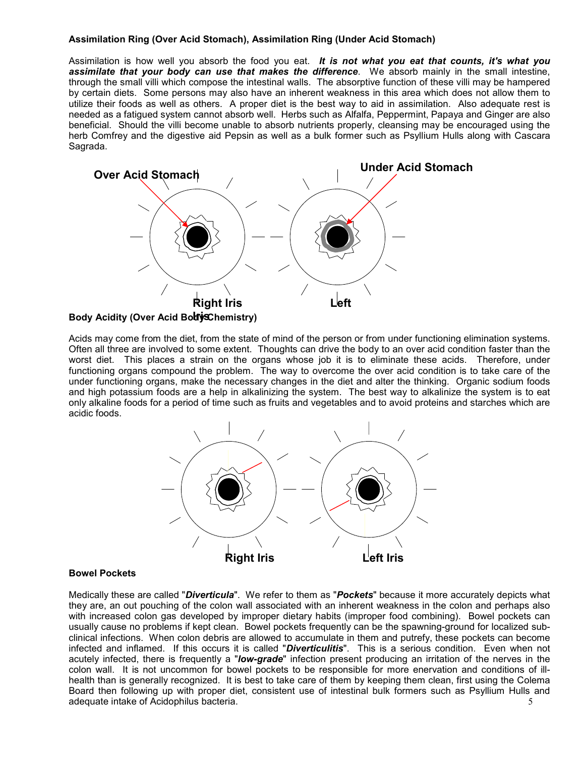**Assimilation Ring (Over Acid Stomach), Assimilation Ring (Under Acid Stomach)**

Assimilation is how well you absorb the food you eat. ***It is not what you eat that counts, it's what you assimilate that your body can use that makes the difference***. We absorb mainly in the small intestine, through the small villi which compose the intestinal walls. The absorptive function of these villi may be hampered by certain diets. Some persons may also have an inherent weakness in this area which does not allow them to utilize their foods as well as others. A proper diet is the best way to aid in assimilation. Also adequate rest is needed as a fatigued system cannot absorb well. Herbs such as Alfalfa, Peppermint, Papaya and Ginger are also beneficial. Should the villi become unable to absorb nutrients properly, cleansing may be encouraged using the herb Comfrey and the digestive aid Pepsin as well as a bulk former such as Psyllium Hulls along with Cascara Sagrada.

**Over Acid Stomach** **Under Acid Stomach**

**Right Iris** **Left Iris**

**Body Acidity (Over Acid Body Chemistry)**

Acids may come from the diet, from the state of mind of the person or from under functioning elimination systems. Often all three are involved to some extent. Thoughts can drive the body to an over acid condition faster than the worst diet. This places a strain on the organs whose job it is to eliminate these acids. Therefore, under functioning organs compound the problem. The way to overcome the over acid condition is to take care of the under functioning organs, make the necessary changes in the diet and alter the thinking. Organic sodium foods and high potassium foods are a help in alkalinizing the system. The best way to alkalinize the system is to eat only alkaline foods for a period of time such as fruits and vegetables and to avoid proteins and starches which are acidic foods.

**Right Iris** **Left Iris**

**Bowel Pockets**

Medically these are called "***Diverticula***". We refer to them as "***Pockets***" because it more accurately depicts what they are, an out pouching of the colon wall associated with an inherent weakness in the colon and perhaps also with increased colon gas developed by improper dietary habits (improper food combining). Bowel pockets can usually cause no problems if kept clean. Bowel pockets frequently can be the spawning-ground for localized sub-clinical infections. When colon debris are allowed to accumulate in them and putrefy, these pockets can become infected and inflamed. If this occurs it is called "***Diverticulitis***". This is a serious condition. Even when not acutely infected, there is frequently a "***low-grade***" infection present producing an irritation of the nerves in the colon wall. It is not uncommon for bowel pockets to be responsible for more enervation and conditions of ill-health than is generally recognized. It is best to take care of them by keeping them clean, first using the Colema Board then following up with proper diet, consistent use of intestinal bulk formers such as Psyllium Hulls and adequate intake of Acidophilus bacteria.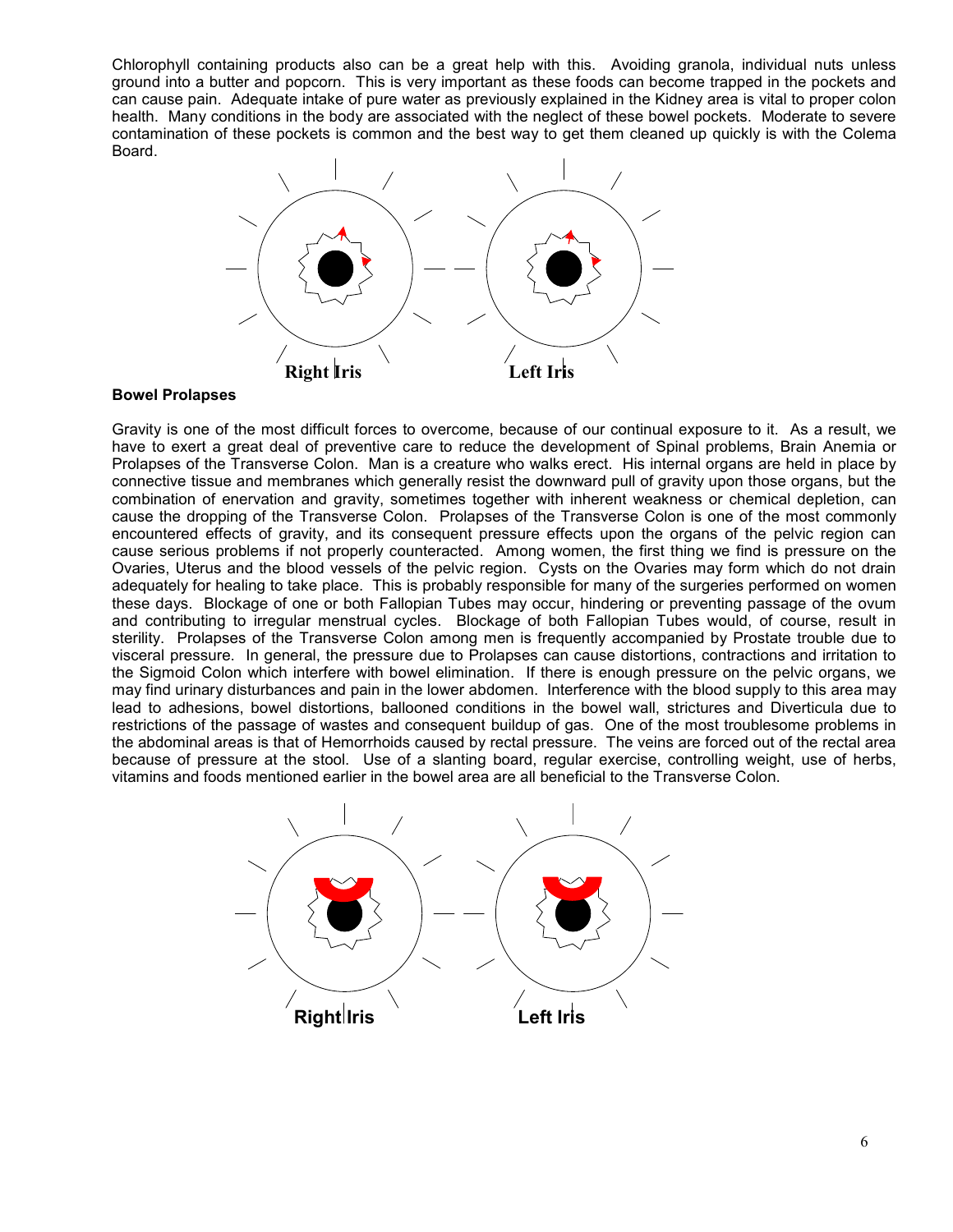Chlorophyll containing products also can be a great help with this. Avoiding granola, individual nuts unless ground into a butter and popcorn. This is very important as these foods can become trapped in the pockets and can cause pain. Adequate intake of pure water as previously explained in the Kidney area is vital to proper colon health. Many conditions in the body are associated with the neglect of these bowel pockets. Moderate to severe contamination of these pockets is common and the best way to get them cleaned up quickly is with the Colema Board.

Right Iris Left Iris

**Bowel Prolapses**

Gravity is one of the most difficult forces to overcome, because of our continual exposure to it. As a result, we have to exert a great deal of preventive care to reduce the development of Spinal problems, Brain Anemia or Prolapses of the Transverse Colon. Man is a creature who walks erect. His internal organs are held in place by connective tissue and membranes which generally resist the downward pull of gravity upon those organs, but the combination of enervation and gravity, sometimes together with inherent weakness or chemical depletion, can cause the dropping of the Transverse Colon. Prolapses of the Transverse Colon is one of the most commonly encountered effects of gravity, and its consequent pressure effects upon the organs of the pelvic region can cause serious problems if not properly counteracted. Among women, the first thing we find is pressure on the Ovaries, Uterus and the blood vessels of the pelvic region. Cysts on the Ovaries may form which do not drain adequately for healing to take place. This is probably responsible for many of the surgeries performed on women these days. Blockage of one or both Fallopian Tubes may occur, hindering or preventing passage of the ovum and contributing to irregular menstrual cycles. Blockage of both Fallopian Tubes would, of course, result in sterility. Prolapses of the Transverse Colon among men is frequently accompanied by Prostate trouble due to visceral pressure. In general, the pressure due to Prolapses can cause distortions, contractions and irritation to the Sigmoid Colon which interfere with bowel elimination. If there is enough pressure on the pelvic organs, we may find urinary disturbances and pain in the lower abdomen. Interference with the blood supply to this area may lead to adhesions, bowel distortions, ballooned conditions in the bowel wall, strictures and Diverticula due to restrictions of the passage of wastes and consequent buildup of gas. One of the most troublesome problems in the abdominal areas is that of Hemorrhoids caused by rectal pressure. The veins are forced out of the rectal area because of pressure at the stool. Use of a slanting board, regular exercise, controlling weight, use of herbs, vitamins and foods mentioned earlier in the bowel area are all beneficial to the Transverse Colon.

Right Iris Left Iris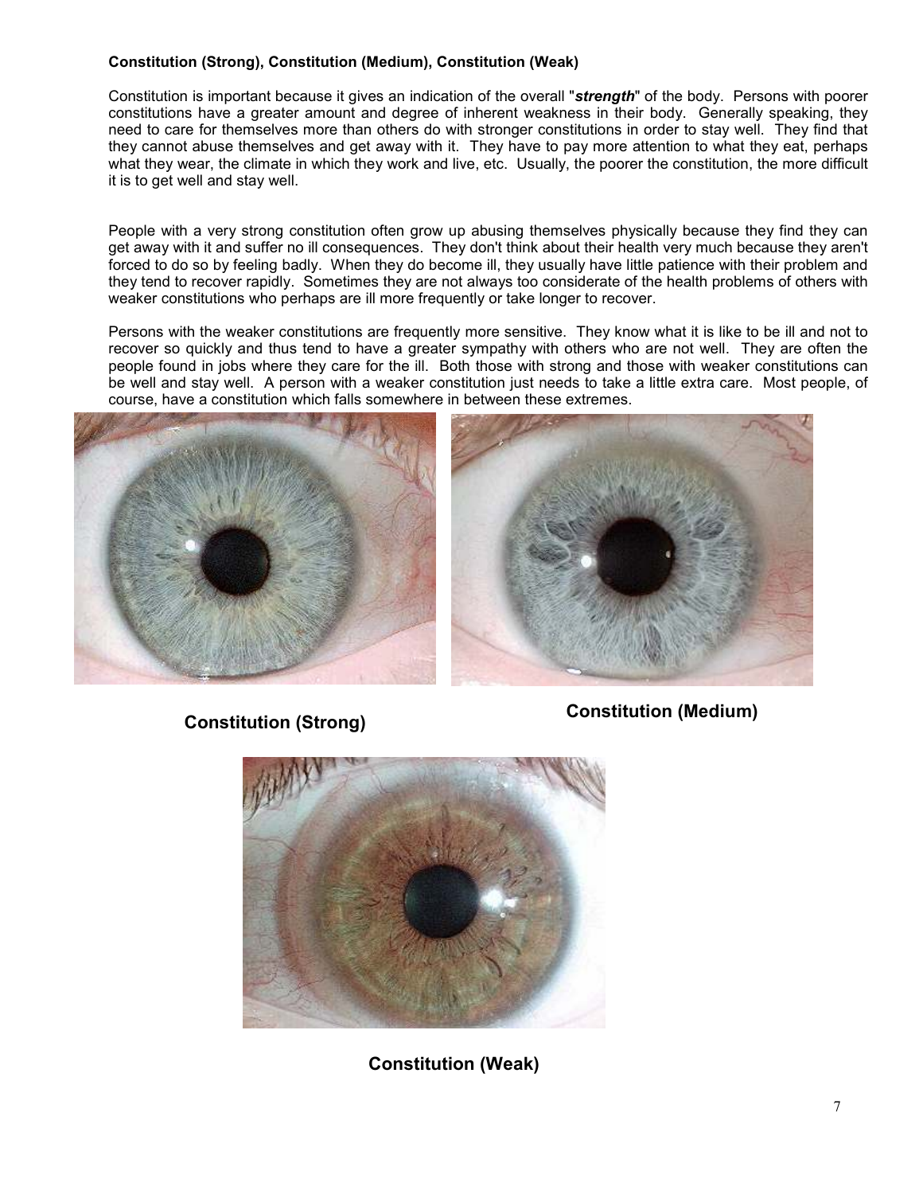**Constitution (Strong), Constitution (Medium), Constitution (Weak)**

Constitution is important because it gives an indication of the overall "***strength***" of the body. Persons with poorer constitutions have a greater amount and degree of inherent weakness in their body. Generally speaking, they need to care for themselves more than others do with stronger constitutions in order to stay well. They find that they cannot abuse themselves and get away with it. They have to pay more attention to what they eat, perhaps what they wear, the climate in which they work and live, etc. Usually, the poorer the constitution, the more difficult it is to get well and stay well.

People with a very strong constitution often grow up abusing themselves physically because they find they can get away with it and suffer no ill consequences. They don't think about their health very much because they aren't forced to do so by feeling badly. When they do become ill, they usually have little patience with their problem and they tend to recover rapidly. Sometimes they are not always too considerate of the health problems of others with weaker constitutions who perhaps are ill more frequently or take longer to recover.

Persons with the weaker constitutions are frequently more sensitive. They know what it is like to be ill and not to recover so quickly and thus tend to have a greater sympathy with others who are not well. They are often the people found in jobs where they care for the ill. Both those with strong and those with weaker constitutions can be well and stay well. A person with a weaker constitution just needs to take a little extra care. Most people, of course, have a constitution which falls somewhere in between these extremes.

**Constitution (Strong)**

**Constitution (Medium)**

**Constitution (Weak)**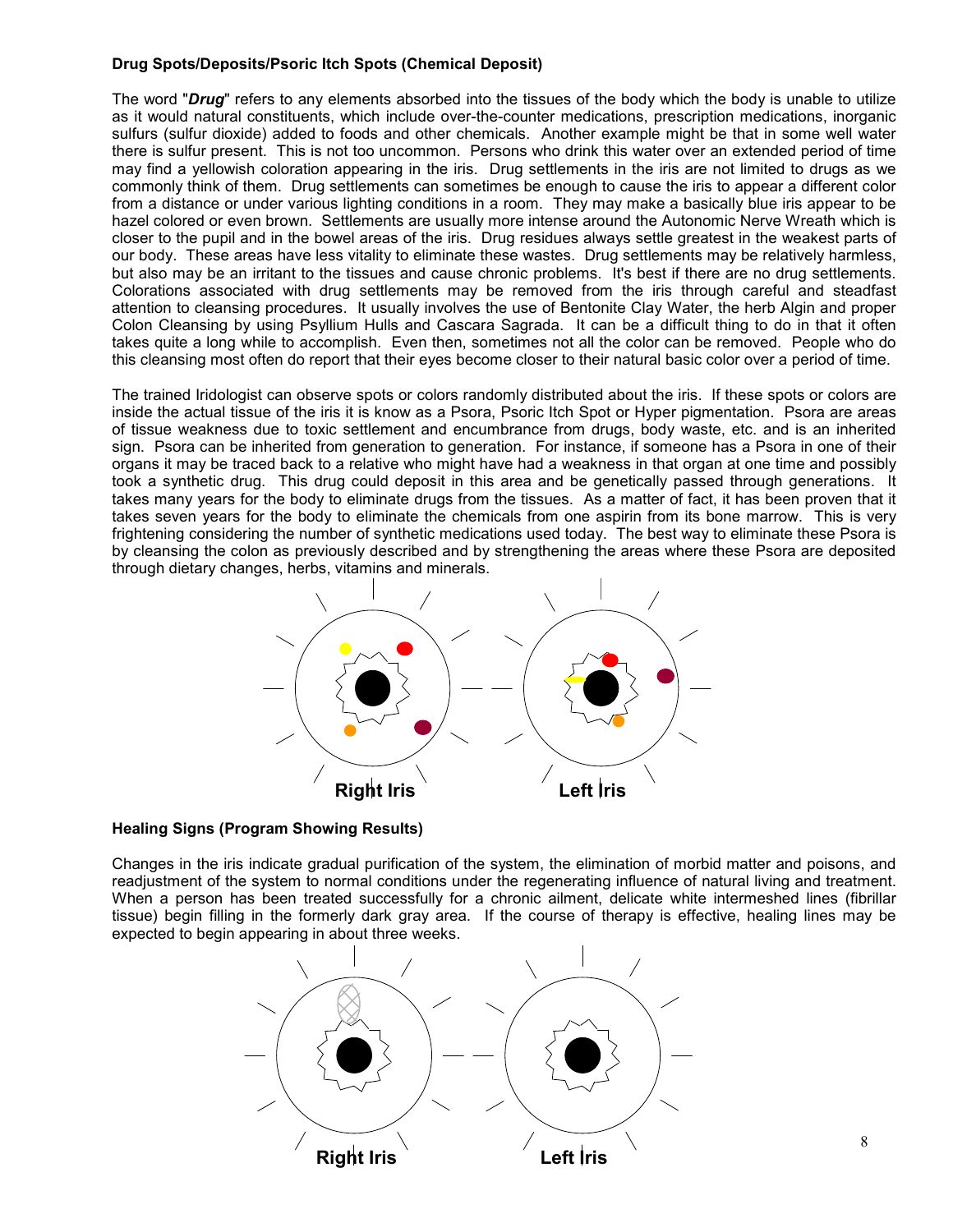**Drug Spots/Deposits/Psoric Itch Spots (Chemical Deposit)**

The word "***Drug***" refers to any elements absorbed into the tissues of the body which the body is unable to utilize as it would natural constituents, which include over-the-counter medications, prescription medications, inorganic sulfurs (sulfur dioxide) added to foods and other chemicals. Another example might be that in some well water there is sulfur present. This is not too uncommon. Persons who drink this water over an extended period of time may find a yellowish coloration appearing in the iris. Drug settlements in the iris are not limited to drugs as we commonly think of them. Drug settlements can sometimes be enough to cause the iris to appear a different color from a distance or under various lighting conditions in a room. They may make a basically blue iris appear to be hazel colored or even brown. Settlements are usually more intense around the Autonomic Nerve Wreath which is closer to the pupil and in the bowel areas of the iris. Drug residues always settle greatest in the weakest parts of our body. These areas have less vitality to eliminate these wastes. Drug settlements may be relatively harmless, but also may be an irritant to the tissues and cause chronic problems. It's best if there are no drug settlements. Colorations associated with drug settlements may be removed from the iris through careful and steadfast attention to cleansing procedures. It usually involves the use of Bentonite Clay Water, the herb Algin and proper Colon Cleansing by using Psyllium Hulls and Cascara Sagrada. It can be a difficult thing to do in that it often takes quite a long while to accomplish. Even then, sometimes not all the color can be removed. People who do this cleansing most often do report that their eyes become closer to their natural basic color over a period of time.

The trained Iridologist can observe spots or colors randomly distributed about the iris. If these spots or colors are inside the actual tissue of the iris it is know as a Psora, Psoric Itch Spot or Hyper pigmentation. Psora are areas of tissue weakness due to toxic settlement and encumbrance from drugs, body waste, etc. and is an inherited sign. Psora can be inherited from generation to generation. For instance, if someone has a Psora in one of their organs it may be traced back to a relative who might have had a weakness in that organ at one time and possibly took a synthetic drug. This drug could deposit in this area and be genetically passed through generations. It takes many years for the body to eliminate drugs from the tissues. As a matter of fact, it has been proven that it takes seven years for the body to eliminate the chemicals from one aspirin from its bone marrow. This is very frightening considering the number of synthetic medications used today. The best way to eliminate these Psora is by cleansing the colon as previously described and by strengthening the areas where these Psora are deposited through dietary changes, herbs, vitamins and minerals.

Right Iris Left Iris

**Healing Signs (Program Showing Results)**

Changes in the iris indicate gradual purification of the system, the elimination of morbid matter and poisons, and readjustment of the system to normal conditions under the regenerating influence of natural living and treatment. When a person has been treated successfully for a chronic ailment, delicate white intermeshed lines (fibrillar tissue) begin filling in the formerly dark gray area. If the course of therapy is effective, healing lines may be expected to begin appearing in about three weeks.

Right Iris Left Iris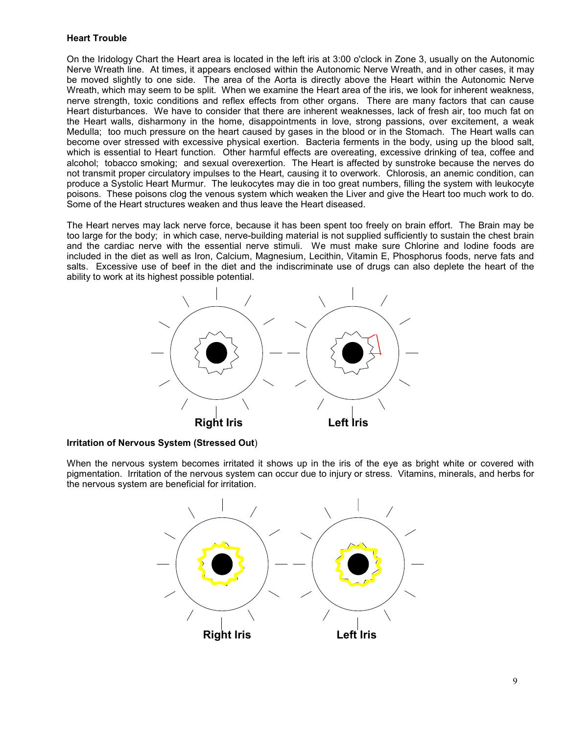**Heart Trouble**

On the Iridology Chart the Heart area is located in the left iris at 3:00 o'clock in Zone 3, usually on the Autonomic Nerve Wreath line. At times, it appears enclosed within the Autonomic Nerve Wreath, and in other cases, it may be moved slightly to one side. The area of the Aorta is directly above the Heart within the Autonomic Nerve Wreath, which may seem to be split. When we examine the Heart area of the iris, we look for inherent weakness, nerve strength, toxic conditions and reflex effects from other organs. There are many factors that can cause Heart disturbances. We have to consider that there are inherent weaknesses, lack of fresh air, too much fat on the Heart walls, disharmony in the home, disappointments in love, strong passions, over excitement, a weak Medulla; too much pressure on the heart caused by gases in the blood or in the Stomach. The Heart walls can become over stressed with excessive physical exertion. Bacteria ferments in the body, using up the blood salt, which is essential to Heart function. Other harmful effects are overeating, excessive drinking of tea, coffee and alcohol; tobacco smoking; and sexual overexertion. The Heart is affected by sunstroke because the nerves do not transmit proper circulatory impulses to the Heart, causing it to overwork. Chlorosis, an anemic condition, can produce a Systolic Heart Murmur. The leukocytes may die in too great numbers, filling the system with leukocyte poisons. These poisons clog the venous system which weaken the Liver and give the Heart too much work to do. Some of the Heart structures weaken and thus leave the Heart diseased.

The Heart nerves may lack nerve force, because it has been spent too freely on brain effort. The Brain may be too large for the body; in which case, nerve-building material is not supplied sufficiently to sustain the chest brain and the cardiac nerve with the essential nerve stimuli. We must make sure Chlorine and Iodine foods are included in the diet as well as Iron, Calcium, Magnesium, Lecithin, Vitamin E, Phosphorus foods, nerve fats and salts. Excessive use of beef in the diet and the indiscriminate use of drugs can also deplete the heart of the ability to work at its highest possible potential.

Right Iris          Left Iris

**Irritation of Nervous System (Stressed Out)**

When the nervous system becomes irritated it shows up in the iris of the eye as bright white or covered with pigmentation. Irritation of the nervous system can occur due to injury or stress. Vitamins, minerals, and herbs for the nervous system are beneficial for irritation.

Right Iris          Left Iris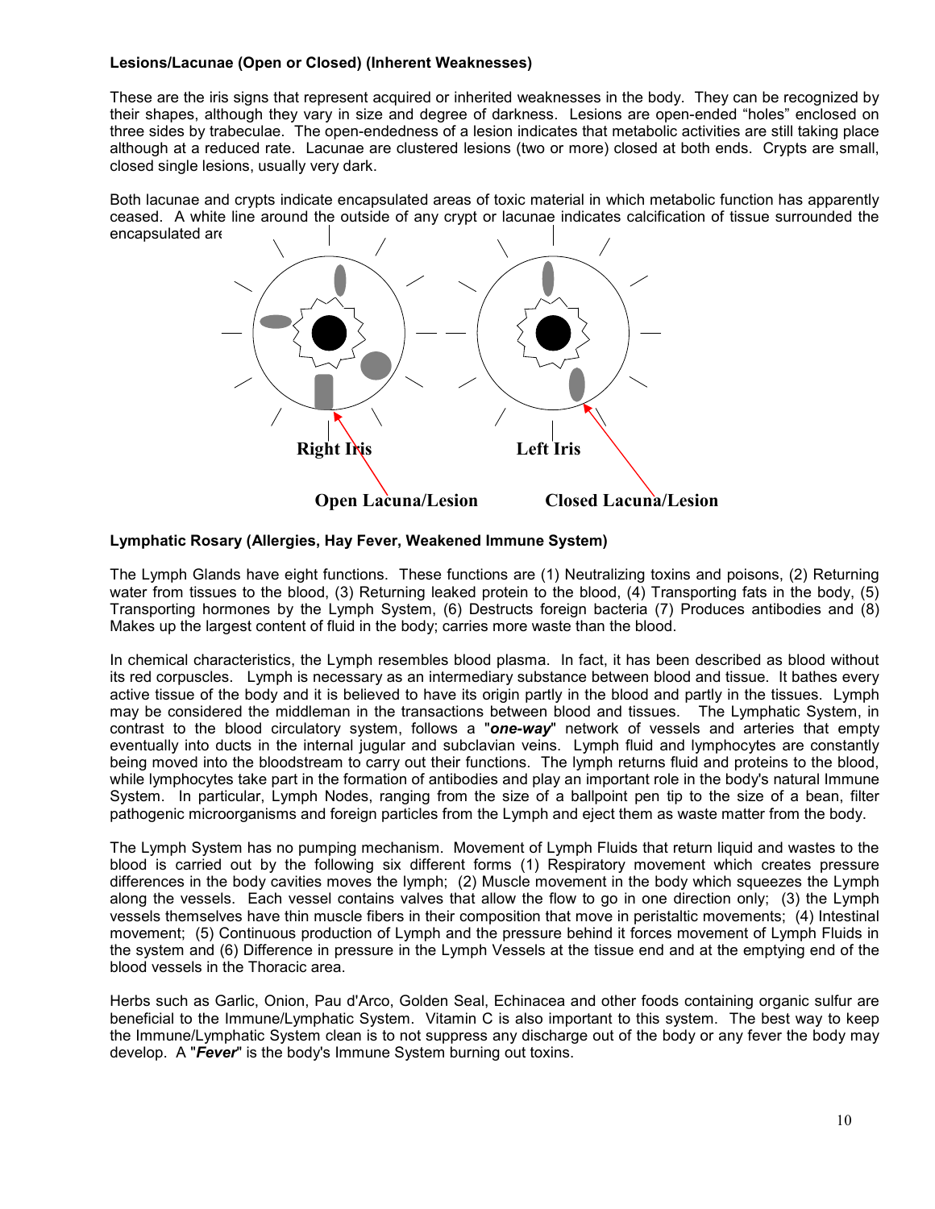**Lesions/Lacunae (Open or Closed) (Inherent Weaknesses)**

These are the iris signs that represent acquired or inherited weaknesses in the body. They can be recognized by their shapes, although they vary in size and degree of darkness. Lesions are open-ended "holes" enclosed on three sides by trabeculae. The open-endedness of a lesion indicates that metabolic activities are still taking place although at a reduced rate. Lacunae are clustered lesions (two or more) closed at both ends. Crypts are small, closed single lesions, usually very dark.

Both lacunae and crypts indicate encapsulated areas of toxic material in which metabolic function has apparently ceased. A white line around the outside of any crypt or lacunae indicates calcification of tissue surrounded the encapsulated are

Right Iris    Left Iris

Open Lacuna/Lesion    Closed Lacuna/Lesion

**Lymphatic Rosary (Allergies, Hay Fever, Weakened Immune System)**

The Lymph Glands have eight functions. These functions are (1) Neutralizing toxins and poisons, (2) Returning water from tissues to the blood, (3) Returning leaked protein to the blood, (4) Transporting fats in the body, (5) Transporting hormones by the Lymph System, (6) Destructs foreign bacteria (7) Produces antibodies and (8) Makes up the largest content of fluid in the body; carries more waste than the blood.

In chemical characteristics, the Lymph resembles blood plasma. In fact, it has been described as blood without its red corpuscles. Lymph is necessary as an intermediary substance between blood and tissue. It bathes every active tissue of the body and it is believed to have its origin partly in the blood and partly in the tissues. Lymph may be considered the middleman in the transactions between blood and tissues. The Lymphatic System, in contrast to the blood circulatory system, follows a "***one-way***" network of vessels and arteries that empty eventually into ducts in the internal jugular and subclavian veins. Lymph fluid and lymphocytes are constantly being moved into the bloodstream to carry out their functions. The lymph returns fluid and proteins to the blood, while lymphocytes take part in the formation of antibodies and play an important role in the body's natural Immune System. In particular, Lymph Nodes, ranging from the size of a ballpoint pen tip to the size of a bean, filter pathogenic microorganisms and foreign particles from the Lymph and eject them as waste matter from the body.

The Lymph System has no pumping mechanism. Movement of Lymph Fluids that return liquid and wastes to the blood is carried out by the following six different forms (1) Respiratory movement which creates pressure differences in the body cavities moves the lymph; (2) Muscle movement in the body which squeezes the Lymph along the vessels. Each vessel contains valves that allow the flow to go in one direction only; (3) the Lymph vessels themselves have thin muscle fibers in their composition that move in peristaltic movements; (4) Intestinal movement; (5) Continuous production of Lymph and the pressure behind it forces movement of Lymph Fluids in the system and (6) Difference in pressure in the Lymph Vessels at the tissue end and at the emptying end of the blood vessels in the Thoracic area.

Herbs such as Garlic, Onion, Pau d'Arco, Golden Seal, Echinacea and other foods containing organic sulfur are beneficial to the Immune/Lymphatic System. Vitamin C is also important to this system. The best way to keep the Immune/Lymphatic System clean is to not suppress any discharge out of the body or any fever the body may develop. A "***Fever***" is the body's Immune System burning out toxins.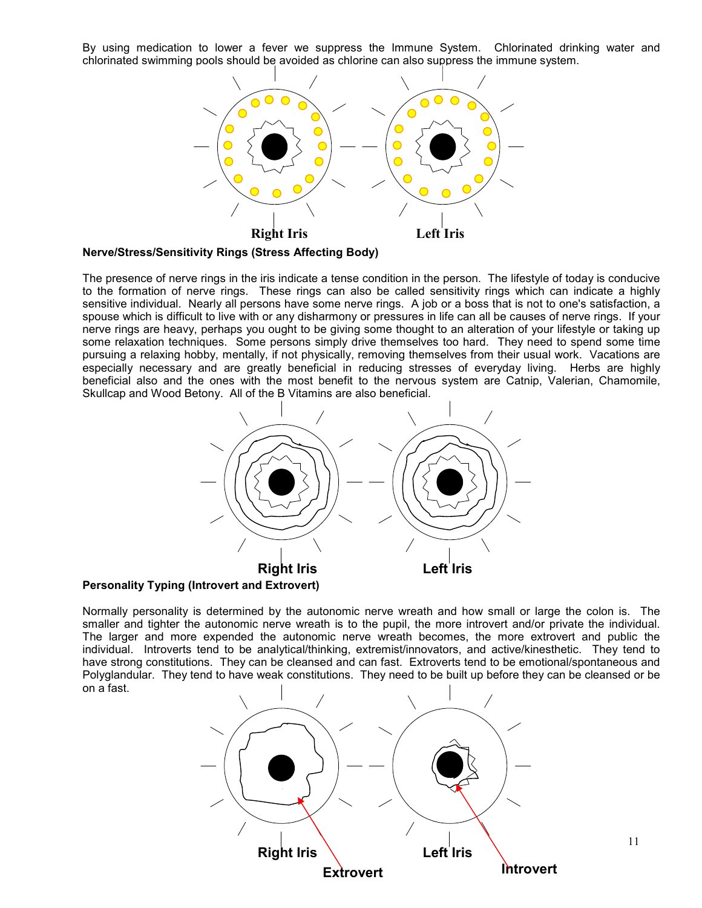By using medication to lower a fever we suppress the Immune System. Chlorinated drinking water and chlorinated swimming pools should be avoided as chlorine can also suppress the immune system.

Right Iris Left Iris

**Nerve/Stress/Sensitivity Rings (Stress Affecting Body)**

The presence of nerve rings in the iris indicate a tense condition in the person. The lifestyle of today is conducive to the formation of nerve rings. These rings can also be called sensitivity rings which can indicate a highly sensitive individual. Nearly all persons have some nerve rings. A job or a boss that is not to one's satisfaction, a spouse which is difficult to live with or any disharmony or pressures in life can all be causes of nerve rings. If your nerve rings are heavy, perhaps you ought to be giving some thought to an alteration of your lifestyle or taking up some relaxation techniques. Some persons simply drive themselves too hard. They need to spend some time pursuing a relaxing hobby, mentally, if not physically, removing themselves from their usual work. Vacations are especially necessary and are greatly beneficial in reducing stresses of everyday living. Herbs are highly beneficial also and the ones with the most benefit to the nervous system are Catnip, Valerian, Chamomile, Skullcap and Wood Betony. All of the B Vitamins are also beneficial.

Right Iris Left Iris

**Personality Typing (Introvert and Extrovert)**

Normally personality is determined by the autonomic nerve wreath and how small or large the colon is. The smaller and tighter the autonomic nerve wreath is to the pupil, the more introvert and/or private the individual. The larger and more expended the autonomic nerve wreath becomes, the more extrovert and public the individual. Introverts tend to be analytical/thinking, extremist/innovators, and active/kinesthetic. They tend to have strong constitutions. They can be cleansed and can fast. Extroverts tend to be emotional/spontaneous and Polyglandular. They tend to have weak constitutions. They need to be built up before they can be cleansed or be on a fast.

Right Iris Left Iris

Extrovert Introvert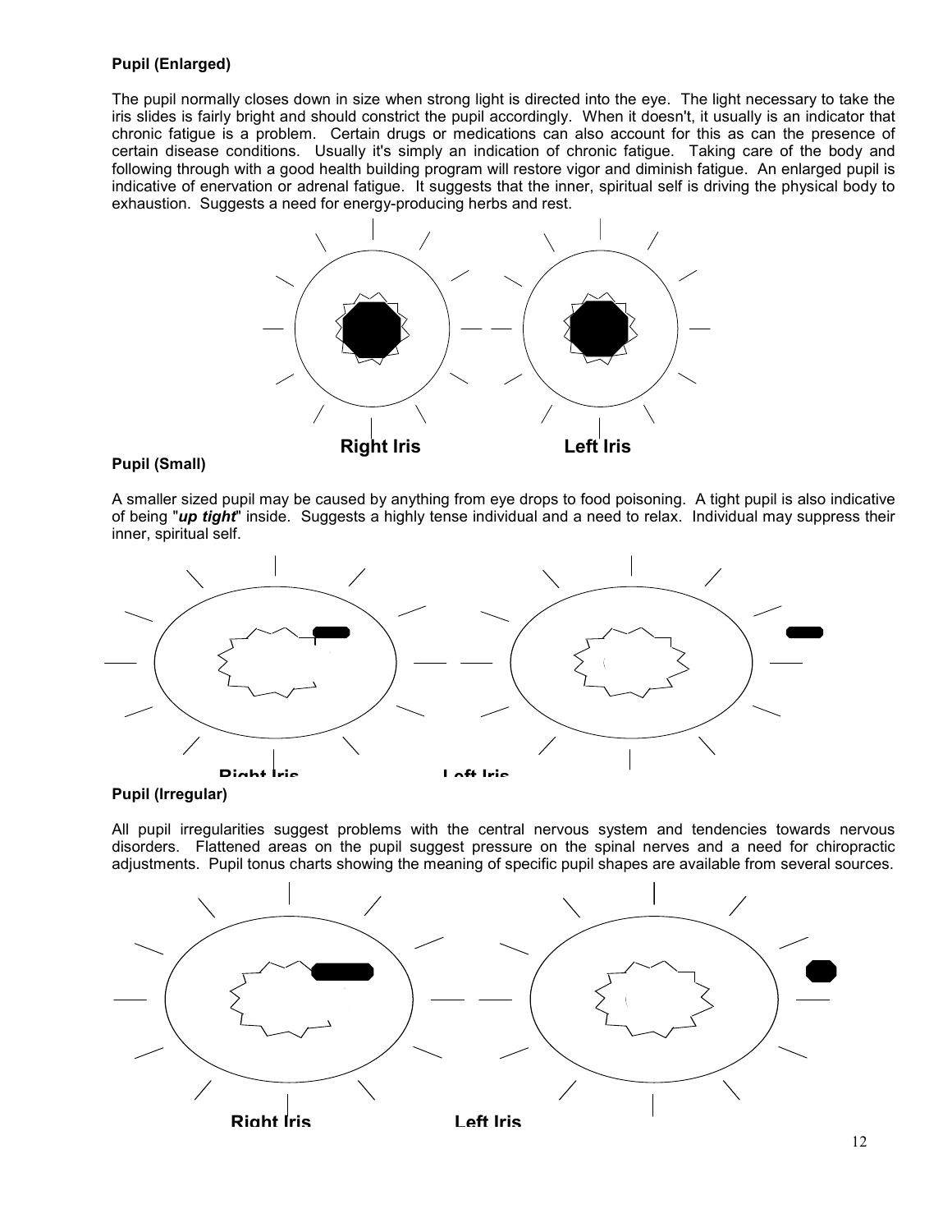**Pupil (Enlarged)**

The pupil normally closes down in size when strong light is directed into the eye. The light necessary to take the iris slides is fairly bright and should constrict the pupil accordingly. When it doesn't, it usually is an indicator that chronic fatigue is a problem. Certain drugs or medications can also account for this as can the presence of certain disease conditions. Usually it's simply an indication of chronic fatigue. Taking care of the body and following through with a good health building program will restore vigor and diminish fatigue. An enlarged pupil is indicative of enervation or adrenal fatigue. It suggests that the inner, spiritual self is driving the physical body to exhaustion. Suggests a need for energy-producing herbs and rest.

Right Iris Left Iris

**Pupil (Small)**

A smaller sized pupil may be caused by anything from eye drops to food poisoning. A tight pupil is also indicative of being "***up tight***" inside. Suggests a highly tense individual and a need to relax. Individual may suppress their inner, spiritual self.

Right Iris Left Iris

**Pupil (Irregular)**

All pupil irregularities suggest problems with the central nervous system and tendencies towards nervous disorders. Flattened areas on the pupil suggest pressure on the spinal nerves and a need for chiropractic adjustments. Pupil tonus charts showing the meaning of specific pupil shapes are available from several sources.

Right Iris Left Iris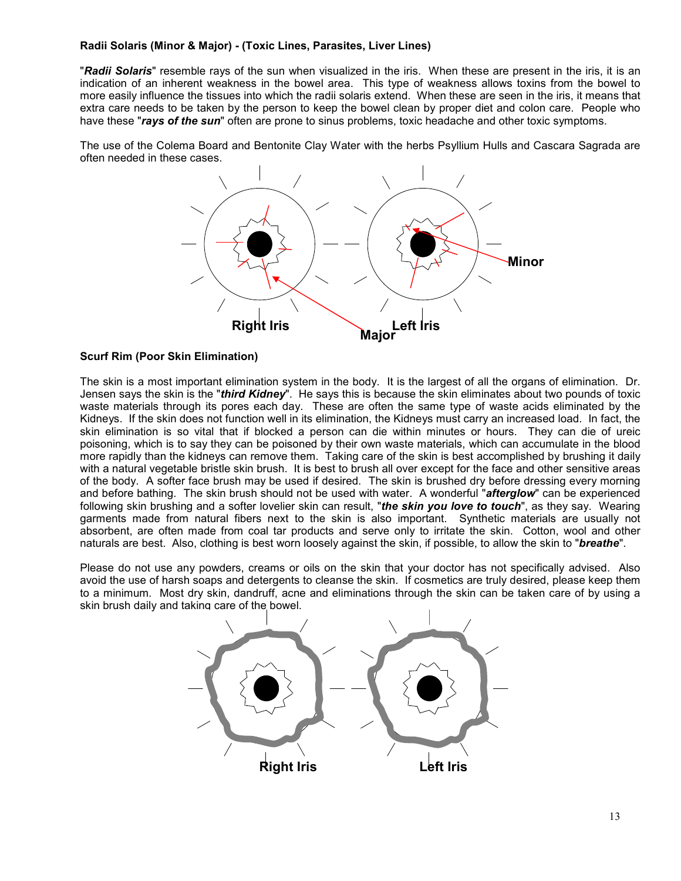**Radii Solaris (Minor & Major) - (Toxic Lines, Parasites, Liver Lines)**

"***Radii Solaris***" resemble rays of the sun when visualized in the iris. When these are present in the iris, it is an indication of an inherent weakness in the bowel area. This type of weakness allows toxins from the bowel to more easily influence the tissues into which the radii solaris extend. When these are seen in the iris, it means that extra care needs to be taken by the person to keep the bowel clean by proper diet and colon care. People who have these "***rays of the sun***" often are prone to sinus problems, toxic headache and other toxic symptoms.

The use of the Colema Board and Bentonite Clay Water with the herbs Psyllium Hulls and Cascara Sagrada are often needed in these cases.

**Right Iris** **Left Iris** **Minor** **Major**

**Scurf Rim (Poor Skin Elimination)**

The skin is a most important elimination system in the body. It is the largest of all the organs of elimination. Dr. Jensen says the skin is the "***third Kidney***". He says this is because the skin eliminates about two pounds of toxic waste materials through its pores each day. These are often the same type of waste acids eliminated by the Kidneys. If the skin does not function well in its elimination, the Kidneys must carry an increased load. In fact, the skin elimination is so vital that if blocked a person can die within minutes or hours. They can die of ureic poisoning, which is to say they can be poisoned by their own waste materials, which can accumulate in the blood more rapidly than the kidneys can remove them. Taking care of the skin is best accomplished by brushing it daily with a natural vegetable bristle skin brush. It is best to brush all over except for the face and other sensitive areas of the body. A softer face brush may be used if desired. The skin is brushed dry before dressing every morning and before bathing. The skin brush should not be used with water. A wonderful "***afterglow***" can be experienced following skin brushing and a softer lovelier skin can result, "***the skin you love to touch***", as they say. Wearing garments made from natural fibers next to the skin is also important. Synthetic materials are usually not absorbent, are often made from coal tar products and serve only to irritate the skin. Cotton, wool and other naturals are best. Also, clothing is best worn loosely against the skin, if possible, to allow the skin to "***breathe***".

Please do not use any powders, creams or oils on the skin that your doctor has not specifically advised. Also avoid the use of harsh soaps and detergents to cleanse the skin. If cosmetics are truly desired, please keep them to a minimum. Most dry skin, dandruff, acne and eliminations through the skin can be taken care of by using a skin brush daily and taking care of the bowel.

**Right Iris** **Left Iris**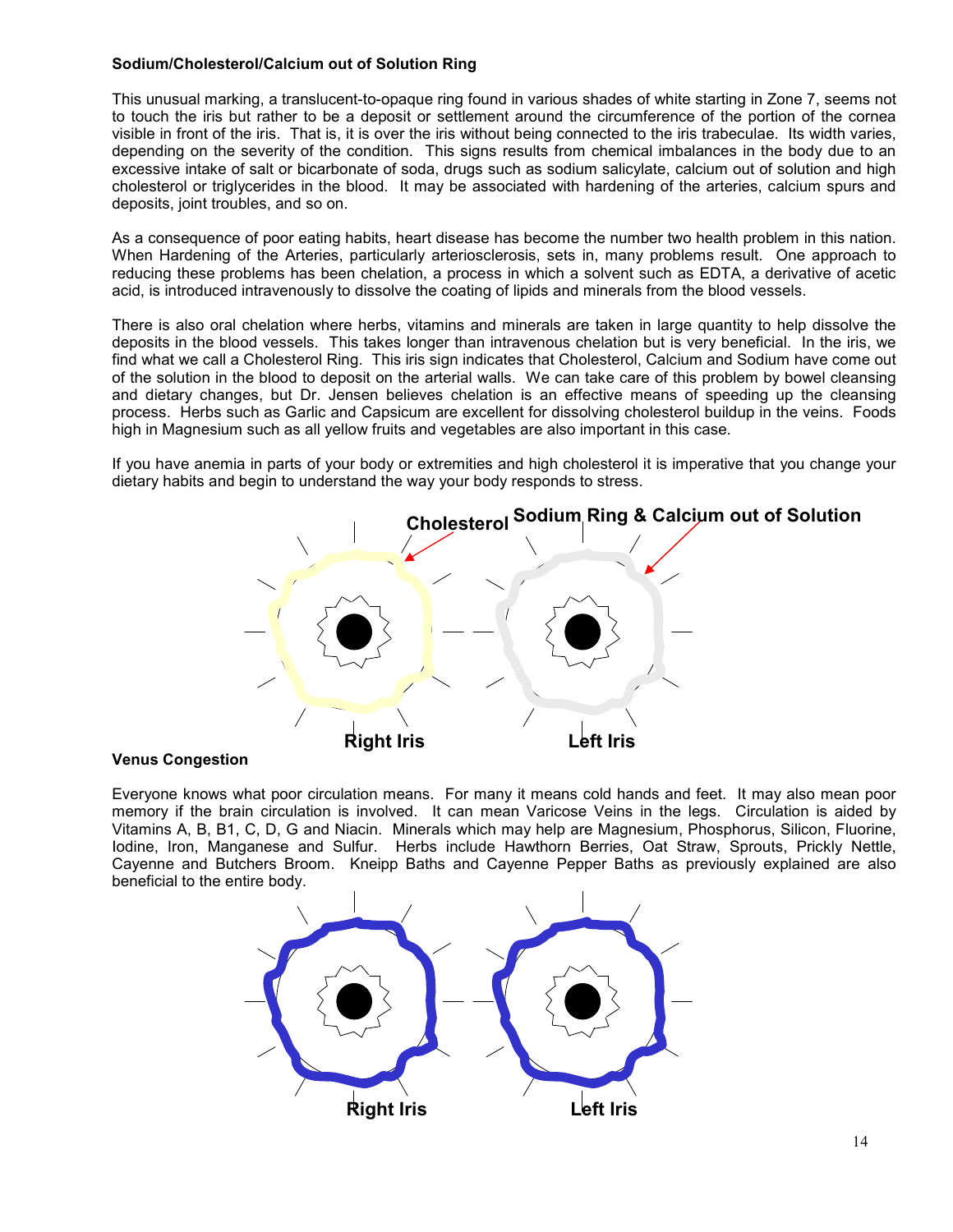**Sodium/Cholesterol/Calcium out of Solution Ring**

This unusual marking, a translucent-to-opaque ring found in various shades of white starting in Zone 7, seems not to touch the iris but rather to be a deposit or settlement around the circumference of the portion of the cornea visible in front of the iris. That is, it is over the iris without being connected to the iris trabeculae. Its width varies, depending on the severity of the condition. This signs results from chemical imbalances in the body due to an excessive intake of salt or bicarbonate of soda, drugs such as sodium salicylate, calcium out of solution and high cholesterol or triglycerides in the blood. It may be associated with hardening of the arteries, calcium spurs and deposits, joint troubles, and so on.

As a consequence of poor eating habits, heart disease has become the number two health problem in this nation. When Hardening of the Arteries, particularly arteriosclerosis, sets in, many problems result. One approach to reducing these problems has been chelation, a process in which a solvent such as EDTA, a derivative of acetic acid, is introduced intravenously to dissolve the coating of lipids and minerals from the blood vessels.

There is also oral chelation where herbs, vitamins and minerals are taken in large quantity to help dissolve the deposits in the blood vessels. This takes longer than intravenous chelation but is very beneficial. In the iris, we find what we call a Cholesterol Ring. This iris sign indicates that Cholesterol, Calcium and Sodium have come out of the solution in the blood to deposit on the arterial walls. We can take care of this problem by bowel cleansing and dietary changes, but Dr. Jensen believes chelation is an effective means of speeding up the cleansing process. Herbs such as Garlic and Capsicum are excellent for dissolving cholesterol buildup in the veins. Foods high in Magnesium such as all yellow fruits and vegetables are also important in this case.

If you have anemia in parts of your body or extremities and high cholesterol it is imperative that you change your dietary habits and begin to understand the way your body responds to stress.

Cholesterol | Sodium Ring & Calcium out of Solution

Right Iris | Left Iris

**Venus Congestion**

Everyone knows what poor circulation means. For many it means cold hands and feet. It may also mean poor memory if the brain circulation is involved. It can mean Varicose Veins in the legs. Circulation is aided by Vitamins A, B, B1, C, D, G and Niacin. Minerals which may help are Magnesium, Phosphorus, Silicon, Fluorine, Iodine, Iron, Manganese and Sulfur. Herbs include Hawthorn Berries, Oat Straw, Sprouts, Prickly Nettle, Cayenne and Butchers Broom. Kneipp Baths and Cayenne Pepper Baths as previously explained are also beneficial to the entire body.

Right Iris | Left Iris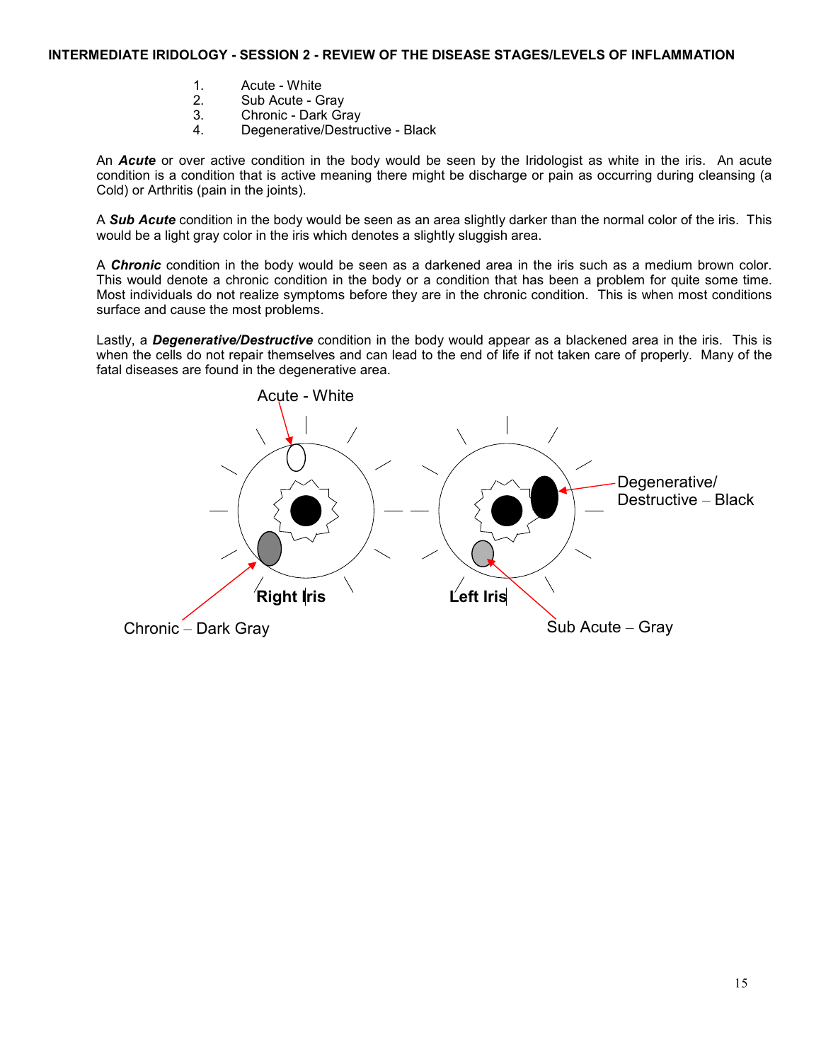## INTERMEDIATE IRIDOLOGY - SESSION 2 - REVIEW OF THE DISEASE STAGES/LEVELS OF INFLAMMATION

1. Acute - White
2. Sub Acute - Gray
3. Chronic - Dark Gray
4. Degenerative/Destructive - Black

An ***Acute*** or over active condition in the body would be seen by the Iridologist as white in the iris. An acute condition is a condition that is active meaning there might be discharge or pain as occurring during cleansing (a Cold) or Arthritis (pain in the joints).

A ***Sub Acute*** condition in the body would be seen as an area slightly darker than the normal color of the iris. This would be a light gray color in the iris which denotes a slightly sluggish area.

A ***Chronic*** condition in the body would be seen as a darkened area in the iris such as a medium brown color. This would denote a chronic condition in the body or a condition that has been a problem for quite some time. Most individuals do not realize symptoms before they are in the chronic condition. This is when most conditions surface and cause the most problems.

Lastly, a ***Degenerative/Destructive*** condition in the body would appear as a blackened area in the iris. This is when the cells do not repair themselves and can lead to the end of life if not taken care of properly. Many of the fatal diseases are found in the degenerative area.

Acute - White

Degenerative/ Destructive – Black

**Right Iris** **Left Iris**

Chronic – Dark Gray

Sub Acute – Gray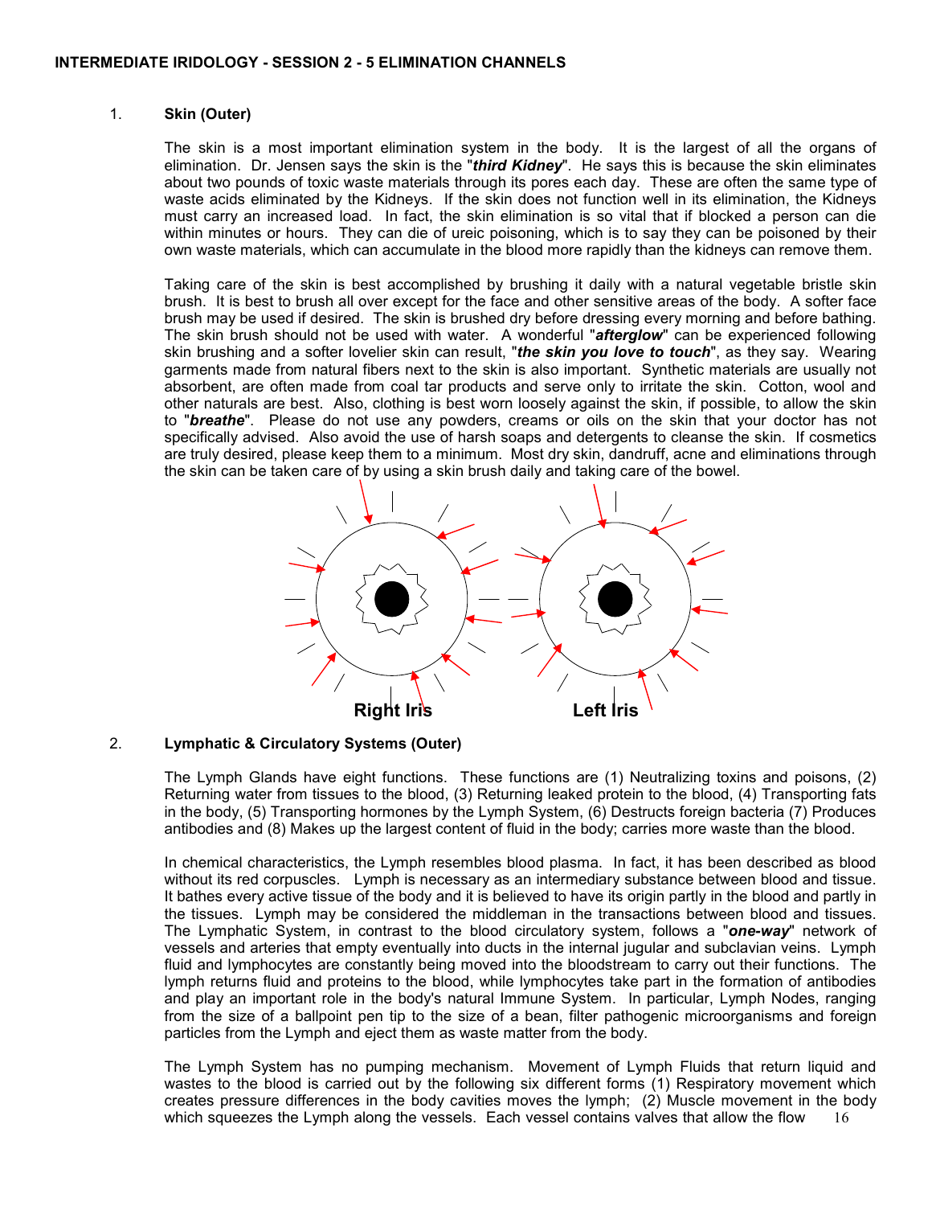## INTERMEDIATE IRIDOLOGY - SESSION 2 - 5 ELIMINATION CHANNELS

1. **Skin (Outer)**

   The skin is a most important elimination system in the body. It is the largest of all the organs of elimination. Dr. Jensen says the skin is the "***third Kidney***". He says this is because the skin eliminates about two pounds of toxic waste materials through its pores each day. These are often the same type of waste acids eliminated by the Kidneys. If the skin does not function well in its elimination, the Kidneys must carry an increased load. In fact, the skin elimination is so vital that if blocked a person can die within minutes or hours. They can die of ureic poisoning, which is to say they can be poisoned by their own waste materials, which can accumulate in the blood more rapidly than the kidneys can remove them.

   Taking care of the skin is best accomplished by brushing it daily with a natural vegetable bristle skin brush. It is best to brush all over except for the face and other sensitive areas of the body. A softer face brush may be used if desired. The skin is brushed dry before dressing every morning and before bathing. The skin brush should not be used with water. A wonderful "***afterglow***" can be experienced following skin brushing and a softer lovelier skin can result, "***the skin you love to touch***", as they say. Wearing garments made from natural fibers next to the skin is also important. Synthetic materials are usually not absorbent, are often made from coal tar products and serve only to irritate the skin. Cotton, wool and other naturals are best. Also, clothing is best worn loosely against the skin, if possible, to allow the skin to "***breathe***". Please do not use any powders, creams or oils on the skin that your doctor has not specifically advised. Also avoid the use of harsh soaps and detergents to cleanse the skin. If cosmetics are truly desired, please keep them to a minimum. Most dry skin, dandruff, acne and eliminations through the skin can be taken care of by using a skin brush daily and taking care of the bowel.

   **Right Iris** **Left Iris**

2. **Lymphatic & Circulatory Systems (Outer)**

   The Lymph Glands have eight functions. These functions are (1) Neutralizing toxins and poisons, (2) Returning water from tissues to the blood, (3) Returning leaked protein to the blood, (4) Transporting fats in the body, (5) Transporting hormones by the Lymph System, (6) Destructs foreign bacteria (7) Produces antibodies and (8) Makes up the largest content of fluid in the body; carries more waste than the blood.

   In chemical characteristics, the Lymph resembles blood plasma. In fact, it has been described as blood without its red corpuscles. Lymph is necessary as an intermediary substance between blood and tissue. It bathes every active tissue of the body and it is believed to have its origin partly in the blood and partly in the tissues. Lymph may be considered the middleman in the transactions between blood and tissues. The Lymphatic System, in contrast to the blood circulatory system, follows a "***one-way***" network of vessels and arteries that empty eventually into ducts in the internal jugular and subclavian veins. Lymph fluid and lymphocytes are constantly being moved into the bloodstream to carry out their functions. The lymph returns fluid and proteins to the blood, while lymphocytes take part in the formation of antibodies and play an important role in the body's natural Immune System. In particular, Lymph Nodes, ranging from the size of a ballpoint pen tip to the size of a bean, filter pathogenic microorganisms and foreign particles from the Lymph and eject them as waste matter from the body.

   The Lymph System has no pumping mechanism. Movement of Lymph Fluids that return liquid and wastes to the blood is carried out by the following six different forms (1) Respiratory movement which creates pressure differences in the body cavities moves the lymph; (2) Muscle movement in the body which squeezes the Lymph along the vessels. Each vessel contains valves that allow the flow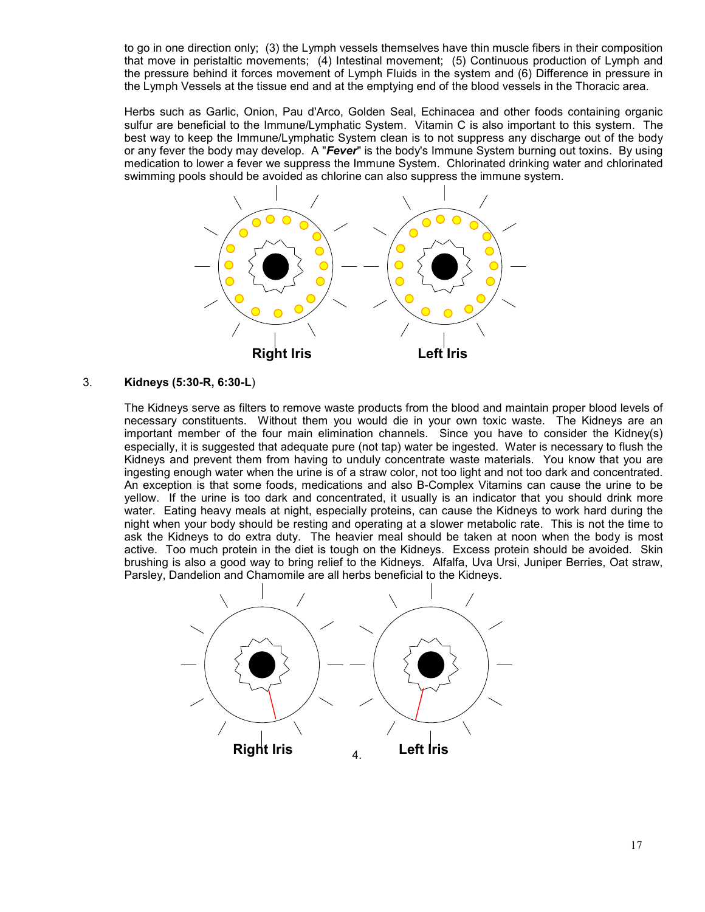to go in one direction only; (3) the Lymph vessels themselves have thin muscle fibers in their composition that move in peristaltic movements; (4) Intestinal movement; (5) Continuous production of Lymph and the pressure behind it forces movement of Lymph Fluids in the system and (6) Difference in pressure in the Lymph Vessels at the tissue end and at the emptying end of the blood vessels in the Thoracic area.

Herbs such as Garlic, Onion, Pau d'Arco, Golden Seal, Echinacea and other foods containing organic sulfur are beneficial to the Immune/Lymphatic System. Vitamin C is also important to this system. The best way to keep the Immune/Lymphatic System clean is to not suppress any discharge out of the body or any fever the body may develop. A "***Fever***" is the body's Immune System burning out toxins. By using medication to lower a fever we suppress the Immune System. Chlorinated drinking water and chlorinated swimming pools should be avoided as chlorine can also suppress the immune system.

**Right Iris** **Left Iris**

3. **Kidneys (5:30-R, 6:30-L)**

The Kidneys serve as filters to remove waste products from the blood and maintain proper blood levels of necessary constituents. Without them you would die in your own toxic waste. The Kidneys are an important member of the four main elimination channels. Since you have to consider the Kidney(s) especially, it is suggested that adequate pure (not tap) water be ingested. Water is necessary to flush the Kidneys and prevent them from having to unduly concentrate waste materials. You know that you are ingesting enough water when the urine is of a straw color, not too light and not too dark and concentrated. An exception is that some foods, medications and also B-Complex Vitamins can cause the urine to be yellow. If the urine is too dark and concentrated, it usually is an indicator that you should drink more water. Eating heavy meals at night, especially proteins, can cause the Kidneys to work hard during the night when your body should be resting and operating at a slower metabolic rate. This is not the time to ask the Kidneys to do extra duty. The heavier meal should be taken at noon when the body is most active. Too much protein in the diet is tough on the Kidneys. Excess protein should be avoided. Skin brushing is also a good way to bring relief to the Kidneys. Alfalfa, Uva Ursi, Juniper Berries, Oat straw, Parsley, Dandelion and Chamomile are all herbs beneficial to the Kidneys.

**Right Iris** **Left Iris**

4.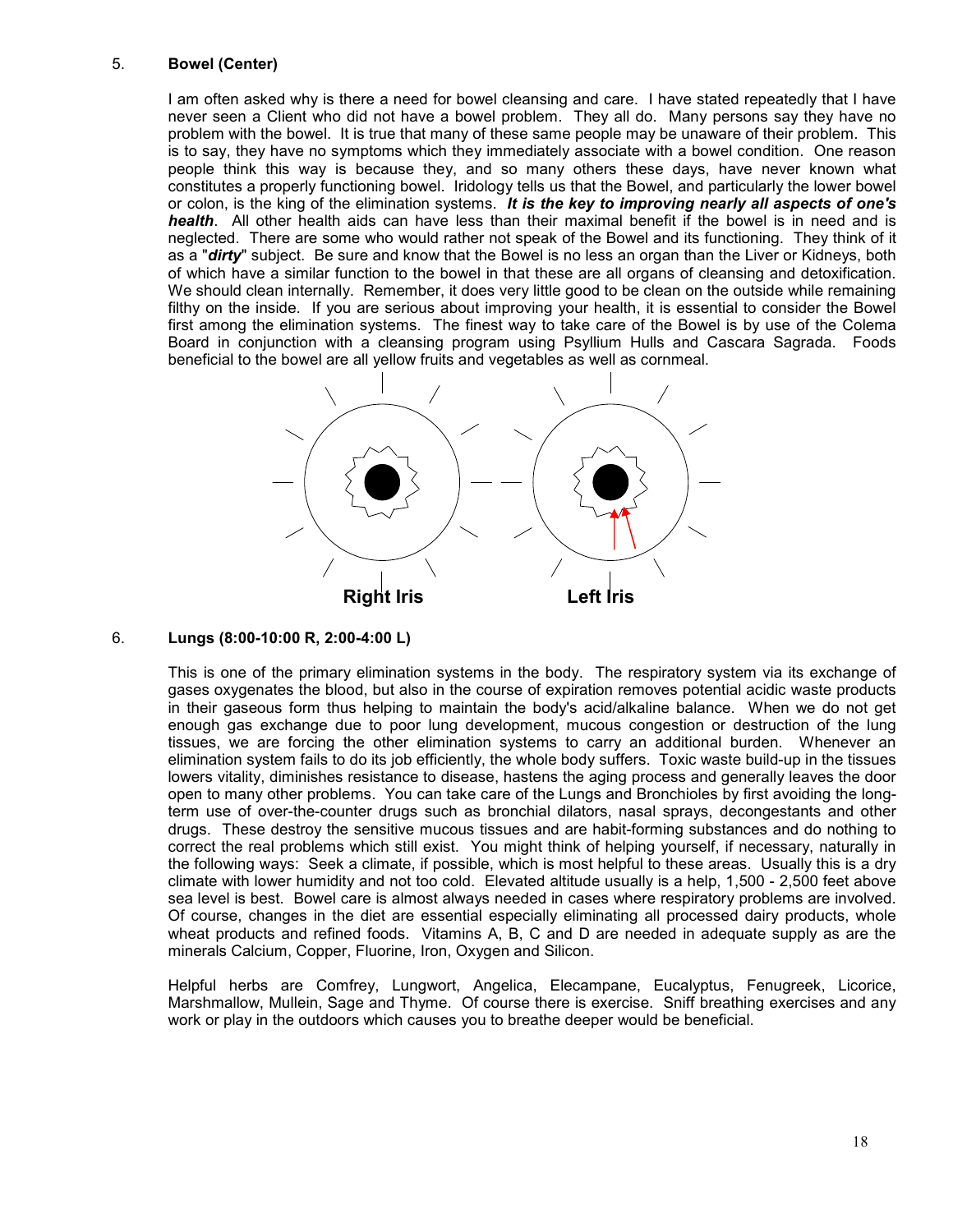5. **Bowel (Center)**

I am often asked why is there a need for bowel cleansing and care. I have stated repeatedly that I have never seen a Client who did not have a bowel problem. They all do. Many persons say they have no problem with the bowel. It is true that many of these same people may be unaware of their problem. This is to say, they have no symptoms which they immediately associate with a bowel condition. One reason people think this way is because they, and so many others these days, have never known what constitutes a properly functioning bowel. Iridology tells us that the Bowel, and particularly the lower bowel or colon, is the king of the elimination systems. ***It is the key to improving nearly all aspects of one's health***. All other health aids can have less than their maximal benefit if the bowel is in need and is neglected. There are some who would rather not speak of the Bowel and its functioning. They think of it as a "***dirty***" subject. Be sure and know that the Bowel is no less an organ than the Liver or Kidneys, both of which have a similar function to the bowel in that these are all organs of cleansing and detoxification. We should clean internally. Remember, it does very little good to be clean on the outside while remaining filthy on the inside. If you are serious about improving your health, it is essential to consider the Bowel first among the elimination systems. The finest way to take care of the Bowel is by use of the Colema Board in conjunction with a cleansing program using Psyllium Hulls and Cascara Sagrada. Foods beneficial to the bowel are all yellow fruits and vegetables as well as cornmeal.

**Right Iris** **Left Iris**

6. **Lungs (8:00-10:00 R, 2:00-4:00 L)**

This is one of the primary elimination systems in the body. The respiratory system via its exchange of gases oxygenates the blood, but also in the course of expiration removes potential acidic waste products in their gaseous form thus helping to maintain the body's acid/alkaline balance. When we do not get enough gas exchange due to poor lung development, mucous congestion or destruction of the lung tissues, we are forcing the other elimination systems to carry an additional burden. Whenever an elimination system fails to do its job efficiently, the whole body suffers. Toxic waste build-up in the tissues lowers vitality, diminishes resistance to disease, hastens the aging process and generally leaves the door open to many other problems. You can take care of the Lungs and Bronchioles by first avoiding the long-term use of over-the-counter drugs such as bronchial dilators, nasal sprays, decongestants and other drugs. These destroy the sensitive mucous tissues and are habit-forming substances and do nothing to correct the real problems which still exist. You might think of helping yourself, if necessary, naturally in the following ways: Seek a climate, if possible, which is most helpful to these areas. Usually this is a dry climate with lower humidity and not too cold. Elevated altitude usually is a help, 1,500 - 2,500 feet above sea level is best. Bowel care is almost always needed in cases where respiratory problems are involved. Of course, changes in the diet are essential especially eliminating all processed dairy products, whole wheat products and refined foods. Vitamins A, B, C and D are needed in adequate supply as are the minerals Calcium, Copper, Fluorine, Iron, Oxygen and Silicon.

Helpful herbs are Comfrey, Lungwort, Angelica, Elecampane, Eucalyptus, Fenugreek, Licorice, Marshmallow, Mullein, Sage and Thyme. Of course there is exercise. Sniff breathing exercises and any work or play in the outdoors which causes you to breathe deeper would be beneficial.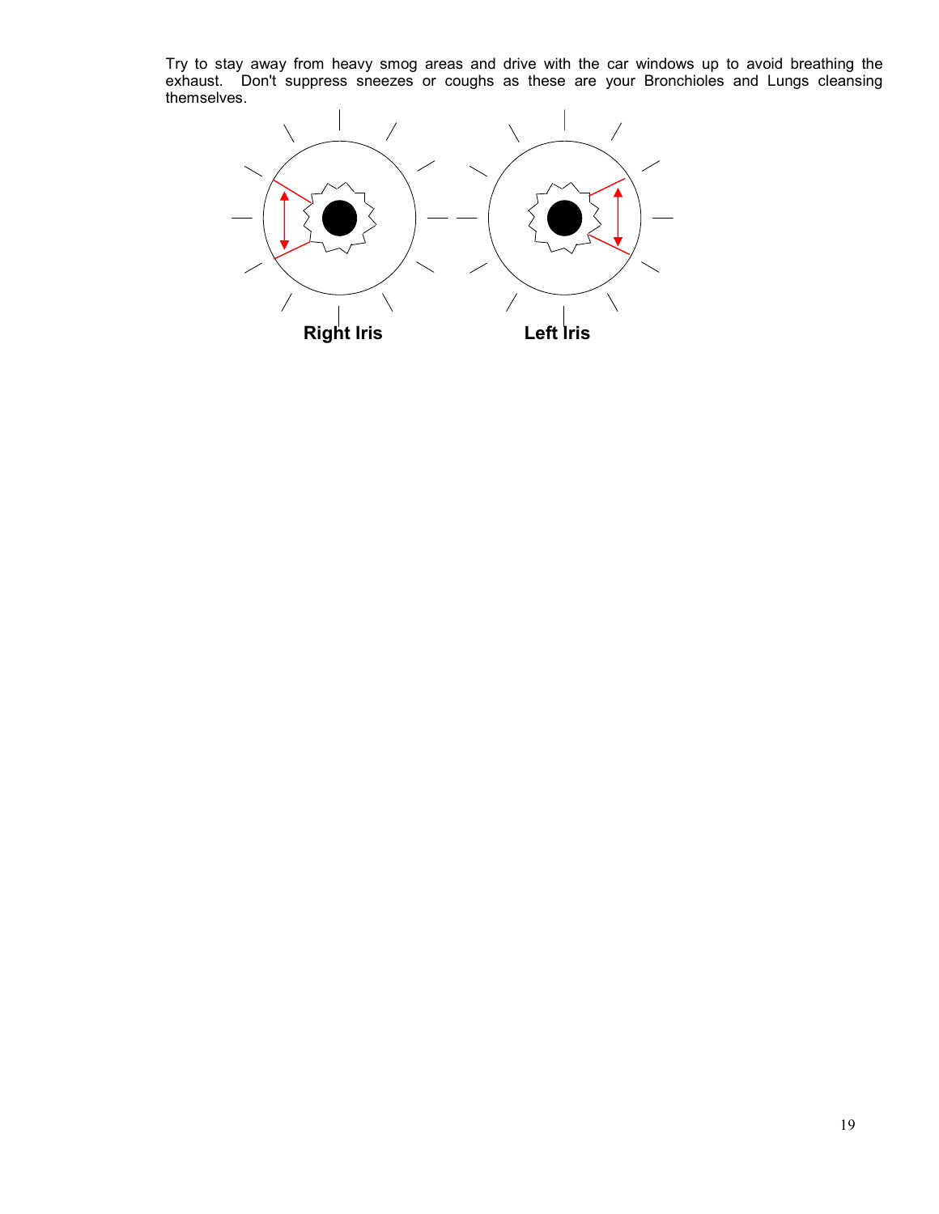Try to stay away from heavy smog areas and drive with the car windows up to avoid breathing the exhaust. Don't suppress sneezes or coughs as these are your Bronchioles and Lungs cleansing themselves.

**Right Iris** **Left Iris**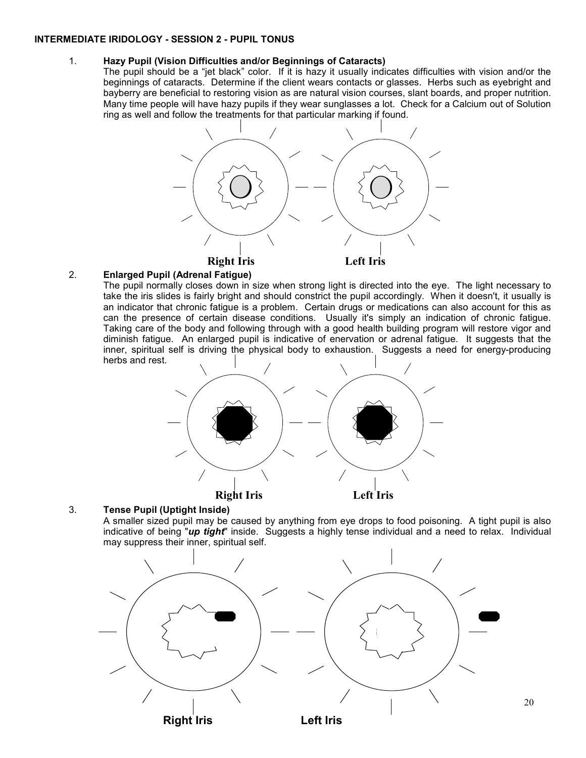**INTERMEDIATE IRIDOLOGY - SESSION 2 - PUPIL TONUS**

1. **Hazy Pupil (Vision Difficulties and/or Beginnings of Cataracts)**
   The pupil should be a "jet black" color. If it is hazy it usually indicates difficulties with vision and/or the beginnings of cataracts. Determine if the client wears contacts or glasses. Herbs such as eyebright and bayberry are beneficial to restoring vision as are natural vision courses, slant boards, and proper nutrition. Many time people will have hazy pupils if they wear sunglasses a lot. Check for a Calcium out of Solution ring as well and follow the treatments for that particular marking if found.

   **Right Iris** **Left Iris**

2. **Enlarged Pupil (Adrenal Fatigue)**
   The pupil normally closes down in size when strong light is directed into the eye. The light necessary to take the iris slides is fairly bright and should constrict the pupil accordingly. When it doesn't, it usually is an indicator that chronic fatigue is a problem. Certain drugs or medications can also account for this as can the presence of certain disease conditions. Usually it's simply an indication of chronic fatigue. Taking care of the body and following through with a good health building program will restore vigor and diminish fatigue. An enlarged pupil is indicative of enervation or adrenal fatigue. It suggests that the inner, spiritual self is driving the physical body to exhaustion. Suggests a need for energy-producing herbs and rest.

   **Right Iris** **Left Iris**

3. **Tense Pupil (Uptight Inside)**
   A smaller sized pupil may be caused by anything from eye drops to food poisoning. A tight pupil is also indicative of being "***up tight***" inside. Suggests a highly tense individual and a need to relax. Individual may suppress their inner, spiritual self.

   **Right Iris** **Left Iris**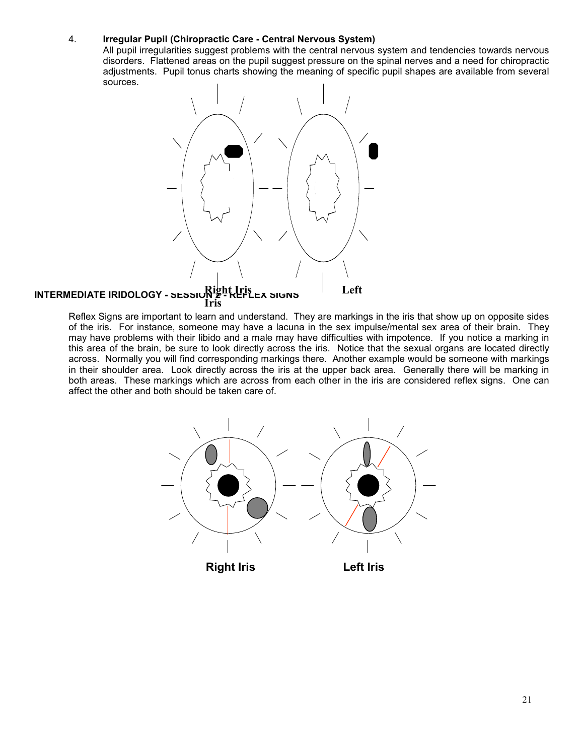4. **Irregular Pupil (Chiropractic Care - Central Nervous System)**
All pupil irregularities suggest problems with the central nervous system and tendencies towards nervous disorders. Flattened areas on the pupil suggest pressure on the spinal nerves and a need for chiropractic adjustments. Pupil tonus charts showing the meaning of specific pupil shapes are available from several sources.

Right Iris &emsp; Left Iris

## INTERMEDIATE IRIDOLOGY - SESSION 2 - REFLEX SIGNS

Reflex Signs are important to learn and understand. They are markings in the iris that show up on opposite sides of the iris. For instance, someone may have a lacuna in the sex impulse/mental sex area of their brain. They may have problems with their libido and a male may have difficulties with impotence. If you notice a marking in this area of the brain, be sure to look directly across the iris. Notice that the sexual organs are located directly across. Normally you will find corresponding markings there. Another example would be someone with markings in their shoulder area. Look directly across the iris at the upper back area. Generally there will be marking in both areas. These markings which are across from each other in the iris are considered reflex signs. One can affect the other and both should be taken care of.

**Right Iris** &emsp; **Left Iris**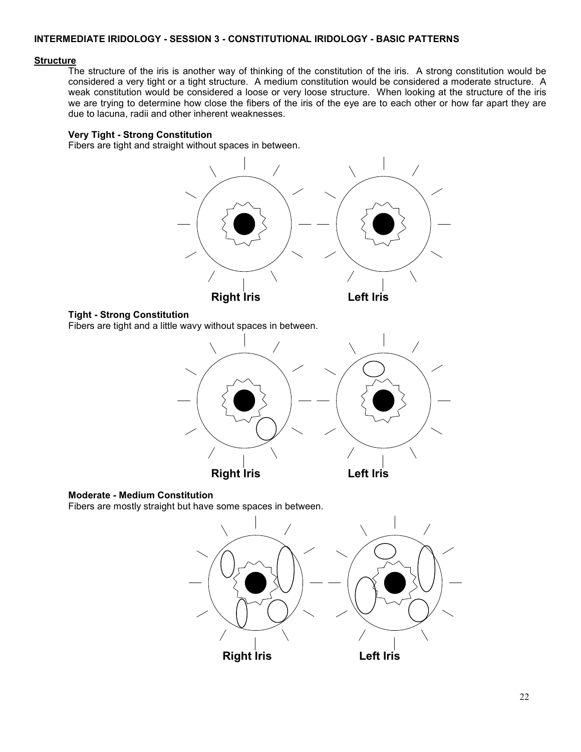**INTERMEDIATE IRIDOLOGY - SESSION 3 - CONSTITUTIONAL IRIDOLOGY - BASIC PATTERNS**

## Structure

The structure of the iris is another way of thinking of the constitution of the iris. A strong constitution would be considered a very tight or a tight structure. A medium constitution would be considered a moderate structure. A weak constitution would be considered a loose or very loose structure. When looking at the structure of the iris we are trying to determine how close the fibers of the iris of the eye are to each other or how far apart they are due to lacuna, radii and other inherent weaknesses.

### Very Tight - Strong Constitution

Fibers are tight and straight without spaces in between.

Right Iris Left Iris

### Tight - Strong Constitution

Fibers are tight and a little wavy without spaces in between.

Right Iris Left Iris

### Moderate - Medium Constitution

Fibers are mostly straight but have some spaces in between.

Right Iris Left Iris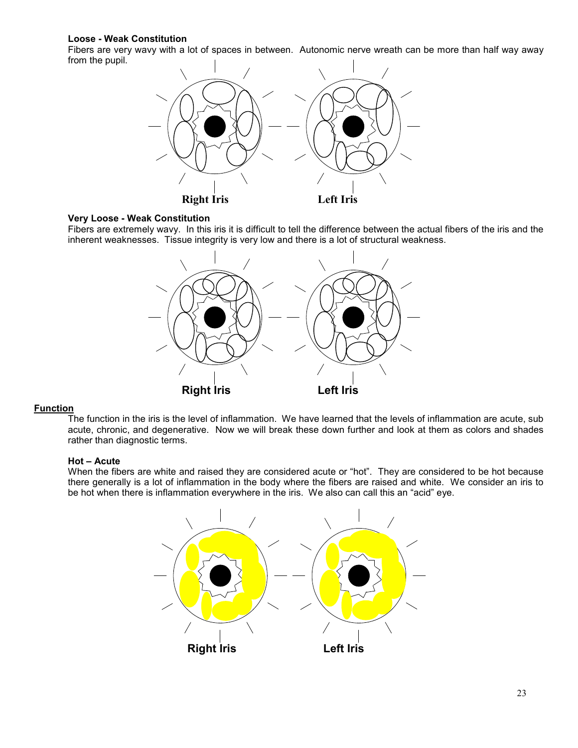### Loose - Weak Constitution

Fibers are very wavy with a lot of spaces in between. Autonomic nerve wreath can be more than half way away from the pupil.

Right Iris    Left Iris

### Very Loose - Weak Constitution

Fibers are extremely wavy. In this iris it is difficult to tell the difference between the actual fibers of the iris and the inherent weaknesses. Tissue integrity is very low and there is a lot of structural weakness.

Right Iris    Left Iris

## Function

The function in the iris is the level of inflammation. We have learned that the levels of inflammation are acute, sub acute, chronic, and degenerative. Now we will break these down further and look at them as colors and shades rather than diagnostic terms.

### Hot – Acute

When the fibers are white and raised they are considered acute or "hot". They are considered to be hot because there generally is a lot of inflammation in the body where the fibers are raised and white. We consider an iris to be hot when there is inflammation everywhere in the iris. We also can call this an "acid" eye.

Right Iris    Left Iris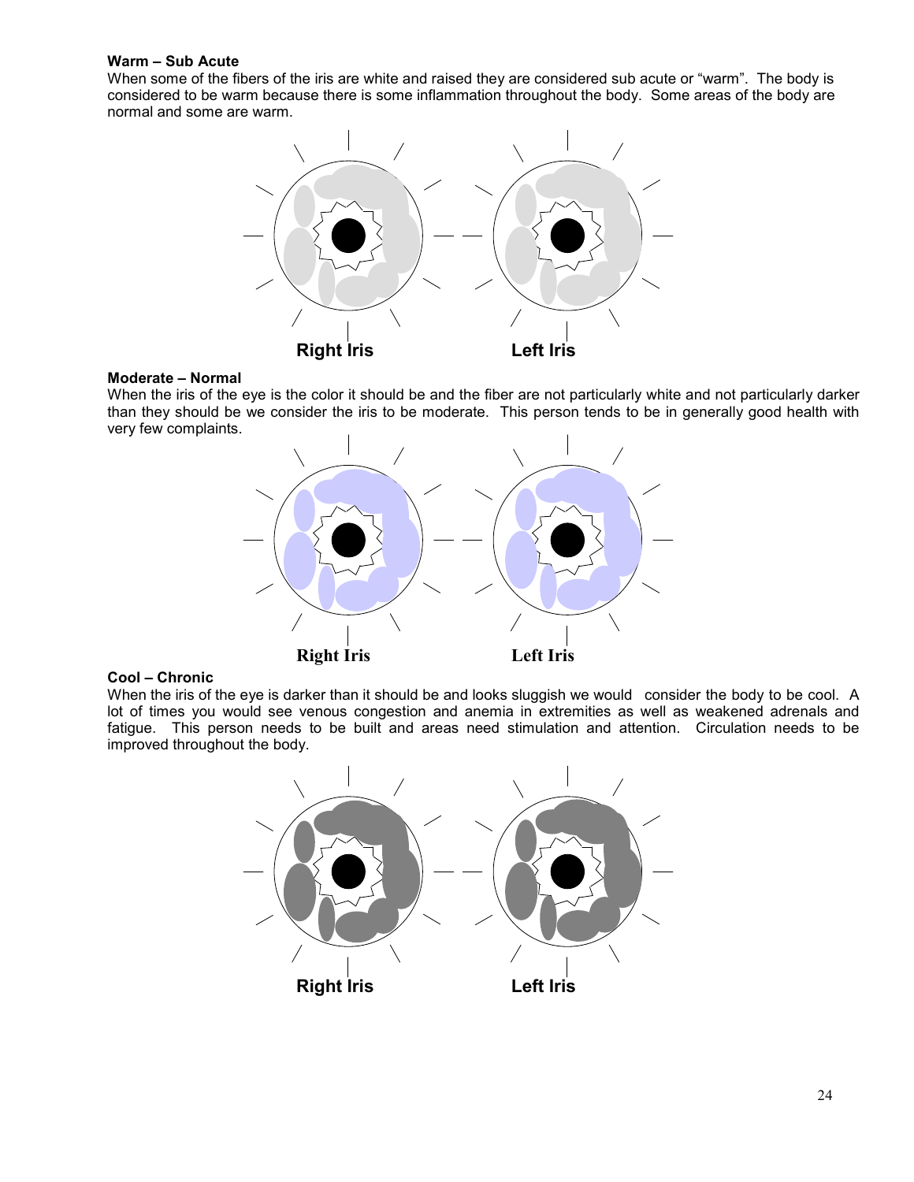**Warm – Sub Acute**

When some of the fibers of the iris are white and raised they are considered sub acute or "warm". The body is considered to be warm because there is some inflammation throughout the body. Some areas of the body are normal and some are warm.

**Right Iris** **Left Iris**

**Moderate – Normal**

When the iris of the eye is the color it should be and the fiber are not particularly white and not particularly darker than they should be we consider the iris to be moderate. This person tends to be in generally good health with very few complaints.

**Right Iris** **Left Iris**

**Cool – Chronic**

When the iris of the eye is darker than it should be and looks sluggish we would consider the body to be cool. A lot of times you would see venous congestion and anemia in extremities as well as weakened adrenals and fatigue. This person needs to be built and areas need stimulation and attention. Circulation needs to be improved throughout the body.

**Right Iris** **Left Iris**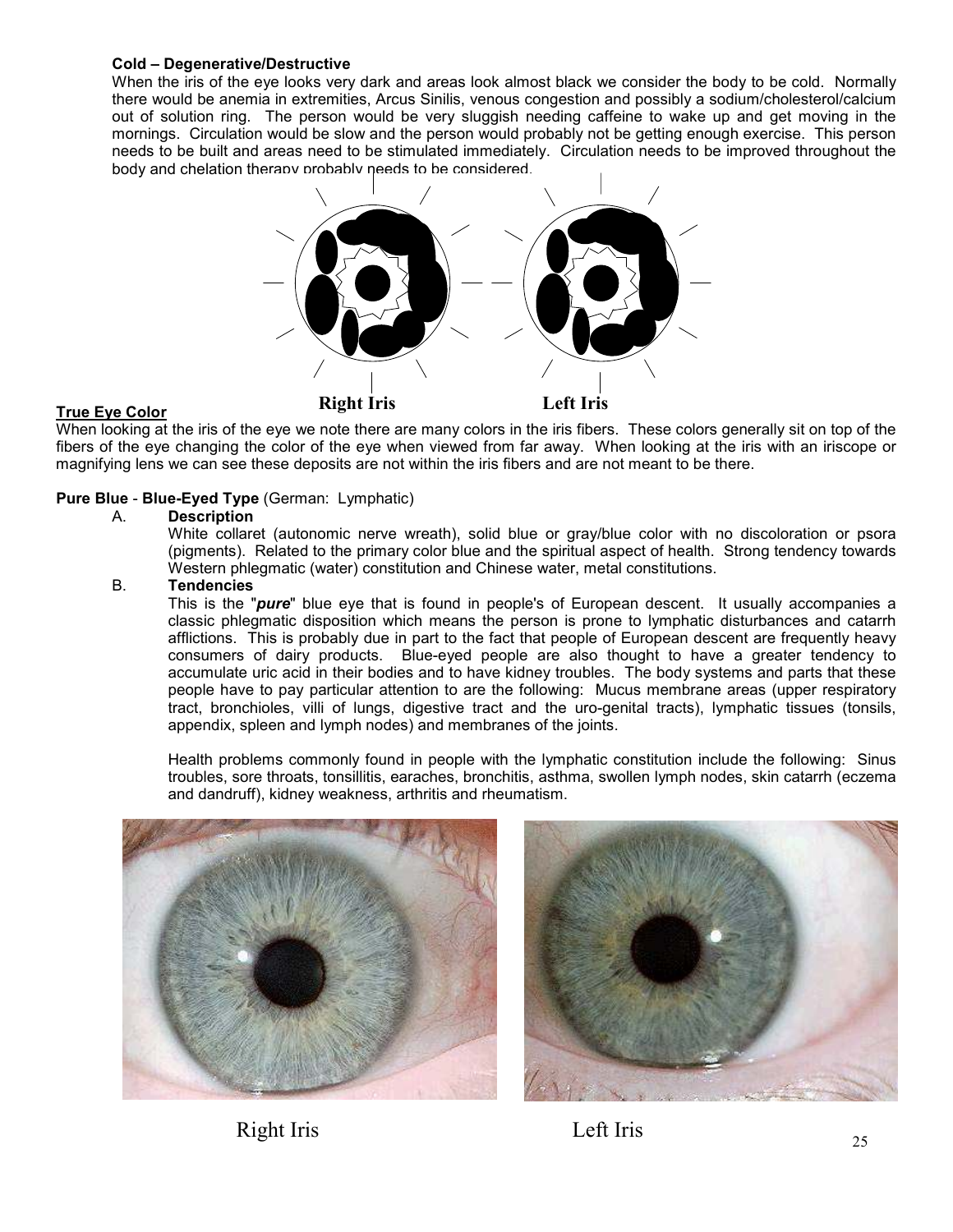**Cold – Degenerative/Destructive**

When the iris of the eye looks very dark and areas look almost black we consider the body to be cold. Normally there would be anemia in extremities, Arcus Sinilis, venous congestion and possibly a sodium/cholesterol/calcium out of solution ring. The person would be very sluggish needing caffeine to wake up and get moving in the mornings. Circulation would be slow and the person would probably not be getting enough exercise. This person needs to be built and areas need to be stimulated immediately. Circulation needs to be improved throughout the body and chelation therapy probably needs to be considered.

Right Iris Left Iris

**True Eye Color**

When looking at the iris of the eye we note there are many colors in the iris fibers. These colors generally sit on top of the fibers of the eye changing the color of the eye when viewed from far away. When looking at the iris with an iriscope or magnifying lens we can see these deposits are not within the iris fibers and are not meant to be there.

**Pure Blue** - **Blue-Eyed Type** (German: Lymphatic)

A. **Description**

White collaret (autonomic nerve wreath), solid blue or gray/blue color with no discoloration or psora (pigments). Related to the primary color blue and the spiritual aspect of health. Strong tendency towards Western phlegmatic (water) constitution and Chinese water, metal constitutions.

B. **Tendencies**

This is the "***pure***" blue eye that is found in people's of European descent. It usually accompanies a classic phlegmatic disposition which means the person is prone to lymphatic disturbances and catarrh afflictions. This is probably due in part to the fact that people of European descent are frequently heavy consumers of dairy products. Blue-eyed people are also thought to have a greater tendency to accumulate uric acid in their bodies and to have kidney troubles. The body systems and parts that these people have to pay particular attention to are the following: Mucus membrane areas (upper respiratory tract, bronchioles, villi of lungs, digestive tract and the uro-genital tracts), lymphatic tissues (tonsils, appendix, spleen and lymph nodes) and membranes of the joints.

Health problems commonly found in people with the lymphatic constitution include the following: Sinus troubles, sore throats, tonsillitis, earaches, bronchitis, asthma, swollen lymph nodes, skin catarrh (eczema and dandruff), kidney weakness, arthritis and rheumatism.

Right Iris Left Iris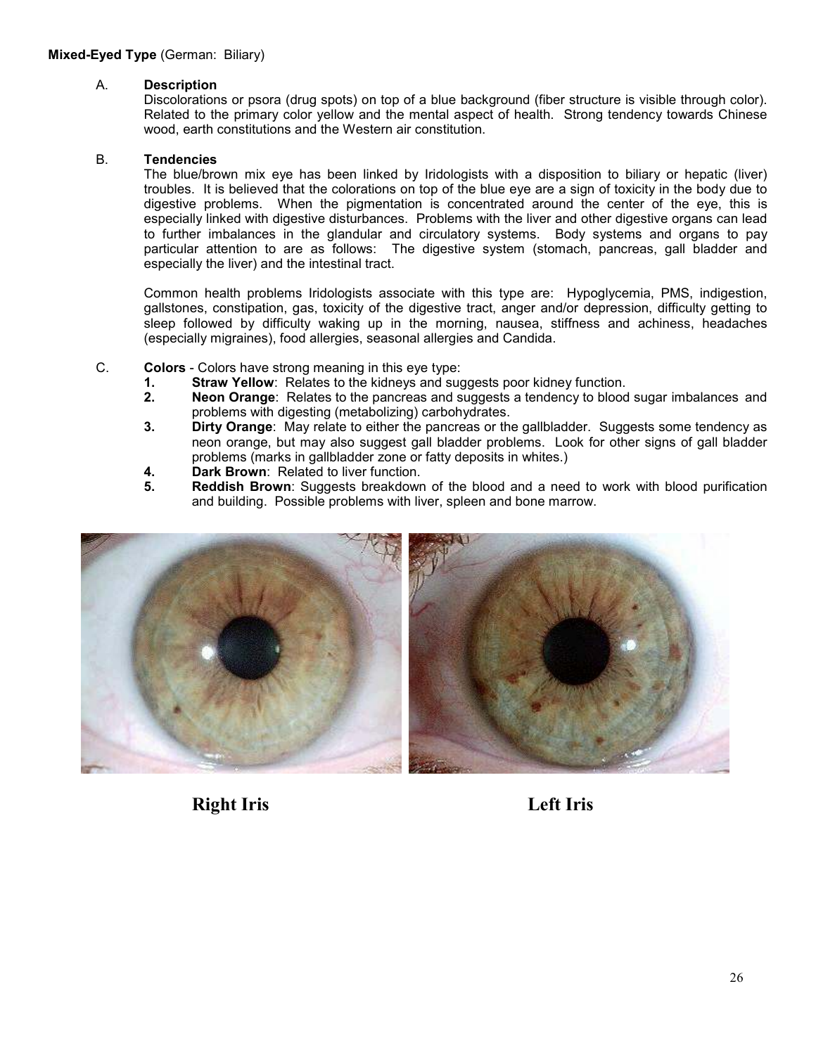**Mixed-Eyed Type** (German: Biliary)

A. **Description**

Discolorations or psora (drug spots) on top of a blue background (fiber structure is visible through color). Related to the primary color yellow and the mental aspect of health. Strong tendency towards Chinese wood, earth constitutions and the Western air constitution.

B. **Tendencies**

The blue/brown mix eye has been linked by Iridologists with a disposition to biliary or hepatic (liver) troubles. It is believed that the colorations on top of the blue eye are a sign of toxicity in the body due to digestive problems. When the pigmentation is concentrated around the center of the eye, this is especially linked with digestive disturbances. Problems with the liver and other digestive organs can lead to further imbalances in the glandular and circulatory systems. Body systems and organs to pay particular attention to are as follows: The digestive system (stomach, pancreas, gall bladder and especially the liver) and the intestinal tract.

Common health problems Iridologists associate with this type are: Hypoglycemia, PMS, indigestion, gallstones, constipation, gas, toxicity of the digestive tract, anger and/or depression, difficulty getting to sleep followed by difficulty waking up in the morning, nausea, stiffness and achiness, headaches (especially migraines), food allergies, seasonal allergies and Candida.

C. **Colors** - Colors have strong meaning in this eye type:

1. **Straw Yellow**: Relates to the kidneys and suggests poor kidney function.
2. **Neon Orange**: Relates to the pancreas and suggests a tendency to blood sugar imbalances and problems with digesting (metabolizing) carbohydrates.
3. **Dirty Orange**: May relate to either the pancreas or the gallbladder. Suggests some tendency as neon orange, but may also suggest gall bladder problems. Look for other signs of gall bladder problems (marks in gallbladder zone or fatty deposits in whites.)
4. **Dark Brown**: Related to liver function.
5. **Reddish Brown**: Suggests breakdown of the blood and a need to work with blood purification and building. Possible problems with liver, spleen and bone marrow.

**Right Iris** **Left Iris**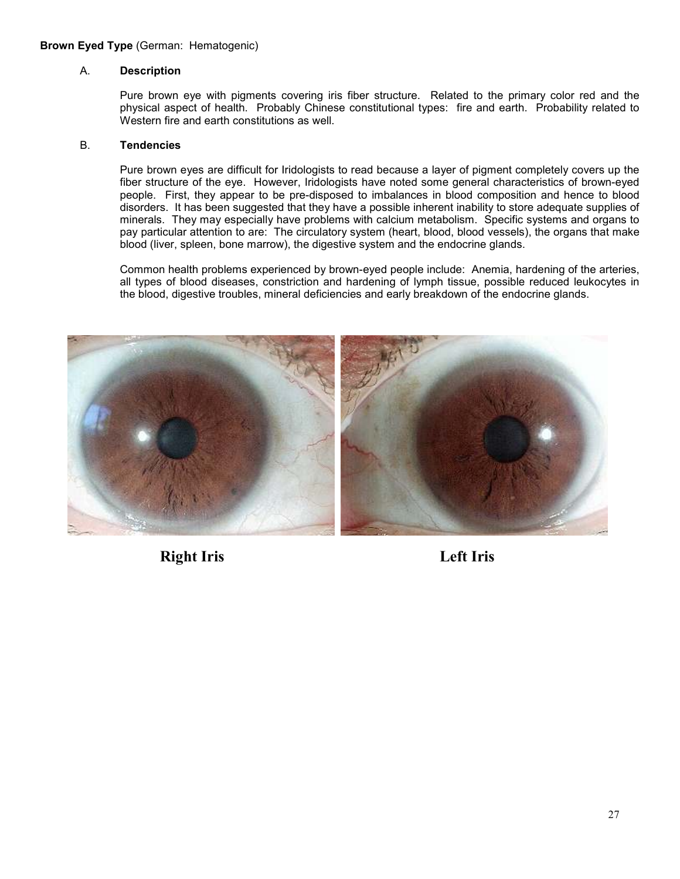**Brown Eyed Type** (German: Hematogenic)

A. **Description**

Pure brown eye with pigments covering iris fiber structure. Related to the primary color red and the physical aspect of health. Probably Chinese constitutional types: fire and earth. Probability related to Western fire and earth constitutions as well.

B. **Tendencies**

Pure brown eyes are difficult for Iridologists to read because a layer of pigment completely covers up the fiber structure of the eye. However, Iridologists have noted some general characteristics of brown-eyed people. First, they appear to be pre-disposed to imbalances in blood composition and hence to blood disorders. It has been suggested that they have a possible inherent inability to store adequate supplies of minerals. They may especially have problems with calcium metabolism. Specific systems and organs to pay particular attention to are: The circulatory system (heart, blood, blood vessels), the organs that make blood (liver, spleen, bone marrow), the digestive system and the endocrine glands.

Common health problems experienced by brown-eyed people include: Anemia, hardening of the arteries, all types of blood diseases, constriction and hardening of lymph tissue, possible reduced leukocytes in the blood, digestive troubles, mineral deficiencies and early breakdown of the endocrine glands.

**Right Iris** **Left Iris**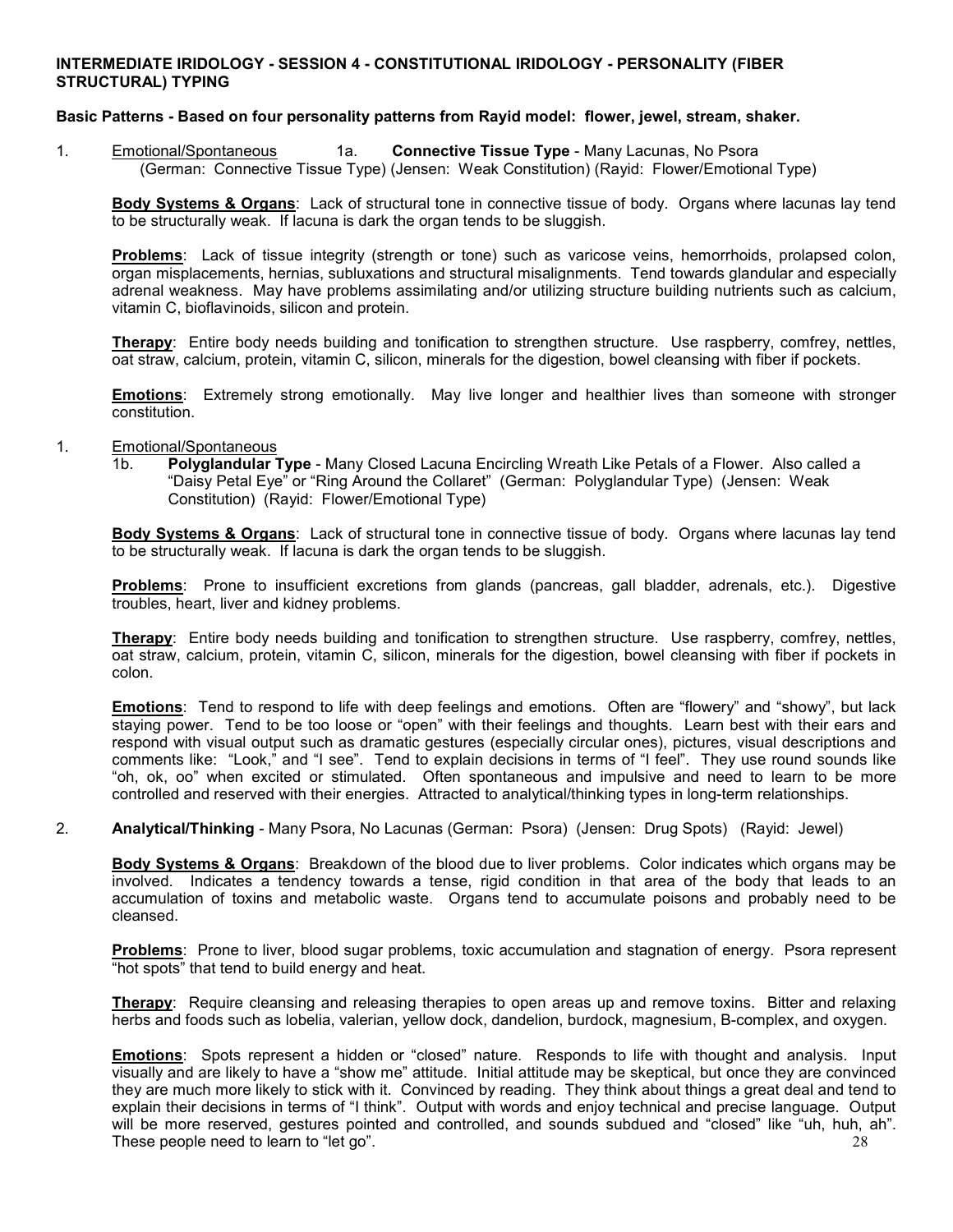**INTERMEDIATE IRIDOLOGY - SESSION 4 - CONSTITUTIONAL IRIDOLOGY - PERSONALITY (FIBER STRUCTURAL) TYPING**

**Basic Patterns - Based on four personality patterns from Rayid model: flower, jewel, stream, shaker.**

1. Emotional/Spontaneous 1a. **Connective Tissue Type** - Many Lacunas, No Psora (German: Connective Tissue Type) (Jensen: Weak Constitution) (Rayid: Flower/Emotional Type)

**Body Systems & Organs**: Lack of structural tone in connective tissue of body. Organs where lacunas lay tend to be structurally weak. If lacuna is dark the organ tends to be sluggish.

**Problems**: Lack of tissue integrity (strength or tone) such as varicose veins, hemorrhoids, prolapsed colon, organ misplacements, hernias, subluxations and structural misalignments. Tend towards glandular and especially adrenal weakness. May have problems assimilating and/or utilizing structure building nutrients such as calcium, vitamin C, bioflavinoids, silicon and protein.

**Therapy**: Entire body needs building and tonification to strengthen structure. Use raspberry, comfrey, nettles, oat straw, calcium, protein, vitamin C, silicon, minerals for the digestion, bowel cleansing with fiber if pockets.

**Emotions**: Extremely strong emotionally. May live longer and healthier lives than someone with stronger constitution.

1. Emotional/Spontaneous
   1b. **Polyglandular Type** - Many Closed Lacuna Encircling Wreath Like Petals of a Flower. Also called a "Daisy Petal Eye" or "Ring Around the Collaret" (German: Polyglandular Type) (Jensen: Weak Constitution) (Rayid: Flower/Emotional Type)

**Body Systems & Organs**: Lack of structural tone in connective tissue of body. Organs where lacunas lay tend to be structurally weak. If lacuna is dark the organ tends to be sluggish.

**Problems**: Prone to insufficient excretions from glands (pancreas, gall bladder, adrenals, etc.). Digestive troubles, heart, liver and kidney problems.

**Therapy**: Entire body needs building and tonification to strengthen structure. Use raspberry, comfrey, nettles, oat straw, calcium, protein, vitamin C, silicon, minerals for the digestion, bowel cleansing with fiber if pockets in colon.

**Emotions**: Tend to respond to life with deep feelings and emotions. Often are "flowery" and "showy", but lack staying power. Tend to be too loose or "open" with their feelings and thoughts. Learn best with their ears and respond with visual output such as dramatic gestures (especially circular ones), pictures, visual descriptions and comments like: "Look," and "I see". Tend to explain decisions in terms of "I feel". They use round sounds like "oh, ok, oo" when excited or stimulated. Often spontaneous and impulsive and need to learn to be more controlled and reserved with their energies. Attracted to analytical/thinking types in long-term relationships.

2. **Analytical/Thinking** - Many Psora, No Lacunas (German: Psora) (Jensen: Drug Spots) (Rayid: Jewel)

**Body Systems & Organs**: Breakdown of the blood due to liver problems. Color indicates which organs may be involved. Indicates a tendency towards a tense, rigid condition in that area of the body that leads to an accumulation of toxins and metabolic waste. Organs tend to accumulate poisons and probably need to be cleansed.

**Problems**: Prone to liver, blood sugar problems, toxic accumulation and stagnation of energy. Psora represent "hot spots" that tend to build energy and heat.

**Therapy**: Require cleansing and releasing therapies to open areas up and remove toxins. Bitter and relaxing herbs and foods such as lobelia, valerian, yellow dock, dandelion, burdock, magnesium, B-complex, and oxygen.

**Emotions**: Spots represent a hidden or "closed" nature. Responds to life with thought and analysis. Input visually and are likely to have a "show me" attitude. Initial attitude may be skeptical, but once they are convinced they are much more likely to stick with it. Convinced by reading. They think about things a great deal and tend to explain their decisions in terms of "I think". Output with words and enjoy technical and precise language. Output will be more reserved, gestures pointed and controlled, and sounds subdued and "closed" like "uh, huh, ah". These people need to learn to "let go".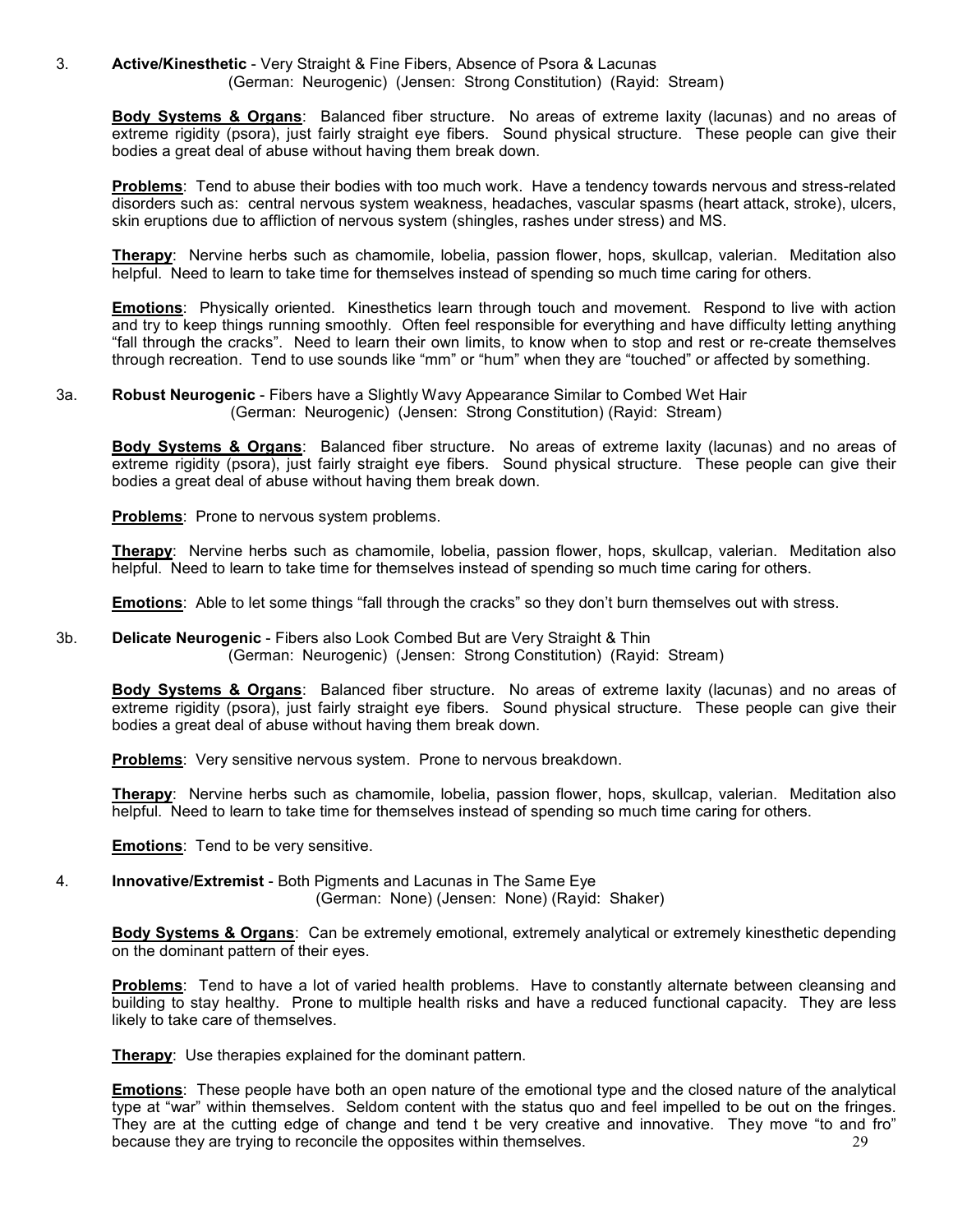3. **Active/Kinesthetic** - Very Straight & Fine Fibers, Absence of Psora & Lacunas
(German: Neurogenic) (Jensen: Strong Constitution) (Rayid: Stream)

**Body Systems & Organs**: Balanced fiber structure. No areas of extreme laxity (lacunas) and no areas of extreme rigidity (psora), just fairly straight eye fibers. Sound physical structure. These people can give their bodies a great deal of abuse without having them break down.

**Problems**: Tend to abuse their bodies with too much work. Have a tendency towards nervous and stress-related disorders such as: central nervous system weakness, headaches, vascular spasms (heart attack, stroke), ulcers, skin eruptions due to affliction of nervous system (shingles, rashes under stress) and MS.

**Therapy**: Nervine herbs such as chamomile, lobelia, passion flower, hops, skullcap, valerian. Meditation also helpful. Need to learn to take time for themselves instead of spending so much time caring for others.

**Emotions**: Physically oriented. Kinesthetics learn through touch and movement. Respond to live with action and try to keep things running smoothly. Often feel responsible for everything and have difficulty letting anything "fall through the cracks". Need to learn their own limits, to know when to stop and rest or re-create themselves through recreation. Tend to use sounds like "mm" or "hum" when they are "touched" or affected by something.

3a. **Robust Neurogenic** - Fibers have a Slightly Wavy Appearance Similar to Combed Wet Hair
(German: Neurogenic) (Jensen: Strong Constitution) (Rayid: Stream)

**Body Systems & Organs**: Balanced fiber structure. No areas of extreme laxity (lacunas) and no areas of extreme rigidity (psora), just fairly straight eye fibers. Sound physical structure. These people can give their bodies a great deal of abuse without having them break down.

**Problems**: Prone to nervous system problems.

**Therapy**: Nervine herbs such as chamomile, lobelia, passion flower, hops, skullcap, valerian. Meditation also helpful. Need to learn to take time for themselves instead of spending so much time caring for others.

**Emotions**: Able to let some things "fall through the cracks" so they don't burn themselves out with stress.

3b. **Delicate Neurogenic** - Fibers also Look Combed But are Very Straight & Thin
(German: Neurogenic) (Jensen: Strong Constitution) (Rayid: Stream)

**Body Systems & Organs**: Balanced fiber structure. No areas of extreme laxity (lacunas) and no areas of extreme rigidity (psora), just fairly straight eye fibers. Sound physical structure. These people can give their bodies a great deal of abuse without having them break down.

**Problems**: Very sensitive nervous system. Prone to nervous breakdown.

**Therapy**: Nervine herbs such as chamomile, lobelia, passion flower, hops, skullcap, valerian. Meditation also helpful. Need to learn to take time for themselves instead of spending so much time caring for others.

**Emotions**: Tend to be very sensitive.

4. **Innovative/Extremist** - Both Pigments and Lacunas in The Same Eye
(German: None) (Jensen: None) (Rayid: Shaker)

**Body Systems & Organs**: Can be extremely emotional, extremely analytical or extremely kinesthetic depending on the dominant pattern of their eyes.

**Problems**: Tend to have a lot of varied health problems. Have to constantly alternate between cleansing and building to stay healthy. Prone to multiple health risks and have a reduced functional capacity. They are less likely to take care of themselves.

**Therapy**: Use therapies explained for the dominant pattern.

**Emotions**: These people have both an open nature of the emotional type and the closed nature of the analytical type at "war" within themselves. Seldom content with the status quo and feel impelled to be out on the fringes. They are at the cutting edge of change and tend t be very creative and innovative. They move "to and fro" because they are trying to reconcile the opposites within themselves.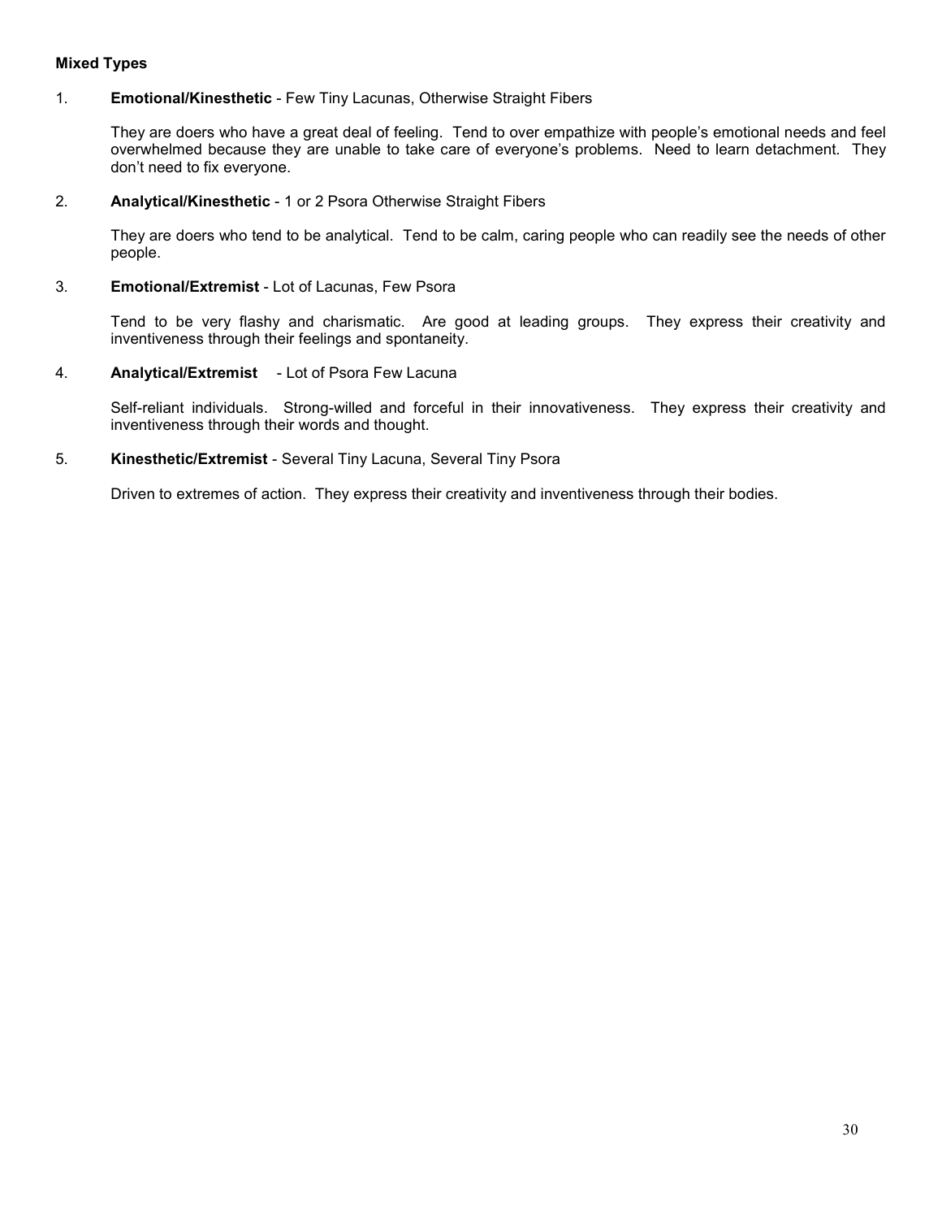**Mixed Types**

1. **Emotional/Kinesthetic** - Few Tiny Lacunas, Otherwise Straight Fibers

   They are doers who have a great deal of feeling. Tend to over empathize with people's emotional needs and feel overwhelmed because they are unable to take care of everyone's problems. Need to learn detachment. They don't need to fix everyone.

2. **Analytical/Kinesthetic** - 1 or 2 Psora Otherwise Straight Fibers

   They are doers who tend to be analytical. Tend to be calm, caring people who can readily see the needs of other people.

3. **Emotional/Extremist** - Lot of Lacunas, Few Psora

   Tend to be very flashy and charismatic. Are good at leading groups. They express their creativity and inventiveness through their feelings and spontaneity.

4. **Analytical/Extremist** - Lot of Psora Few Lacuna

   Self-reliant individuals. Strong-willed and forceful in their innovativeness. They express their creativity and inventiveness through their words and thought.

5. **Kinesthetic/Extremist** - Several Tiny Lacuna, Several Tiny Psora

   Driven to extremes of action. They express their creativity and inventiveness through their bodies.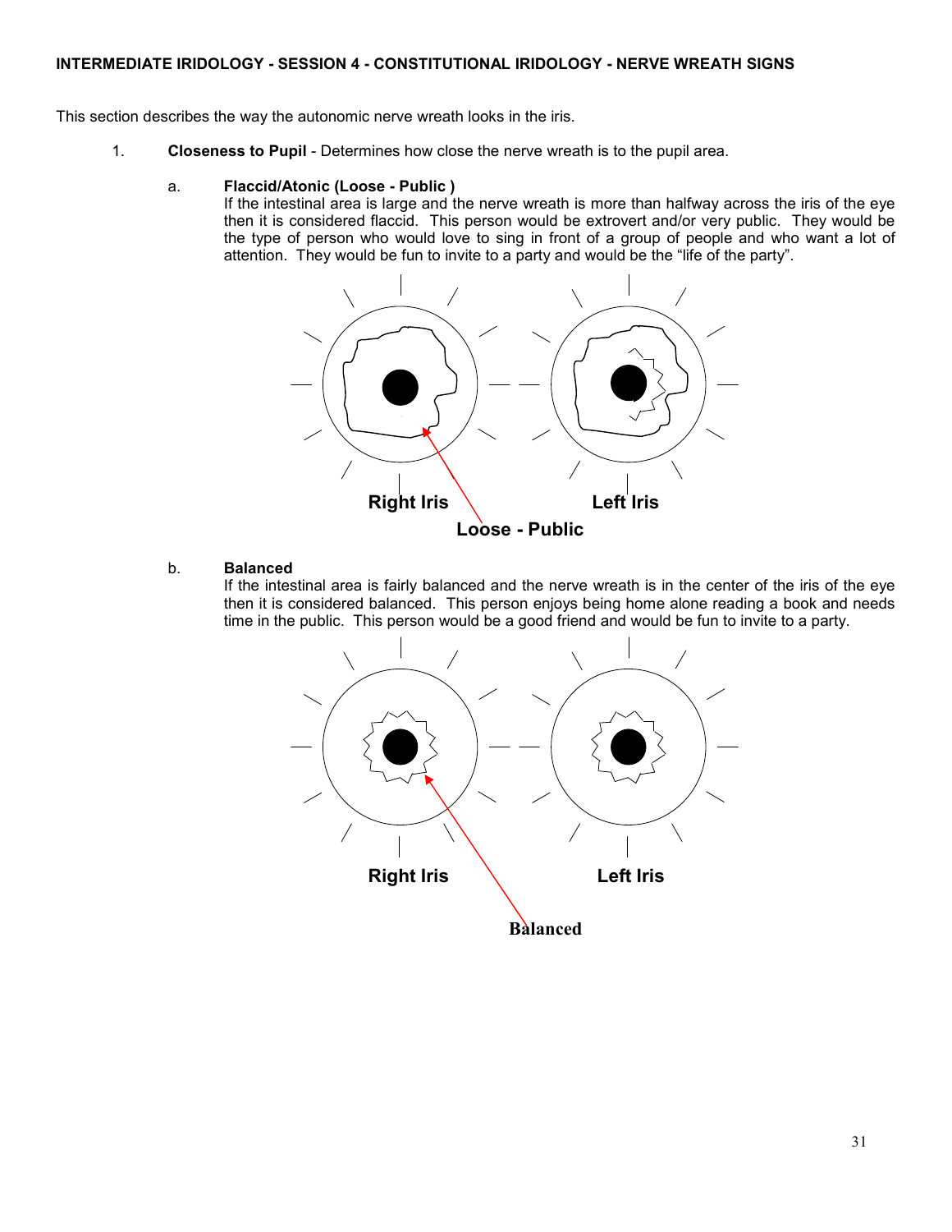**INTERMEDIATE IRIDOLOGY - SESSION 4 - CONSTITUTIONAL IRIDOLOGY - NERVE WREATH SIGNS**

This section describes the way the autonomic nerve wreath looks in the iris.

1. **Closeness to Pupil** - Determines how close the nerve wreath is to the pupil area.

   a. **Flaccid/Atonic (Loose - Public )**
   If the intestinal area is large and the nerve wreath is more than halfway across the iris of the eye then it is considered flaccid. This person would be extrovert and/or very public. They would be the type of person who would love to sing in front of a group of people and who want a lot of attention. They would be fun to invite to a party and would be the "life of the party".

   Right Iris    Left Iris

   Loose - Public

   b. **Balanced**
   If the intestinal area is fairly balanced and the nerve wreath is in the center of the iris of the eye then it is considered balanced. This person enjoys being home alone reading a book and needs time in the public. This person would be a good friend and would be fun to invite to a party.

   Right Iris    Left Iris

   Balanced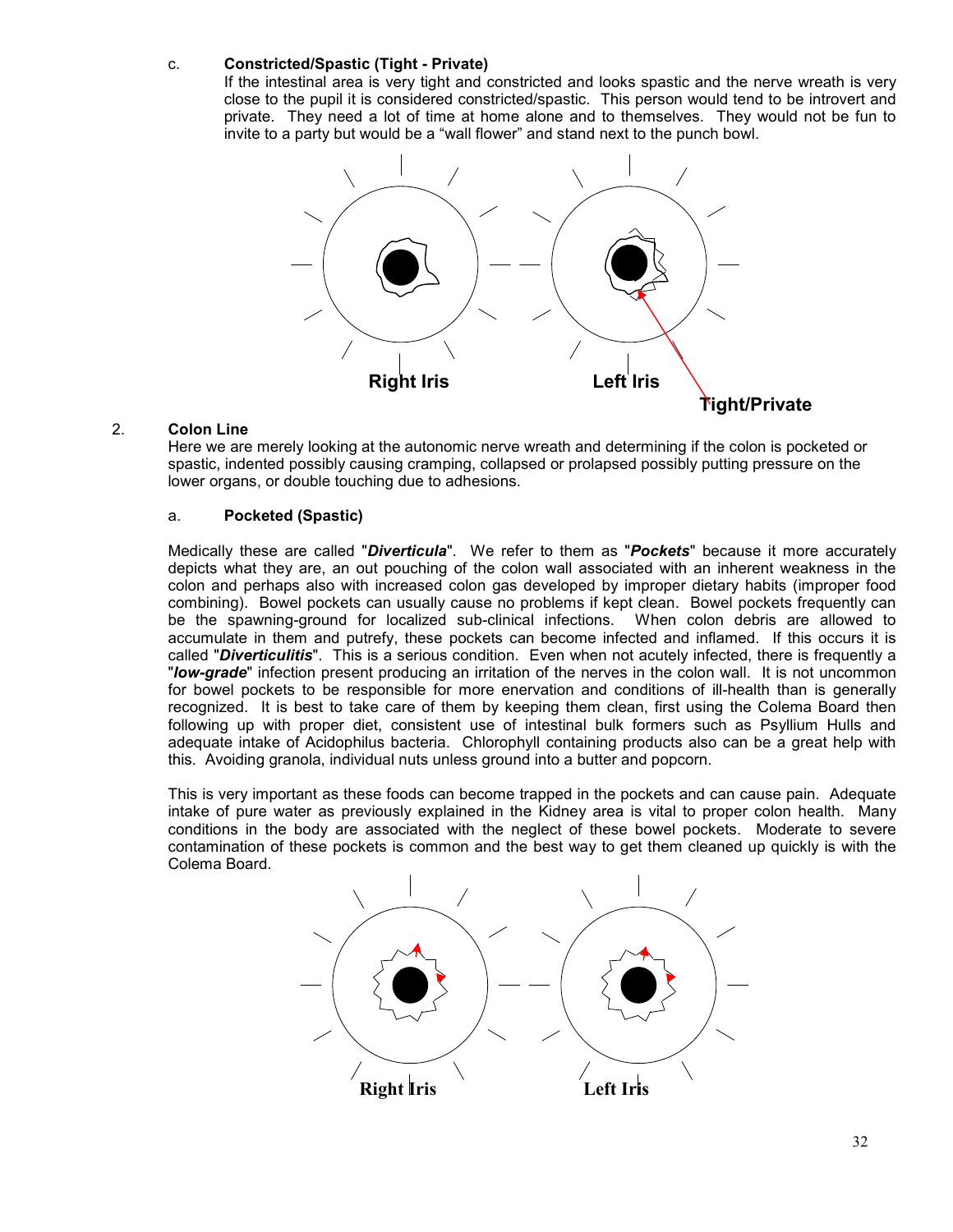c. **Constricted/Spastic (Tight - Private)**

If the intestinal area is very tight and constricted and looks spastic and the nerve wreath is very close to the pupil it is considered constricted/spastic. This person would tend to be introvert and private. They need a lot of time at home alone and to themselves. They would not be fun to invite to a party but would be a "wall flower" and stand next to the punch bowl.

Right Iris　　Left Iris　　Tight/Private

2. **Colon Line**

Here we are merely looking at the autonomic nerve wreath and determining if the colon is pocketed or spastic, indented possibly causing cramping, collapsed or prolapsed possibly putting pressure on the lower organs, or double touching due to adhesions.

a. **Pocketed (Spastic)**

Medically these are called "***Diverticula***". We refer to them as "***Pockets***" because it more accurately depicts what they are, an out pouching of the colon wall associated with an inherent weakness in the colon and perhaps also with increased colon gas developed by improper dietary habits (improper food combining). Bowel pockets can usually cause no problems if kept clean. Bowel pockets frequently can be the spawning-ground for localized sub-clinical infections. When colon debris are allowed to accumulate in them and putrefy, these pockets can become infected and inflamed. If this occurs it is called "***Diverticulitis***". This is a serious condition. Even when not acutely infected, there is frequently a "***low-grade***" infection present producing an irritation of the nerves in the colon wall. It is not uncommon for bowel pockets to be responsible for more enervation and conditions of ill-health than is generally recognized. It is best to take care of them by keeping them clean, first using the Colema Board then following up with proper diet, consistent use of intestinal bulk formers such as Psyllium Hulls and adequate intake of Acidophilus bacteria. Chlorophyll containing products also can be a great help with this. Avoiding granola, individual nuts unless ground into a butter and popcorn.

This is very important as these foods can become trapped in the pockets and can cause pain. Adequate intake of pure water as previously explained in the Kidney area is vital to proper colon health. Many conditions in the body are associated with the neglect of these bowel pockets. Moderate to severe contamination of these pockets is common and the best way to get them cleaned up quickly is with the Colema Board.

Right Iris　　Left Iris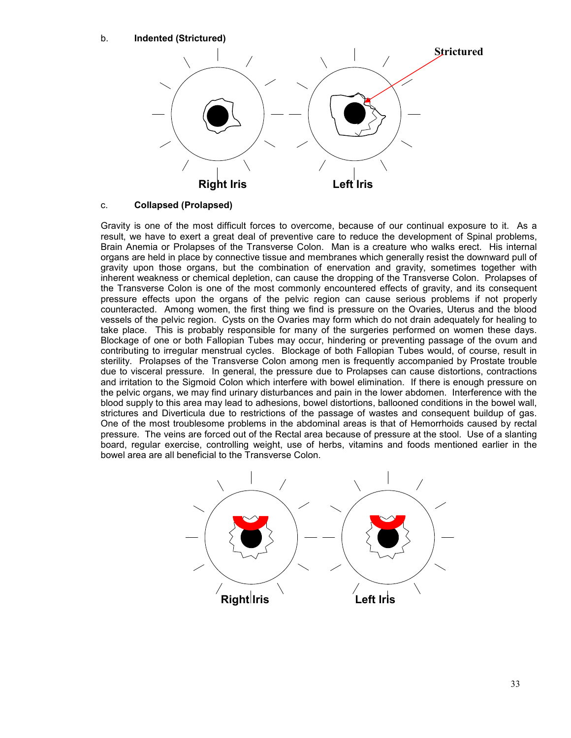b. **Indented (Strictured)**

Strictured

Right Iris Left Iris

c. **Collapsed (Prolapsed)**

Gravity is one of the most difficult forces to overcome, because of our continual exposure to it. As a result, we have to exert a great deal of preventive care to reduce the development of Spinal problems, Brain Anemia or Prolapses of the Transverse Colon. Man is a creature who walks erect. His internal organs are held in place by connective tissue and membranes which generally resist the downward pull of gravity upon those organs, but the combination of enervation and gravity, sometimes together with inherent weakness or chemical depletion, can cause the dropping of the Transverse Colon. Prolapses of the Transverse Colon is one of the most commonly encountered effects of gravity, and its consequent pressure effects upon the organs of the pelvic region can cause serious problems if not properly counteracted. Among women, the first thing we find is pressure on the Ovaries, Uterus and the blood vessels of the pelvic region. Cysts on the Ovaries may form which do not drain adequately for healing to take place. This is probably responsible for many of the surgeries performed on women these days. Blockage of one or both Fallopian Tubes may occur, hindering or preventing passage of the ovum and contributing to irregular menstrual cycles. Blockage of both Fallopian Tubes would, of course, result in sterility. Prolapses of the Transverse Colon among men is frequently accompanied by Prostate trouble due to visceral pressure. In general, the pressure due to Prolapses can cause distortions, contractions and irritation to the Sigmoid Colon which interfere with bowel elimination. If there is enough pressure on the pelvic organs, we may find urinary disturbances and pain in the lower abdomen. Interference with the blood supply to this area may lead to adhesions, bowel distortions, ballooned conditions in the bowel wall, strictures and Diverticula due to restrictions of the passage of wastes and consequent buildup of gas. One of the most troublesome problems in the abdominal areas is that of Hemorrhoids caused by rectal pressure. The veins are forced out of the Rectal area because of pressure at the stool. Use of a slanting board, regular exercise, controlling weight, use of herbs, vitamins and foods mentioned earlier in the bowel area are all beneficial to the Transverse Colon.

Right Iris Left Iris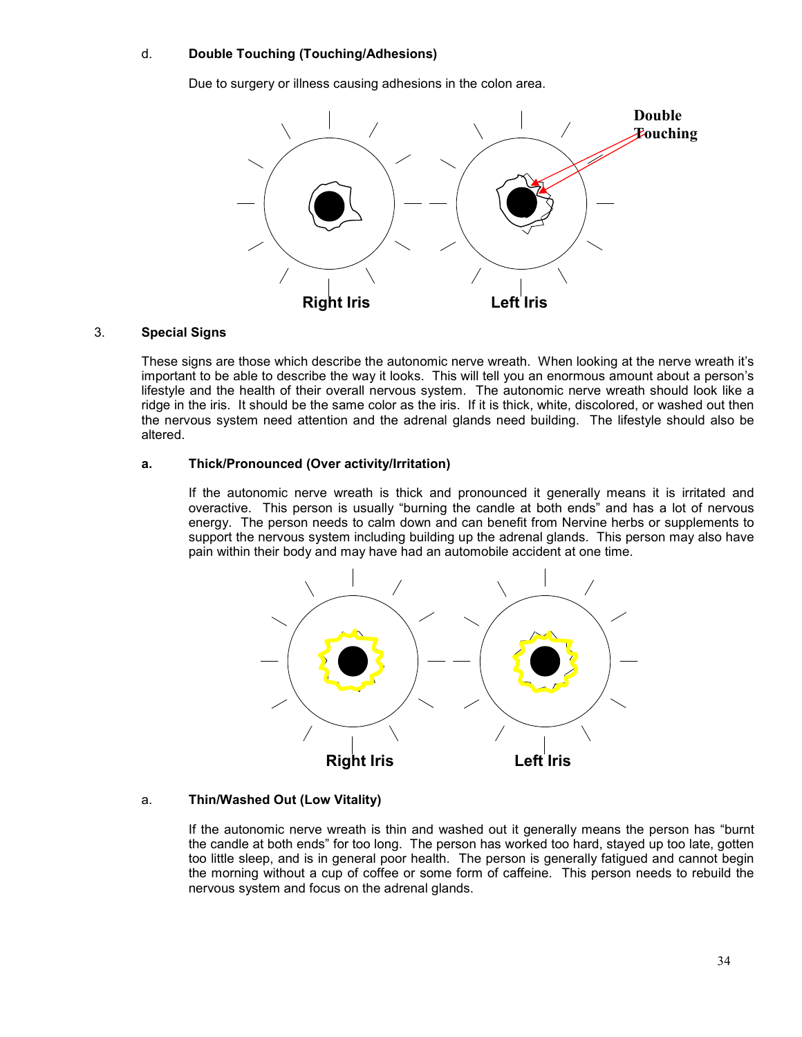d. **Double Touching (Touching/Adhesions)**

Due to surgery or illness causing adhesions in the colon area.

Double Touching

Right Iris Left Iris

3. **Special Signs**

These signs are those which describe the autonomic nerve wreath. When looking at the nerve wreath it's important to be able to describe the way it looks. This will tell you an enormous amount about a person's lifestyle and the health of their overall nervous system. The autonomic nerve wreath should look like a ridge in the iris. It should be the same color as the iris. If it is thick, white, discolored, or washed out then the nervous system need attention and the adrenal glands need building. The lifestyle should also be altered.

**a. Thick/Pronounced (Over activity/Irritation)**

If the autonomic nerve wreath is thick and pronounced it generally means it is irritated and overactive. This person is usually "burning the candle at both ends" and has a lot of nervous energy. The person needs to calm down and can benefit from Nervine herbs or supplements to support the nervous system including building up the adrenal glands. This person may also have pain within their body and may have had an automobile accident at one time.

Right Iris Left Iris

a. **Thin/Washed Out (Low Vitality)**

If the autonomic nerve wreath is thin and washed out it generally means the person has "burnt the candle at both ends" for too long. The person has worked too hard, stayed up too late, gotten too little sleep, and is in general poor health. The person is generally fatigued and cannot begin the morning without a cup of coffee or some form of caffeine. This person needs to rebuild the nervous system and focus on the adrenal glands.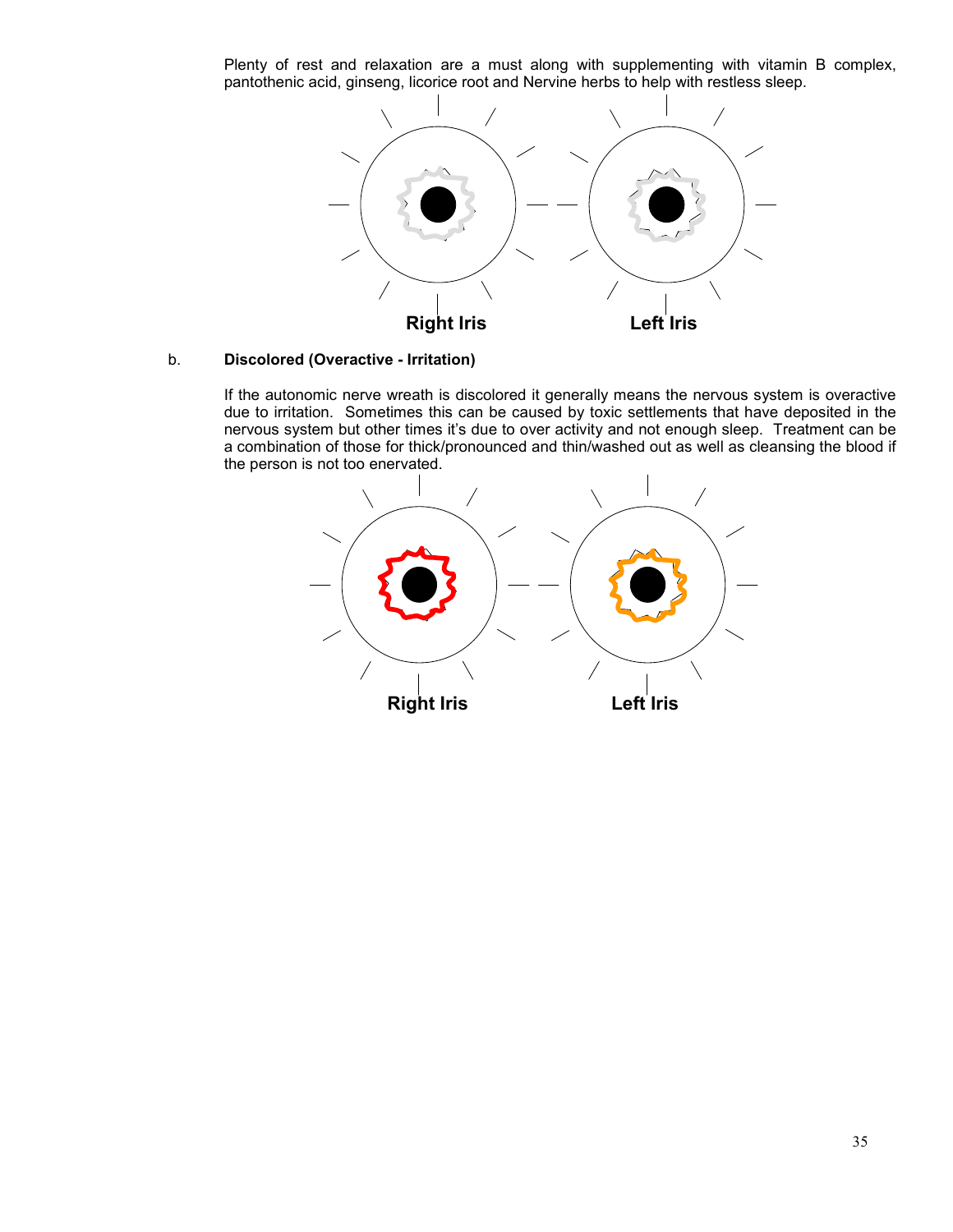Plenty of rest and relaxation are a must along with supplementing with vitamin B complex, pantothenic acid, ginseng, licorice root and Nervine herbs to help with restless sleep.

Right Iris Left Iris

b. **Discolored (Overactive - Irritation)**

If the autonomic nerve wreath is discolored it generally means the nervous system is overactive due to irritation. Sometimes this can be caused by toxic settlements that have deposited in the nervous system but other times it's due to over activity and not enough sleep. Treatment can be a combination of those for thick/pronounced and thin/washed out as well as cleansing the blood if the person is not too enervated.

Right Iris Left Iris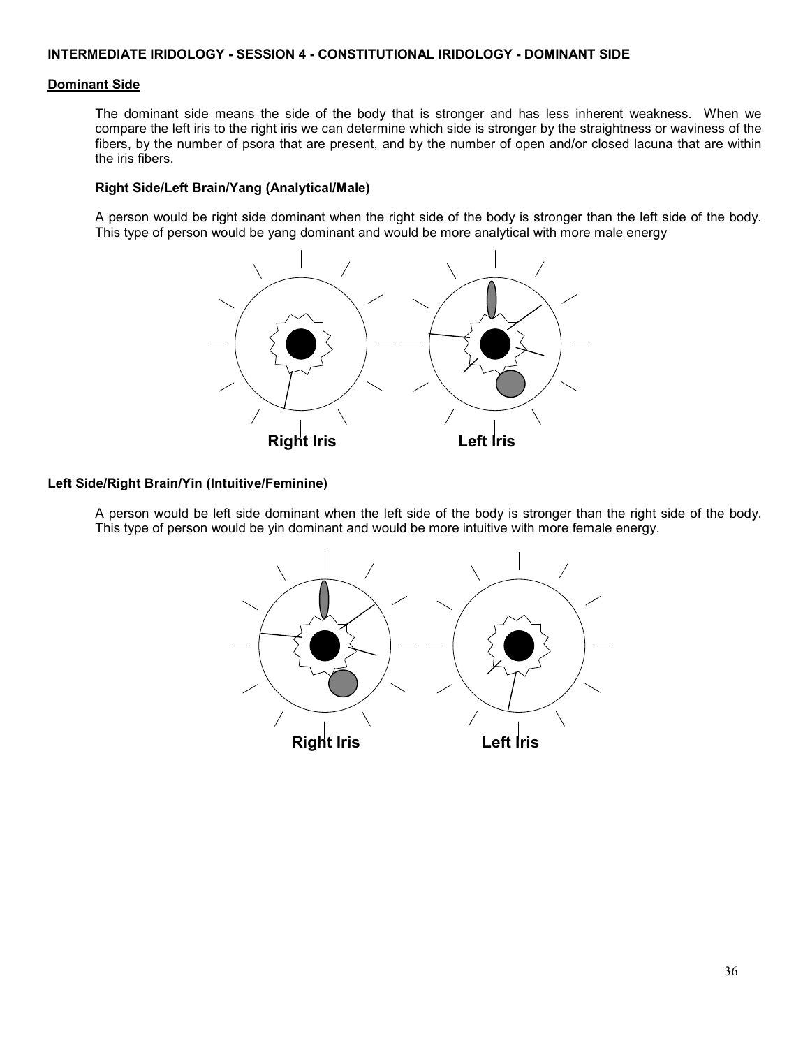## INTERMEDIATE IRIDOLOGY - SESSION 4 - CONSTITUTIONAL IRIDOLOGY - DOMINANT SIDE

### Dominant Side

The dominant side means the side of the body that is stronger and has less inherent weakness. When we compare the left iris to the right iris we can determine which side is stronger by the straightness or waviness of the fibers, by the number of psora that are present, and by the number of open and/or closed lacuna that are within the iris fibers.

#### Right Side/Left Brain/Yang (Analytical/Male)

A person would be right side dominant when the right side of the body is stronger than the left side of the body. This type of person would be yang dominant and would be more analytical with more male energy

Right Iris Left Iris

#### Left Side/Right Brain/Yin (Intuitive/Feminine)

A person would be left side dominant when the left side of the body is stronger than the right side of the body. This type of person would be yin dominant and would be more intuitive with more female energy.

Right Iris Left Iris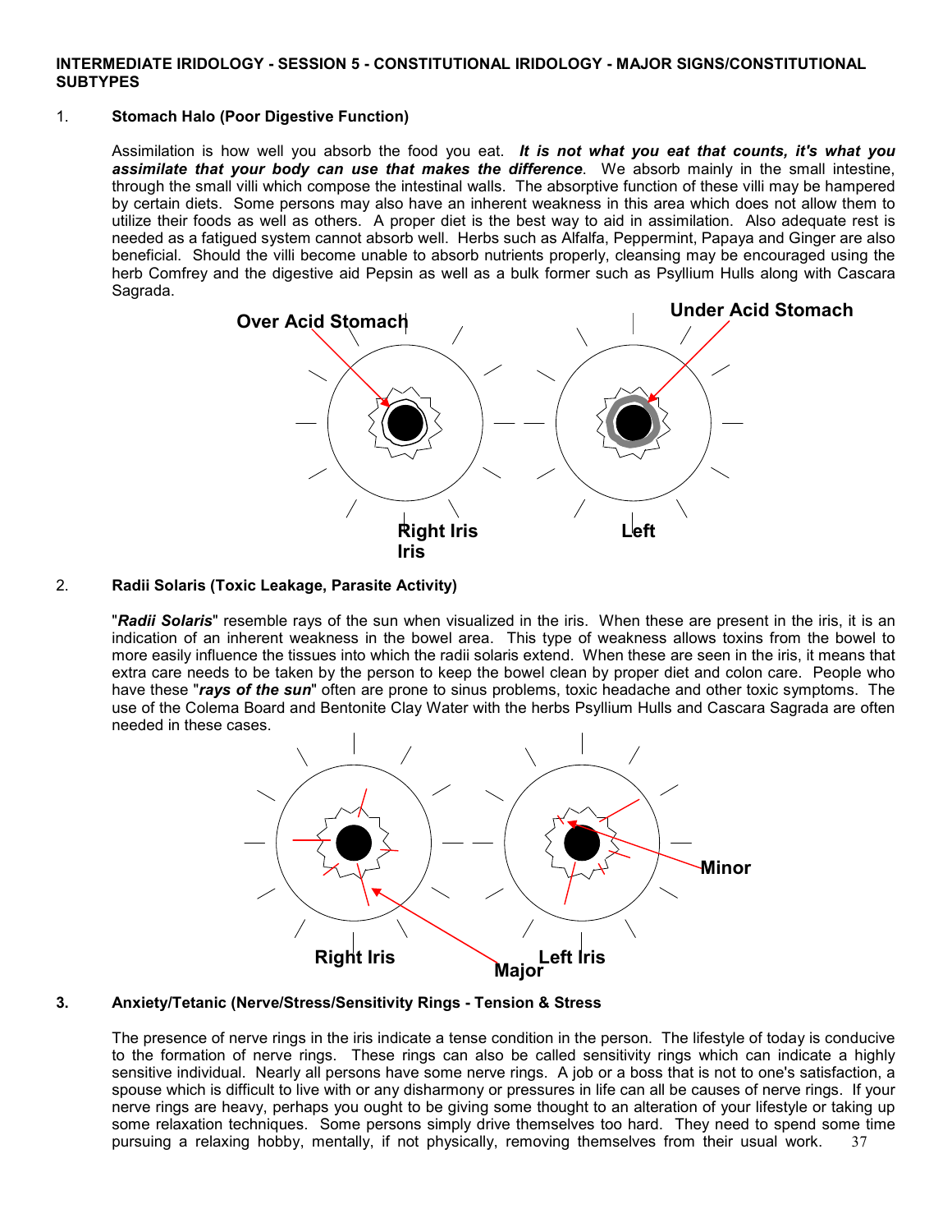**INTERMEDIATE IRIDOLOGY - SESSION 5 - CONSTITUTIONAL IRIDOLOGY - MAJOR SIGNS/CONSTITUTIONAL SUBTYPES**

1. **Stomach Halo (Poor Digestive Function)**

   Assimilation is how well you absorb the food you eat. ***It is not what you eat that counts, it's what you assimilate that your body can use that makes the difference***. We absorb mainly in the small intestine, through the small villi which compose the intestinal walls. The absorptive function of these villi may be hampered by certain diets. Some persons may also have an inherent weakness in this area which does not allow them to utilize their foods as well as others. A proper diet is the best way to aid in assimilation. Also adequate rest is needed as a fatigued system cannot absorb well. Herbs such as Alfalfa, Peppermint, Papaya and Ginger are also beneficial. Should the villi become unable to absorb nutrients properly, cleansing may be encouraged using the herb Comfrey and the digestive aid Pepsin as well as a bulk former such as Psyllium Hulls along with Cascara Sagrada.

   **Over Acid Stomach** **Under Acid Stomach**

   **Right Iris** **Left**

2. **Radii Solaris (Toxic Leakage, Parasite Activity)**

   "***Radii Solaris***" resemble rays of the sun when visualized in the iris. When these are present in the iris, it is an indication of an inherent weakness in the bowel area. This type of weakness allows toxins from the bowel to more easily influence the tissues into which the radii solaris extend. When these are seen in the iris, it means that extra care needs to be taken by the person to keep the bowel clean by proper diet and colon care. People who have these "***rays of the sun***" often are prone to sinus problems, toxic headache and other toxic symptoms. The use of the Colema Board and Bentonite Clay Water with the herbs Psyllium Hulls and Cascara Sagrada are often needed in these cases.

   **Minor**

   **Right Iris** **Major** **Left Iris**

3. **Anxiety/Tetanic (Nerve/Stress/Sensitivity Rings - Tension & Stress**

   The presence of nerve rings in the iris indicate a tense condition in the person. The lifestyle of today is conducive to the formation of nerve rings. These rings can also be called sensitivity rings which can indicate a highly sensitive individual. Nearly all persons have some nerve rings. A job or a boss that is not to one's satisfaction, a spouse which is difficult to live with or any disharmony or pressures in life can all be causes of nerve rings. If your nerve rings are heavy, perhaps you ought to be giving some thought to an alteration of your lifestyle or taking up some relaxation techniques. Some persons simply drive themselves too hard. They need to spend some time pursuing a relaxing hobby, mentally, if not physically, removing themselves from their usual work.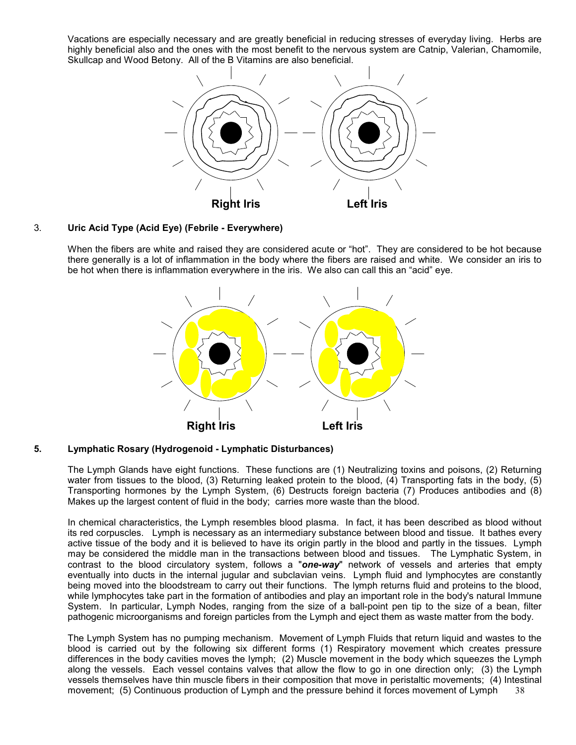Vacations are especially necessary and are greatly beneficial in reducing stresses of everyday living. Herbs are highly beneficial also and the ones with the most benefit to the nervous system are Catnip, Valerian, Chamomile, Skullcap and Wood Betony. All of the B Vitamins are also beneficial.

**Right Iris** **Left Iris**

3. **Uric Acid Type (Acid Eye) (Febrile - Everywhere)**

When the fibers are white and raised they are considered acute or "hot". They are considered to be hot because there generally is a lot of inflammation in the body where the fibers are raised and white. We consider an iris to be hot when there is inflammation everywhere in the iris. We also can call this an "acid" eye.

**Right Iris** **Left Iris**

5. **Lymphatic Rosary (Hydrogenoid - Lymphatic Disturbances)**

The Lymph Glands have eight functions. These functions are (1) Neutralizing toxins and poisons, (2) Returning water from tissues to the blood, (3) Returning leaked protein to the blood, (4) Transporting fats in the body, (5) Transporting hormones by the Lymph System, (6) Destructs foreign bacteria (7) Produces antibodies and (8) Makes up the largest content of fluid in the body; carries more waste than the blood.

In chemical characteristics, the Lymph resembles blood plasma. In fact, it has been described as blood without its red corpuscles. Lymph is necessary as an intermediary substance between blood and tissue. It bathes every active tissue of the body and it is believed to have its origin partly in the blood and partly in the tissues. Lymph may be considered the middle man in the transactions between blood and tissues. The Lymphatic System, in contrast to the blood circulatory system, follows a "***one-way***" network of vessels and arteries that empty eventually into ducts in the internal jugular and subclavian veins. Lymph fluid and lymphocytes are constantly being moved into the bloodstream to carry out their functions. The lymph returns fluid and proteins to the blood, while lymphocytes take part in the formation of antibodies and play an important role in the body's natural Immune System. In particular, Lymph Nodes, ranging from the size of a ball-point pen tip to the size of a bean, filter pathogenic microorganisms and foreign particles from the Lymph and eject them as waste matter from the body.

The Lymph System has no pumping mechanism. Movement of Lymph Fluids that return liquid and wastes to the blood is carried out by the following six different forms (1) Respiratory movement which creates pressure differences in the body cavities moves the lymph; (2) Muscle movement in the body which squeezes the Lymph along the vessels. Each vessel contains valves that allow the flow to go in one direction only; (3) the Lymph vessels themselves have thin muscle fibers in their composition that move in peristaltic movements; (4) Intestinal movement; (5) Continuous production of Lymph and the pressure behind it forces movement of Lymph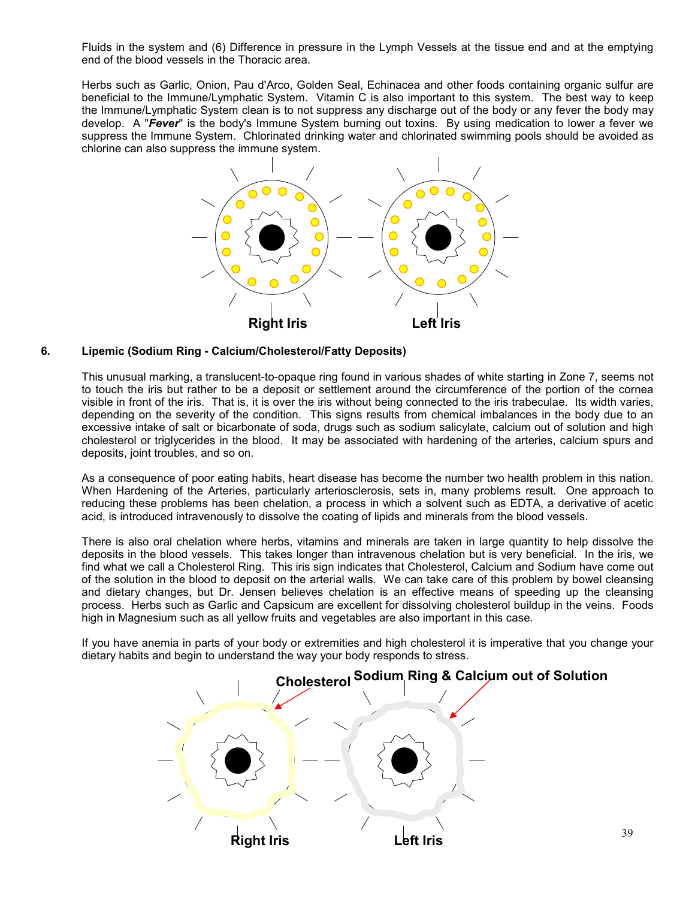Fluids in the system and (6) Difference in pressure in the Lymph Vessels at the tissue end and at the emptying end of the blood vessels in the Thoracic area.

Herbs such as Garlic, Onion, Pau d'Arco, Golden Seal, Echinacea and other foods containing organic sulfur are beneficial to the Immune/Lymphatic System. Vitamin C is also important to this system. The best way to keep the Immune/Lymphatic System clean is to not suppress any discharge out of the body or any fever the body may develop. A "***Fever***" is the body's Immune System burning out toxins. By using medication to lower a fever we suppress the Immune System. Chlorinated drinking water and chlorinated swimming pools should be avoided as chlorine can also suppress the immune system.

Right Iris    Left Iris

## 6. Lipemic (Sodium Ring - Calcium/Cholesterol/Fatty Deposits)

This unusual marking, a translucent-to-opaque ring found in various shades of white starting in Zone 7, seems not to touch the iris but rather to be a deposit or settlement around the circumference of the portion of the cornea visible in front of the iris. That is, it is over the iris without being connected to the iris trabeculae. Its width varies, depending on the severity of the condition. This signs results from chemical imbalances in the body due to an excessive intake of salt or bicarbonate of soda, drugs such as sodium salicylate, calcium out of solution and high cholesterol or triglycerides in the blood. It may be associated with hardening of the arteries, calcium spurs and deposits, joint troubles, and so on.

As a consequence of poor eating habits, heart disease has become the number two health problem in this nation. When Hardening of the Arteries, particularly arteriosclerosis, sets in, many problems result. One approach to reducing these problems has been chelation, a process in which a solvent such as EDTA, a derivative of acetic acid, is introduced intravenously to dissolve the coating of lipids and minerals from the blood vessels.

There is also oral chelation where herbs, vitamins and minerals are taken in large quantity to help dissolve the deposits in the blood vessels. This takes longer than intravenous chelation but is very beneficial. In the iris, we find what we call a Cholesterol Ring. This iris sign indicates that Cholesterol, Calcium and Sodium have come out of the solution in the blood to deposit on the arterial walls. We can take care of this problem by bowel cleansing and dietary changes, but Dr. Jensen believes chelation is an effective means of speeding up the cleansing process. Herbs such as Garlic and Capsicum are excellent for dissolving cholesterol buildup in the veins. Foods high in Magnesium such as all yellow fruits and vegetables are also important in this case.

If you have anemia in parts of your body or extremities and high cholesterol it is imperative that you change your dietary habits and begin to understand the way your body responds to stress.

Cholesterol    Sodium Ring & Calcium out of Solution

Right Iris    Left Iris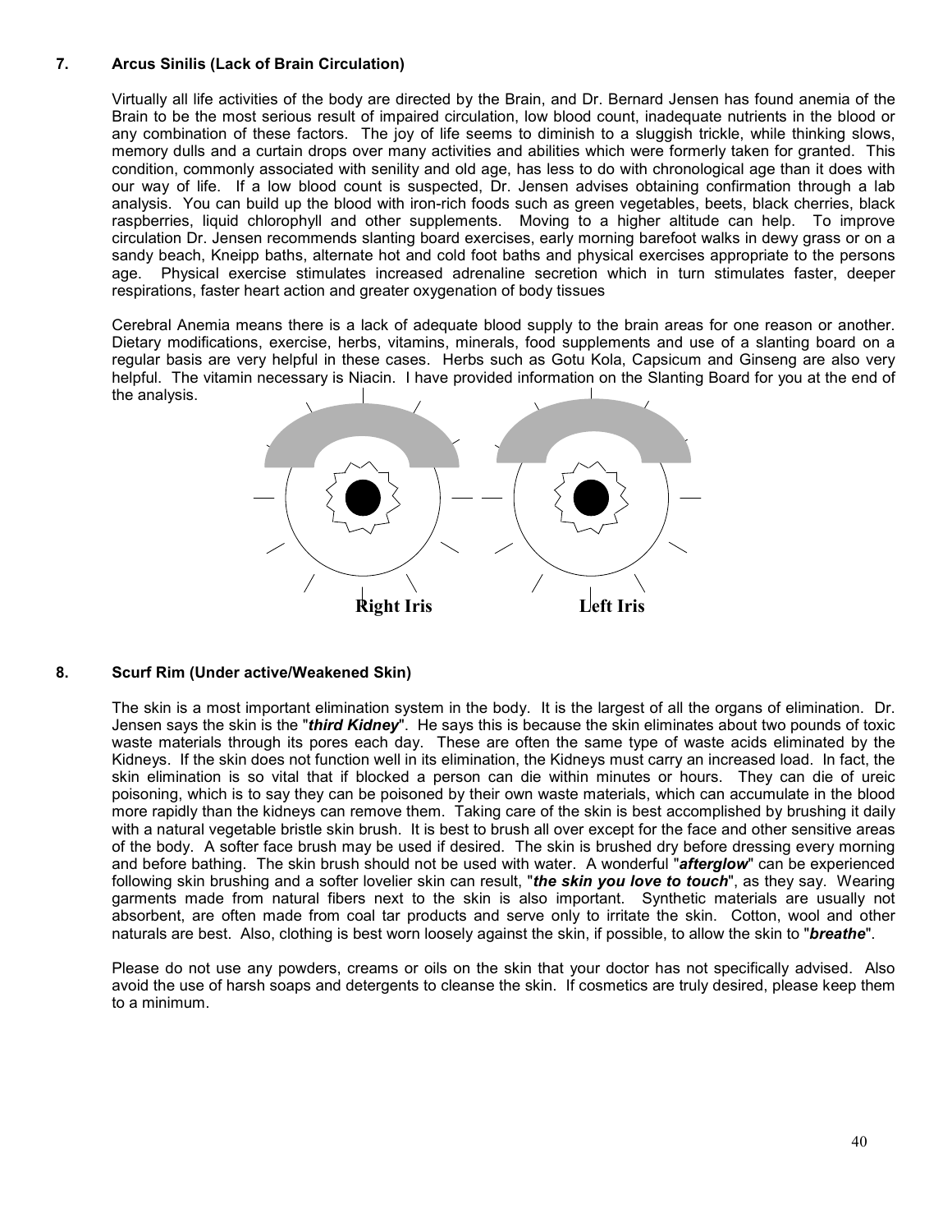## 7. Arcus Sinilis (Lack of Brain Circulation)

Virtually all life activities of the body are directed by the Brain, and Dr. Bernard Jensen has found anemia of the Brain to be the most serious result of impaired circulation, low blood count, inadequate nutrients in the blood or any combination of these factors. The joy of life seems to diminish to a sluggish trickle, while thinking slows, memory dulls and a curtain drops over many activities and abilities which were formerly taken for granted. This condition, commonly associated with senility and old age, has less to do with chronological age than it does with our way of life. If a low blood count is suspected, Dr. Jensen advises obtaining confirmation through a lab analysis. You can build up the blood with iron-rich foods such as green vegetables, beets, black cherries, black raspberries, liquid chlorophyll and other supplements. Moving to a higher altitude can help. To improve circulation Dr. Jensen recommends slanting board exercises, early morning barefoot walks in dewy grass or on a sandy beach, Kneipp baths, alternate hot and cold foot baths and physical exercises appropriate to the persons age. Physical exercise stimulates increased adrenaline secretion which in turn stimulates faster, deeper respirations, faster heart action and greater oxygenation of body tissues

Cerebral Anemia means there is a lack of adequate blood supply to the brain areas for one reason or another. Dietary modifications, exercise, herbs, vitamins, minerals, food supplements and use of a slanting board on a regular basis are very helpful in these cases. Herbs such as Gotu Kola, Capsicum and Ginseng are also very helpful. The vitamin necessary is Niacin. I have provided information on the Slanting Board for you at the end of the analysis.

**Right Iris** **Left Iris**

## 8. Scurf Rim (Under active/Weakened Skin)

The skin is a most important elimination system in the body. It is the largest of all the organs of elimination. Dr. Jensen says the skin is the "***third Kidney***". He says this is because the skin eliminates about two pounds of toxic waste materials through its pores each day. These are often the same type of waste acids eliminated by the Kidneys. If the skin does not function well in its elimination, the Kidneys must carry an increased load. In fact, the skin elimination is so vital that if blocked a person can die within minutes or hours. They can die of ureic poisoning, which is to say they can be poisoned by their own waste materials, which can accumulate in the blood more rapidly than the kidneys can remove them. Taking care of the skin is best accomplished by brushing it daily with a natural vegetable bristle skin brush. It is best to brush all over except for the face and other sensitive areas of the body. A softer face brush may be used if desired. The skin is brushed dry before dressing every morning and before bathing. The skin brush should not be used with water. A wonderful "***afterglow***" can be experienced following skin brushing and a softer lovelier skin can result, "***the skin you love to touch***", as they say. Wearing garments made from natural fibers next to the skin is also important. Synthetic materials are usually not absorbent, are often made from coal tar products and serve only to irritate the skin. Cotton, wool and other naturals are best. Also, clothing is best worn loosely against the skin, if possible, to allow the skin to "***breathe***".

Please do not use any powders, creams or oils on the skin that your doctor has not specifically advised. Also avoid the use of harsh soaps and detergents to cleanse the skin. If cosmetics are truly desired, please keep them to a minimum.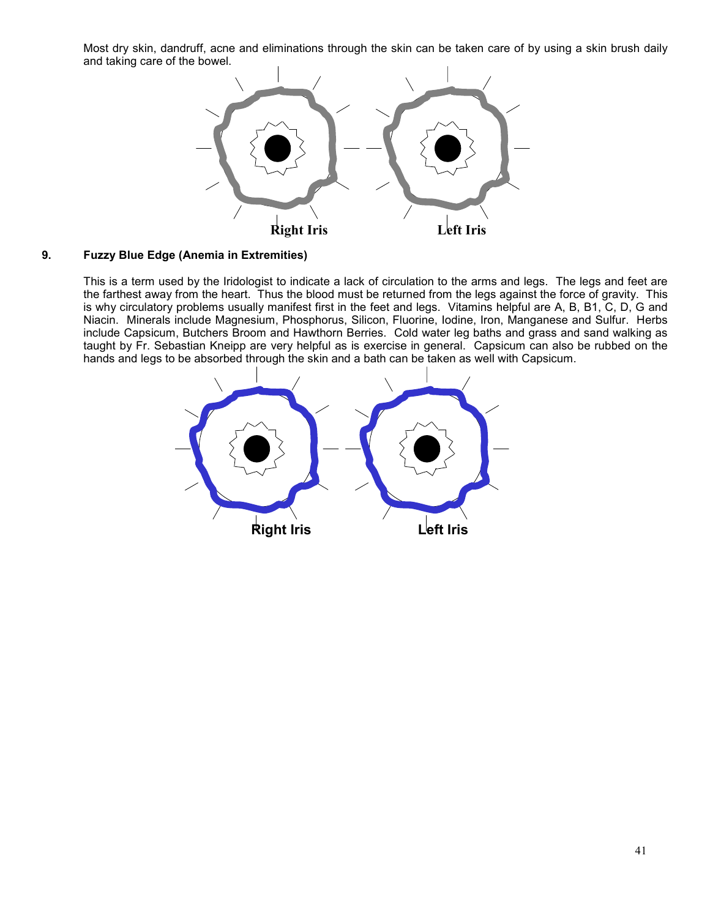Most dry skin, dandruff, acne and eliminations through the skin can be taken care of by using a skin brush daily and taking care of the bowel.

Right Iris Left Iris

### 9. Fuzzy Blue Edge (Anemia in Extremities)

This is a term used by the Iridologist to indicate a lack of circulation to the arms and legs. The legs and feet are the farthest away from the heart. Thus the blood must be returned from the legs against the force of gravity. This is why circulatory problems usually manifest first in the feet and legs. Vitamins helpful are A, B, B1, C, D, G and Niacin. Minerals include Magnesium, Phosphorus, Silicon, Fluorine, Iodine, Iron, Manganese and Sulfur. Herbs include Capsicum, Butchers Broom and Hawthorn Berries. Cold water leg baths and grass and sand walking as taught by Fr. Sebastian Kneipp are very helpful as is exercise in general. Capsicum can also be rubbed on the hands and legs to be absorbed through the skin and a bath can be taken as well with Capsicum.

Right Iris Left Iris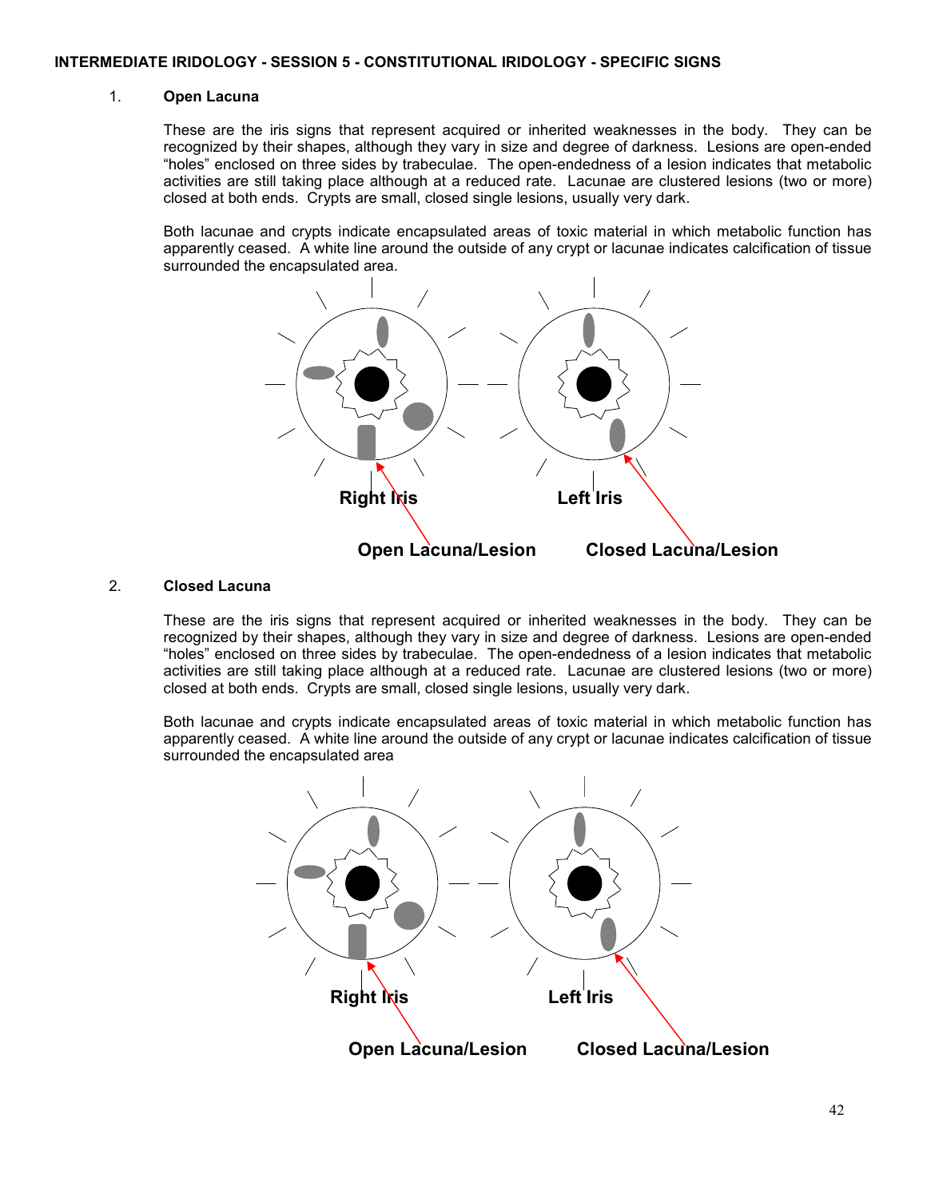INTERMEDIATE IRIDOLOGY - SESSION 5 - CONSTITUTIONAL IRIDOLOGY - SPECIFIC SIGNS

1. **Open Lacuna**

These are the iris signs that represent acquired or inherited weaknesses in the body. They can be recognized by their shapes, although they vary in size and degree of darkness. Lesions are open-ended "holes" enclosed on three sides by trabeculae. The open-endedness of a lesion indicates that metabolic activities are still taking place although at a reduced rate. Lacunae are clustered lesions (two or more) closed at both ends. Crypts are small, closed single lesions, usually very dark.

Both lacunae and crypts indicate encapsulated areas of toxic material in which metabolic function has apparently ceased. A white line around the outside of any crypt or lacunae indicates calcification of tissue surrounded the encapsulated area.

**Right Iris** **Left Iris**

**Open Lacuna/Lesion** **Closed Lacuna/Lesion**

2. **Closed Lacuna**

These are the iris signs that represent acquired or inherited weaknesses in the body. They can be recognized by their shapes, although they vary in size and degree of darkness. Lesions are open-ended "holes" enclosed on three sides by trabeculae. The open-endedness of a lesion indicates that metabolic activities are still taking place although at a reduced rate. Lacunae are clustered lesions (two or more) closed at both ends. Crypts are small, closed single lesions, usually very dark.

Both lacunae and crypts indicate encapsulated areas of toxic material in which metabolic function has apparently ceased. A white line around the outside of any crypt or lacunae indicates calcification of tissue surrounded the encapsulated area

**Right Iris** **Left Iris**

**Open Lacuna/Lesion** **Closed Lacuna/Lesion**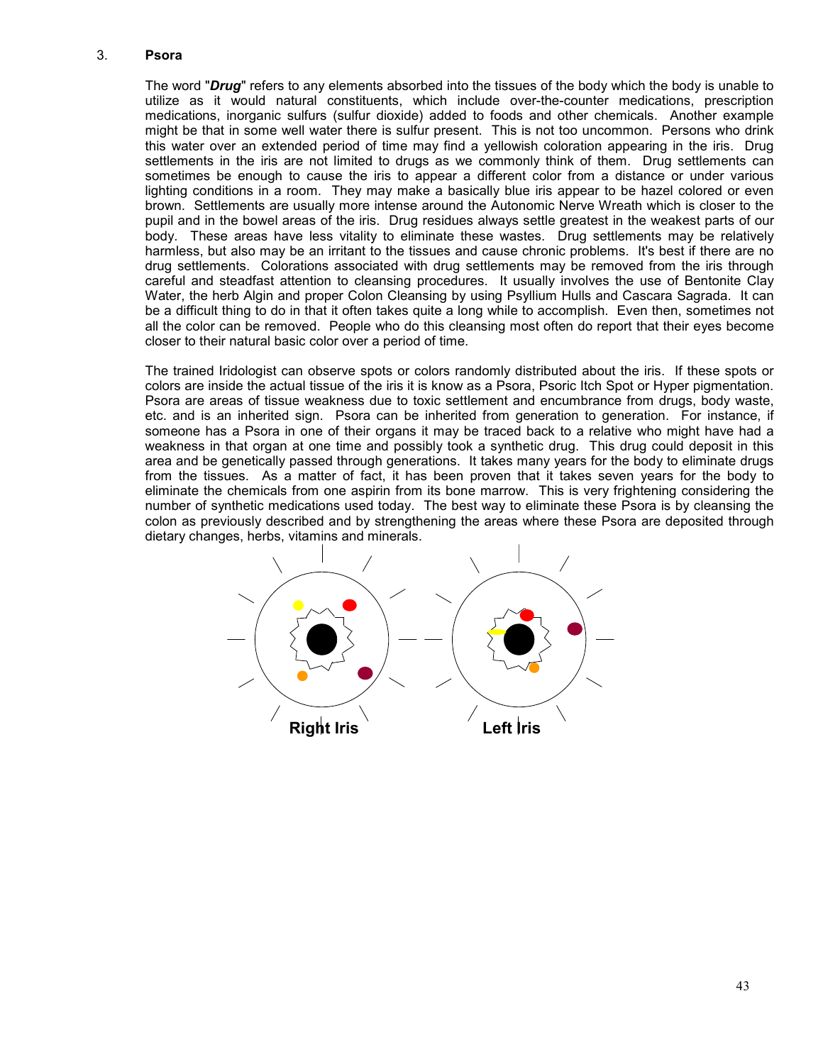3. **Psora**

The word "***Drug***" refers to any elements absorbed into the tissues of the body which the body is unable to utilize as it would natural constituents, which include over-the-counter medications, prescription medications, inorganic sulfurs (sulfur dioxide) added to foods and other chemicals. Another example might be that in some well water there is sulfur present. This is not too uncommon. Persons who drink this water over an extended period of time may find a yellowish coloration appearing in the iris. Drug settlements in the iris are not limited to drugs as we commonly think of them. Drug settlements can sometimes be enough to cause the iris to appear a different color from a distance or under various lighting conditions in a room. They may make a basically blue iris appear to be hazel colored or even brown. Settlements are usually more intense around the Autonomic Nerve Wreath which is closer to the pupil and in the bowel areas of the iris. Drug residues always settle greatest in the weakest parts of our body. These areas have less vitality to eliminate these wastes. Drug settlements may be relatively harmless, but also may be an irritant to the tissues and cause chronic problems. It's best if there are no drug settlements. Colorations associated with drug settlements may be removed from the iris through careful and steadfast attention to cleansing procedures. It usually involves the use of Bentonite Clay Water, the herb Algin and proper Colon Cleansing by using Psyllium Hulls and Cascara Sagrada. It can be a difficult thing to do in that it often takes quite a long while to accomplish. Even then, sometimes not all the color can be removed. People who do this cleansing most often do report that their eyes become closer to their natural basic color over a period of time.

The trained Iridologist can observe spots or colors randomly distributed about the iris. If these spots or colors are inside the actual tissue of the iris it is know as a Psora, Psoric Itch Spot or Hyper pigmentation. Psora are areas of tissue weakness due to toxic settlement and encumbrance from drugs, body waste, etc. and is an inherited sign. Psora can be inherited from generation to generation. For instance, if someone has a Psora in one of their organs it may be traced back to a relative who might have had a weakness in that organ at one time and possibly took a synthetic drug. This drug could deposit in this area and be genetically passed through generations. It takes many years for the body to eliminate drugs from the tissues. As a matter of fact, it has been proven that it takes seven years for the body to eliminate the chemicals from one aspirin from its bone marrow. This is very frightening considering the number of synthetic medications used today. The best way to eliminate these Psora is by cleansing the colon as previously described and by strengthening the areas where these Psora are deposited through dietary changes, herbs, vitamins and minerals.

Right Iris Left Iris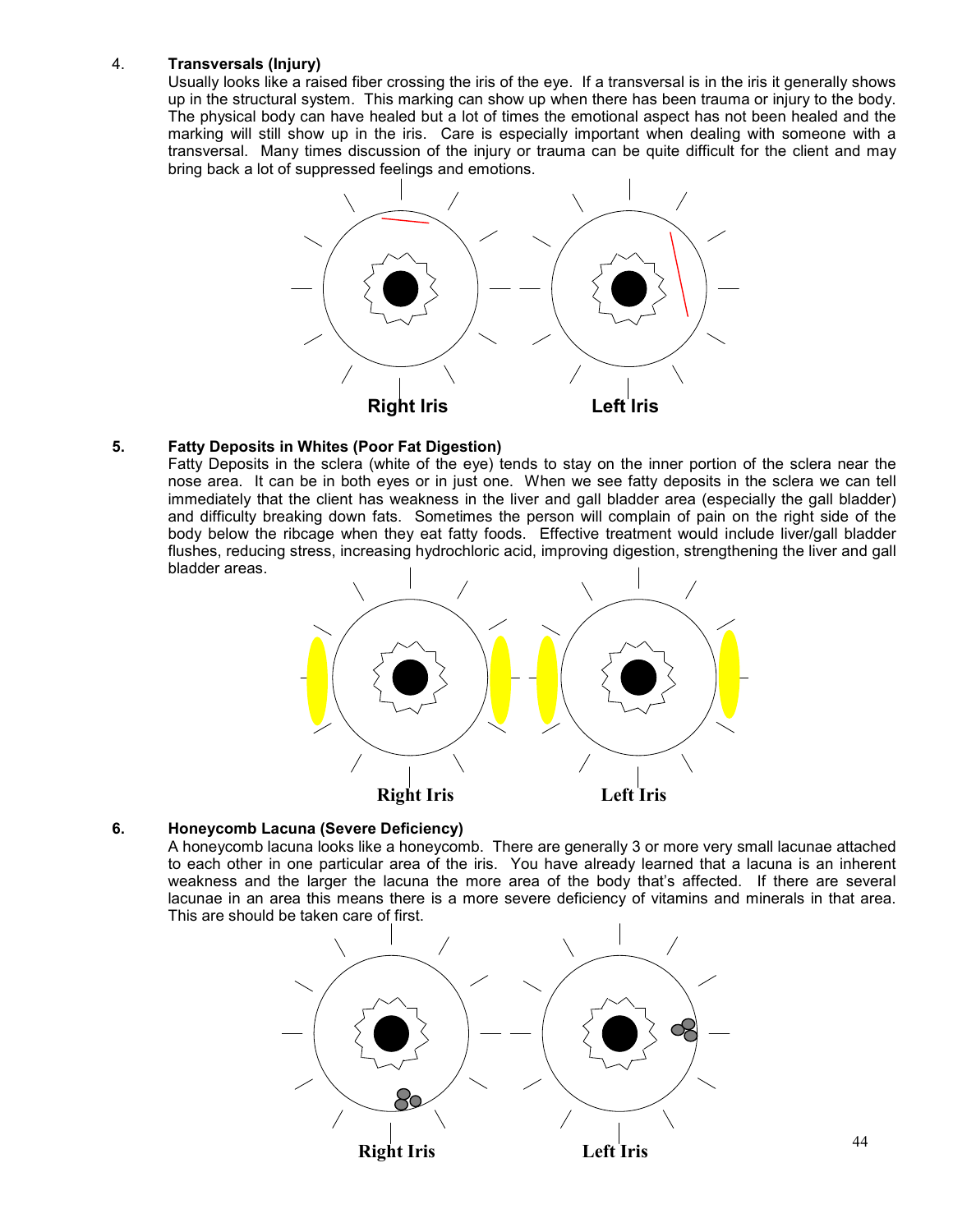4. **Transversals (Injury)**

Usually looks like a raised fiber crossing the iris of the eye. If a transversal is in the iris it generally shows up in the structural system. This marking can show up when there has been trauma or injury to the body. The physical body can have healed but a lot of times the emotional aspect has not been healed and the marking will still show up in the iris. Care is especially important when dealing with someone with a transversal. Many times discussion of the injury or trauma can be quite difficult for the client and may bring back a lot of suppressed feelings and emotions.

**Right Iris** **Left Iris**

5. **Fatty Deposits in Whites (Poor Fat Digestion)**

Fatty Deposits in the sclera (white of the eye) tends to stay on the inner portion of the sclera near the nose area. It can be in both eyes or in just one. When we see fatty deposits in the sclera we can tell immediately that the client has weakness in the liver and gall bladder area (especially the gall bladder) and difficulty breaking down fats. Sometimes the person will complain of pain on the right side of the body below the ribcage when they eat fatty foods. Effective treatment would include liver/gall bladder flushes, reducing stress, increasing hydrochloric acid, improving digestion, strengthening the liver and gall bladder areas.

**Right Iris** **Left Iris**

6. **Honeycomb Lacuna (Severe Deficiency)**

A honeycomb lacuna looks like a honeycomb. There are generally 3 or more very small lacunae attached to each other in one particular area of the iris. You have already learned that a lacuna is an inherent weakness and the larger the lacuna the more area of the body that's affected. If there are several lacunae in an area this means there is a more severe deficiency of vitamins and minerals in that area. This are should be taken care of first.

**Right Iris** **Left Iris**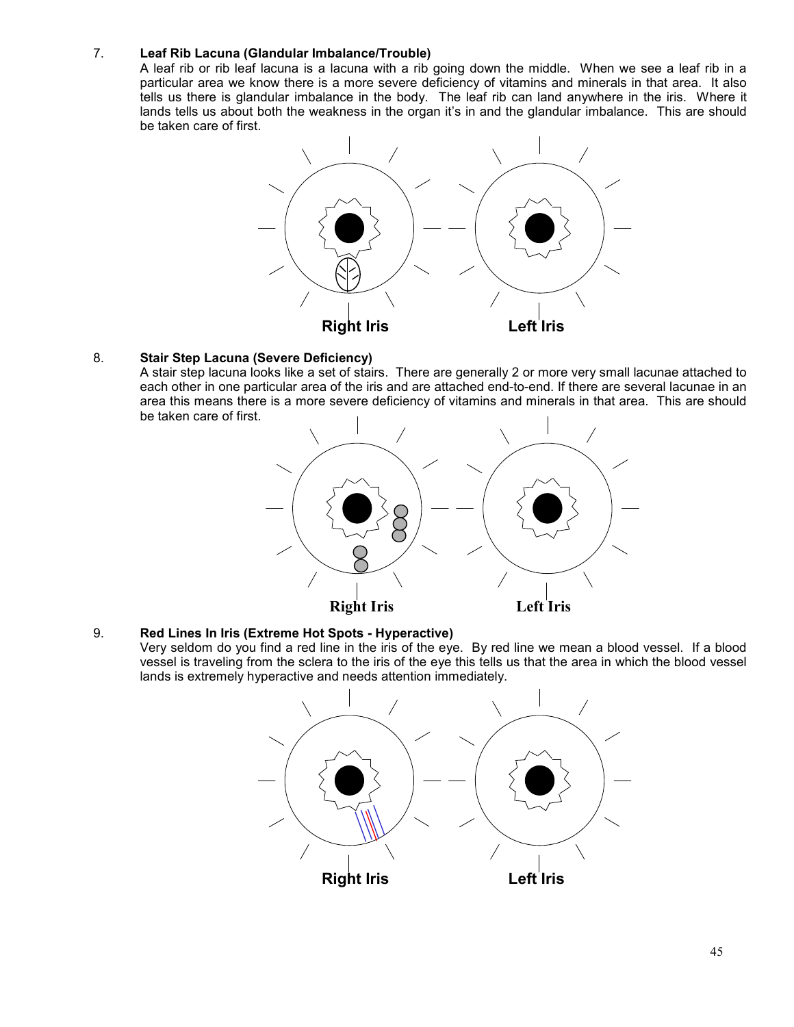7. **Leaf Rib Lacuna (Glandular Imbalance/Trouble)**
   A leaf rib or rib leaf lacuna is a lacuna with a rib going down the middle. When we see a leaf rib in a particular area we know there is a more severe deficiency of vitamins and minerals in that area. It also tells us there is glandular imbalance in the body. The leaf rib can land anywhere in the iris. Where it lands tells us about both the weakness in the organ it's in and the glandular imbalance. This are should be taken care of first.

   Right Iris Left Iris

8. **Stair Step Lacuna (Severe Deficiency)**
   A stair step lacuna looks like a set of stairs. There are generally 2 or more very small lacunae attached to each other in one particular area of the iris and are attached end-to-end. If there are several lacunae in an area this means there is a more severe deficiency of vitamins and minerals in that area. This are should be taken care of first.

   Right Iris Left Iris

9. **Red Lines In Iris (Extreme Hot Spots - Hyperactive)**
   Very seldom do you find a red line in the iris of the eye. By red line we mean a blood vessel. If a blood vessel is traveling from the sclera to the iris of the eye this tells us that the area in which the blood vessel lands is extremely hyperactive and needs attention immediately.

   Right Iris Left Iris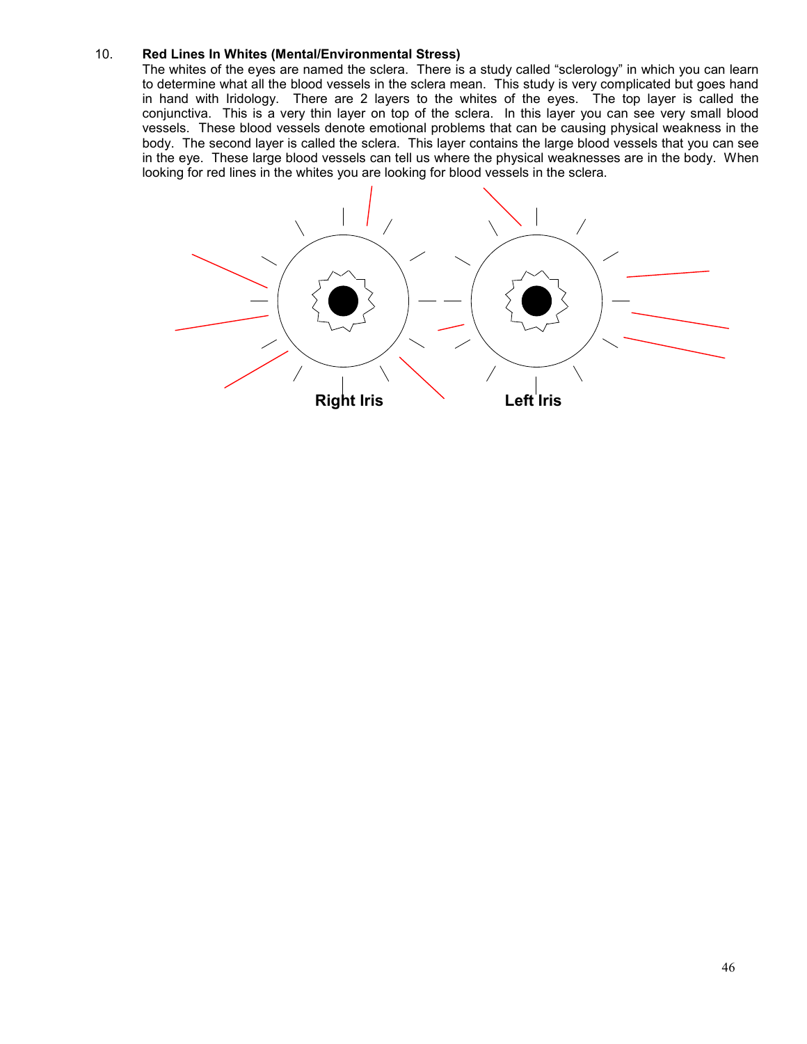10. **Red Lines In Whites (Mental/Environmental Stress)**

The whites of the eyes are named the sclera. There is a study called "sclerology" in which you can learn to determine what all the blood vessels in the sclera mean. This study is very complicated but goes hand in hand with Iridology. There are 2 layers to the whites of the eyes. The top layer is called the conjunctiva. This is a very thin layer on top of the sclera. In this layer you can see very small blood vessels. These blood vessels denote emotional problems that can be causing physical weakness in the body. The second layer is called the sclera. This layer contains the large blood vessels that you can see in the eye. These large blood vessels can tell us where the physical weaknesses are in the body. When looking for red lines in the whites you are looking for blood vessels in the sclera.

**Right Iris** **Left Iris**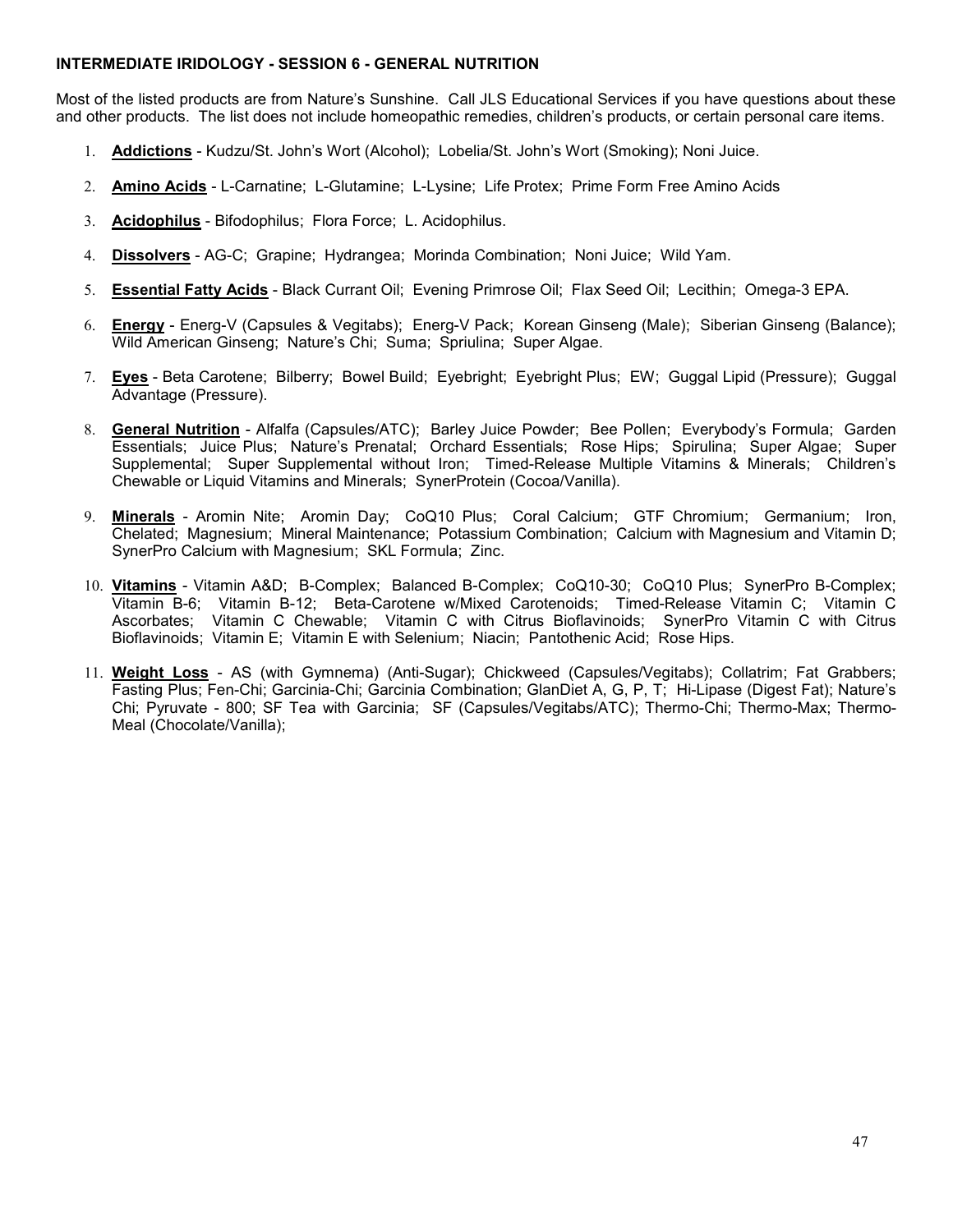## INTERMEDIATE IRIDOLOGY - SESSION 6 - GENERAL NUTRITION

Most of the listed products are from Nature's Sunshine. Call JLS Educational Services if you have questions about these and other products. The list does not include homeopathic remedies, children's products, or certain personal care items.

1. **Addictions** - Kudzu/St. John's Wort (Alcohol); Lobelia/St. John's Wort (Smoking); Noni Juice.
2. **Amino Acids** - L-Carnatine; L-Glutamine; L-Lysine; Life Protex; Prime Form Free Amino Acids
3. **Acidophilus** - Bifodophilus; Flora Force; L. Acidophilus.
4. **Dissolvers** - AG-C; Grapine; Hydrangea; Morinda Combination; Noni Juice; Wild Yam.
5. **Essential Fatty Acids** - Black Currant Oil; Evening Primrose Oil; Flax Seed Oil; Lecithin; Omega-3 EPA.
6. **Energy** - Energ-V (Capsules & Vegitabs); Energ-V Pack; Korean Ginseng (Male); Siberian Ginseng (Balance); Wild American Ginseng; Nature's Chi; Suma; Spriulina; Super Algae.
7. **Eyes** - Beta Carotene; Bilberry; Bowel Build; Eyebright; Eyebright Plus; EW; Guggal Lipid (Pressure); Guggal Advantage (Pressure).
8. **General Nutrition** - Alfalfa (Capsules/ATC); Barley Juice Powder; Bee Pollen; Everybody's Formula; Garden Essentials; Juice Plus; Nature's Prenatal; Orchard Essentials; Rose Hips; Spirulina; Super Algae; Super Supplemental; Super Supplemental without Iron; Timed-Release Multiple Vitamins & Minerals; Children's Chewable or Liquid Vitamins and Minerals; SynerProtein (Cocoa/Vanilla).
9. **Minerals** - Aromin Nite; Aromin Day; CoQ10 Plus; Coral Calcium; GTF Chromium; Germanium; Iron, Chelated; Magnesium; Mineral Maintenance; Potassium Combination; Calcium with Magnesium and Vitamin D; SynerPro Calcium with Magnesium; SKL Formula; Zinc.
10. **Vitamins** - Vitamin A&D; B-Complex; Balanced B-Complex; CoQ10-30; CoQ10 Plus; SynerPro B-Complex; Vitamin B-6; Vitamin B-12; Beta-Carotene w/Mixed Carotenoids; Timed-Release Vitamin C; Vitamin C Ascorbates; Vitamin C Chewable; Vitamin C with Citrus Bioflavinoids; SynerPro Vitamin C with Citrus Bioflavinoids; Vitamin E; Vitamin E with Selenium; Niacin; Pantothenic Acid; Rose Hips.
11. **Weight Loss** - AS (with Gymnema) (Anti-Sugar); Chickweed (Capsules/Vegitabs); Collatrim; Fat Grabbers; Fasting Plus; Fen-Chi; Garcinia-Chi; Garcinia Combination; GlanDiet A, G, P, T; Hi-Lipase (Digest Fat); Nature's Chi; Pyruvate - 800; SF Tea with Garcinia; SF (Capsules/Vegitabs/ATC); Thermo-Chi; Thermo-Max; Thermo-Meal (Chocolate/Vanilla);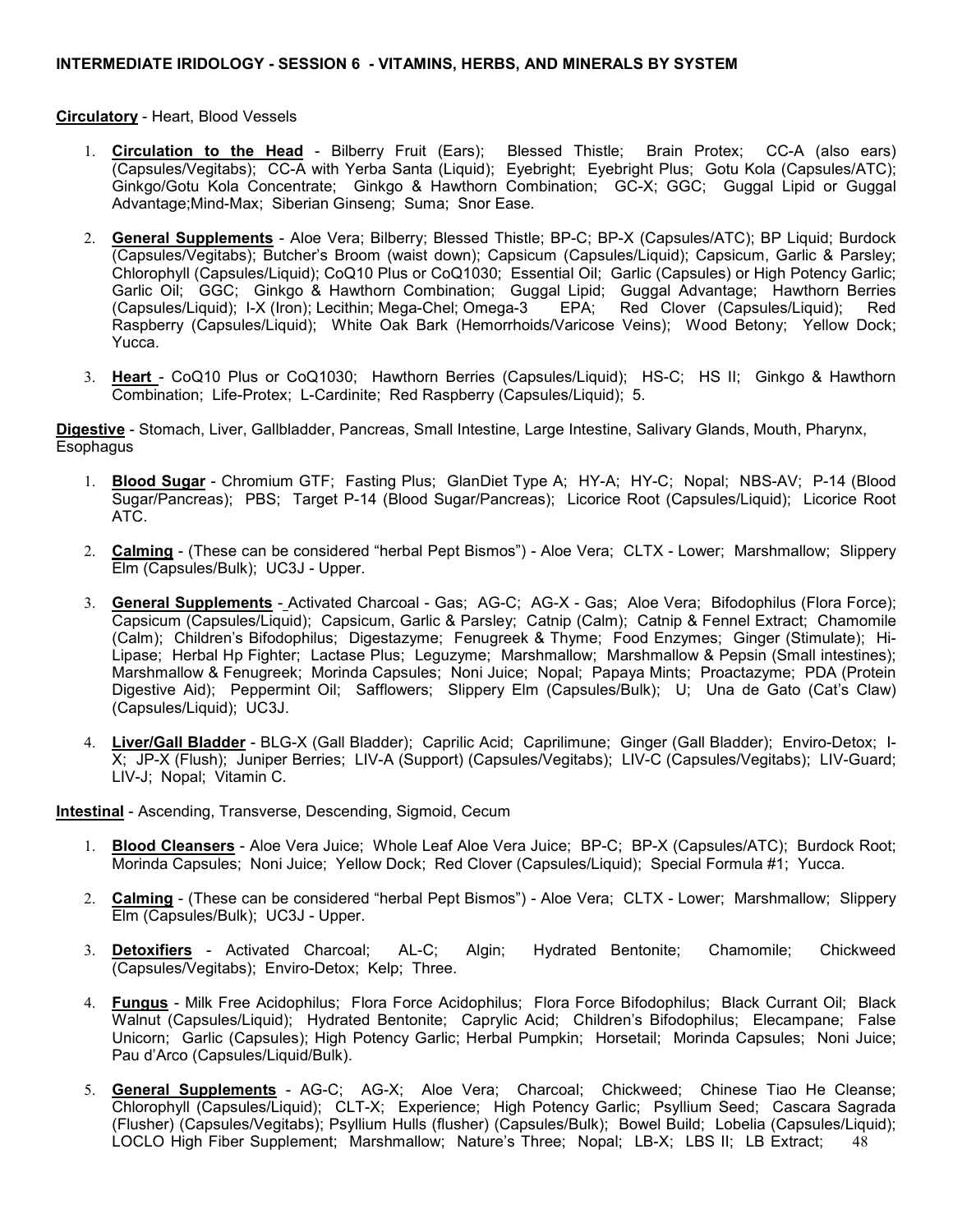**INTERMEDIATE IRIDOLOGY - SESSION 6 - VITAMINS, HERBS, AND MINERALS BY SYSTEM**

**Circulatory** - Heart, Blood Vessels

1. **Circulation to the Head** - Bilberry Fruit (Ears); Blessed Thistle; Brain Protex; CC-A (also ears) (Capsules/Vegitabs); CC-A with Yerba Santa (Liquid); Eyebright; Eyebright Plus; Gotu Kola (Capsules/ATC); Ginkgo/Gotu Kola Concentrate; Ginkgo & Hawthorn Combination; GC-X; GGC; Guggal Lipid or Guggal Advantage;Mind-Max; Siberian Ginseng; Suma; Snor Ease.

2. **General Supplements** - Aloe Vera; Bilberry; Blessed Thistle; BP-C; BP-X (Capsules/ATC); BP Liquid; Burdock (Capsules/Vegitabs); Butcher's Broom (waist down); Capsicum (Capsules/Liquid); Capsicum, Garlic & Parsley; Chlorophyll (Capsules/Liquid); CoQ10 Plus or CoQ1030; Essential Oil; Garlic (Capsules) or High Potency Garlic; Garlic Oil; GGC; Ginkgo & Hawthorn Combination; Guggal Lipid; Guggal Advantage; Hawthorn Berries (Capsules/Liquid); I-X (Iron); Lecithin; Mega-Chel; Omega-3 EPA; Red Clover (Capsules/Liquid); Red Raspberry (Capsules/Liquid); White Oak Bark (Hemorrhoids/Varicose Veins); Wood Betony; Yellow Dock; Yucca.

3. **Heart** - CoQ10 Plus or CoQ1030; Hawthorn Berries (Capsules/Liquid); HS-C; HS II; Ginkgo & Hawthorn Combination; Life-Protex; L-Cardinite; Red Raspberry (Capsules/Liquid); 5.

**Digestive** - Stomach, Liver, Gallbladder, Pancreas, Small Intestine, Large Intestine, Salivary Glands, Mouth, Pharynx, Esophagus

1. **Blood Sugar** - Chromium GTF; Fasting Plus; GlanDiet Type A; HY-A; HY-C; Nopal; NBS-AV; P-14 (Blood Sugar/Pancreas); PBS; Target P-14 (Blood Sugar/Pancreas); Licorice Root (Capsules/Liquid); Licorice Root ATC.

2. **Calming** - (These can be considered "herbal Pept Bismos") - Aloe Vera; CLTX - Lower; Marshmallow; Slippery Elm (Capsules/Bulk); UC3J - Upper.

3. **General Supplements** - Activated Charcoal - Gas; AG-C; AG-X - Gas; Aloe Vera; Bifodophilus (Flora Force); Capsicum (Capsules/Liquid); Capsicum, Garlic & Parsley; Catnip (Calm); Catnip & Fennel Extract; Chamomile (Calm); Children's Bifodophilus; Digestazyme; Fenugreek & Thyme; Food Enzymes; Ginger (Stimulate); Hi-Lipase; Herbal Hp Fighter; Lactase Plus; Leguzyme; Marshmallow; Marshmallow & Pepsin (Small intestines); Marshmallow & Fenugreek; Morinda Capsules; Noni Juice; Nopal; Papaya Mints; Proactazyme; PDA (Protein Digestive Aid); Peppermint Oil; Safflowers; Slippery Elm (Capsules/Bulk); U; Una de Gato (Cat's Claw) (Capsules/Liquid); UC3J.

4. **Liver/Gall Bladder** - BLG-X (Gall Bladder); Caprilic Acid; Caprilimune; Ginger (Gall Bladder); Enviro-Detox; I-X; JP-X (Flush); Juniper Berries; LIV-A (Support) (Capsules/Vegitabs); LIV-C (Capsules/Vegitabs); LIV-Guard; LIV-J; Nopal; Vitamin C.

**Intestinal** - Ascending, Transverse, Descending, Sigmoid, Cecum

1. **Blood Cleansers** - Aloe Vera Juice; Whole Leaf Aloe Vera Juice; BP-C; BP-X (Capsules/ATC); Burdock Root; Morinda Capsules; Noni Juice; Yellow Dock; Red Clover (Capsules/Liquid); Special Formula #1; Yucca.

2. **Calming** - (These can be considered "herbal Pept Bismos") - Aloe Vera; CLTX - Lower; Marshmallow; Slippery Elm (Capsules/Bulk); UC3J - Upper.

3. **Detoxifiers** - Activated Charcoal; AL-C; Algin; Hydrated Bentonite; Chamomile; Chickweed (Capsules/Vegitabs); Enviro-Detox; Kelp; Three.

4. **Fungus** - Milk Free Acidophilus; Flora Force Acidophilus; Flora Force Bifodophilus; Black Currant Oil; Black Walnut (Capsules/Liquid); Hydrated Bentonite; Caprylic Acid; Children's Bifodophilus; Elecampane; False Unicorn; Garlic (Capsules); High Potency Garlic; Herbal Pumpkin; Horsetail; Morinda Capsules; Noni Juice; Pau d'Arco (Capsules/Liquid/Bulk).

5. **General Supplements** - AG-C; AG-X; Aloe Vera; Charcoal; Chickweed; Chinese Tiao He Cleanse; Chlorophyll (Capsules/Liquid); CLT-X; Experience; High Potency Garlic; Psyllium Seed; Cascara Sagrada (Flusher) (Capsules/Vegitabs); Psyllium Hulls (flusher) (Capsules/Bulk); Bowel Build; Lobelia (Capsules/Liquid); LOCLO High Fiber Supplement; Marshmallow; Nature's Three; Nopal; LB-X; LBS II; LB Extract;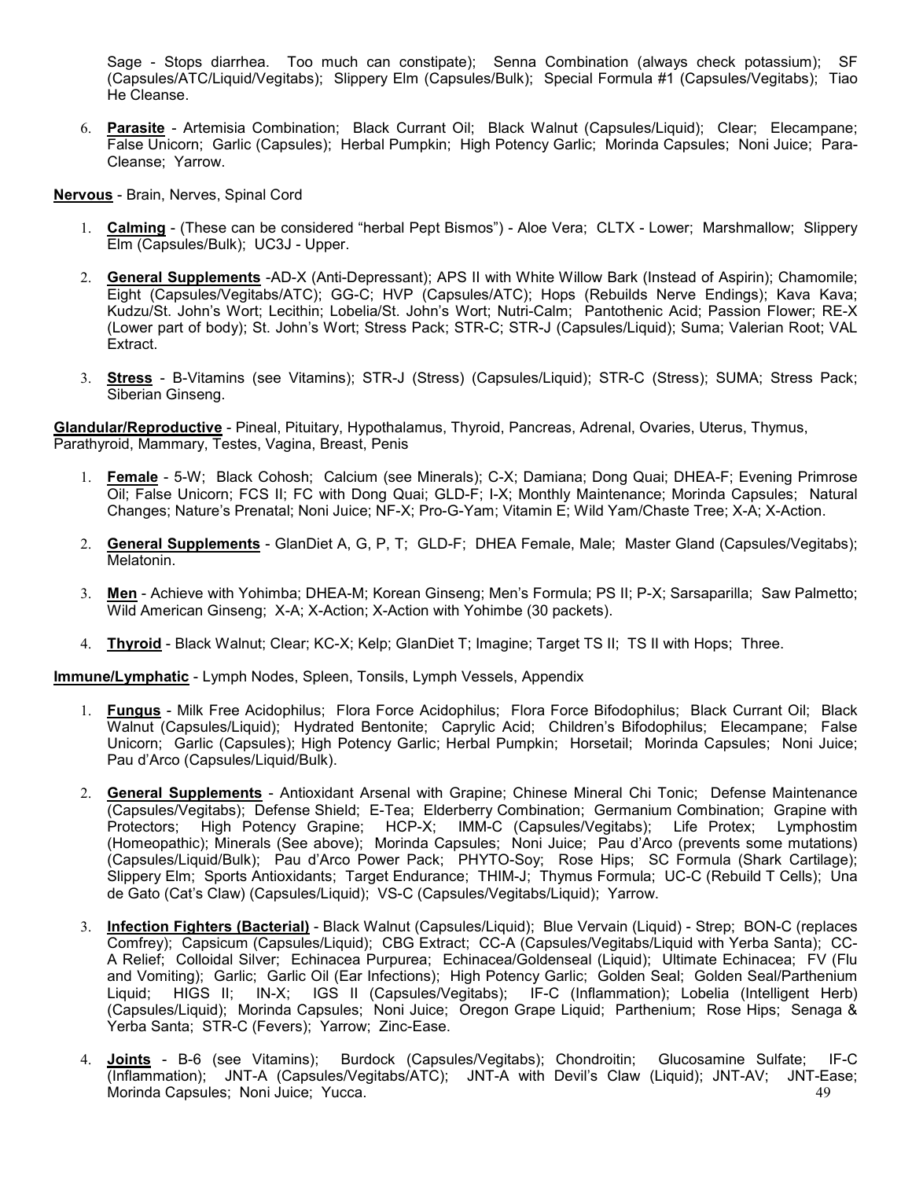Sage - Stops diarrhea. Too much can constipate); Senna Combination (always check potassium); SF (Capsules/ATC/Liquid/Vegitabs); Slippery Elm (Capsules/Bulk); Special Formula #1 (Capsules/Vegitabs); Tiao He Cleanse.

6. **Parasite** - Artemisia Combination; Black Currant Oil; Black Walnut (Capsules/Liquid); Clear; Elecampane; False Unicorn; Garlic (Capsules); Herbal Pumpkin; High Potency Garlic; Morinda Capsules; Noni Juice; Para-Cleanse; Yarrow.

**Nervous** - Brain, Nerves, Spinal Cord

1. **Calming** - (These can be considered "herbal Pept Bismos") - Aloe Vera; CLTX - Lower; Marshmallow; Slippery Elm (Capsules/Bulk); UC3J - Upper.
2. **General Supplements** -AD-X (Anti-Depressant); APS II with White Willow Bark (Instead of Aspirin); Chamomile; Eight (Capsules/Vegitabs/ATC); GG-C; HVP (Capsules/ATC); Hops (Rebuilds Nerve Endings); Kava Kava; Kudzu/St. John's Wort; Lecithin; Lobelia/St. John's Wort; Nutri-Calm; Pantothenic Acid; Passion Flower; RE-X (Lower part of body); St. John's Wort; Stress Pack; STR-C; STR-J (Capsules/Liquid); Suma; Valerian Root; VAL Extract.
3. **Stress** - B-Vitamins (see Vitamins); STR-J (Stress) (Capsules/Liquid); STR-C (Stress); SUMA; Stress Pack; Siberian Ginseng.

**Glandular/Reproductive** - Pineal, Pituitary, Hypothalamus, Thyroid, Pancreas, Adrenal, Ovaries, Uterus, Thymus, Parathyroid, Mammary, Testes, Vagina, Breast, Penis

1. **Female** - 5-W; Black Cohosh; Calcium (see Minerals); C-X; Damiana; Dong Quai; DHEA-F; Evening Primrose Oil; False Unicorn; FCS II; FC with Dong Quai; GLD-F; I-X; Monthly Maintenance; Morinda Capsules; Natural Changes; Nature's Prenatal; Noni Juice; NF-X; Pro-G-Yam; Vitamin E; Wild Yam/Chaste Tree; X-A; X-Action.
2. **General Supplements** - GlanDiet A, G, P, T; GLD-F; DHEA Female, Male; Master Gland (Capsules/Vegitabs); Melatonin.
3. **Men** - Achieve with Yohimba; DHEA-M; Korean Ginseng; Men's Formula; PS II; P-X; Sarsaparilla; Saw Palmetto; Wild American Ginseng; X-A; X-Action; X-Action with Yohimbe (30 packets).
4. **Thyroid** - Black Walnut; Clear; KC-X; Kelp; GlanDiet T; Imagine; Target TS II; TS II with Hops; Three.

**Immune/Lymphatic** - Lymph Nodes, Spleen, Tonsils, Lymph Vessels, Appendix

1. **Fungus** - Milk Free Acidophilus; Flora Force Acidophilus; Flora Force Bifodophilus; Black Currant Oil; Black Walnut (Capsules/Liquid); Hydrated Bentonite; Caprylic Acid; Children's Bifodophilus; Elecampane; False Unicorn; Garlic (Capsules); High Potency Garlic; Herbal Pumpkin; Horsetail; Morinda Capsules; Noni Juice; Pau d'Arco (Capsules/Liquid/Bulk).
2. **General Supplements** - Antioxidant Arsenal with Grapine; Chinese Mineral Chi Tonic; Defense Maintenance (Capsules/Vegitabs); Defense Shield; E-Tea; Elderberry Combination; Germanium Combination; Grapine with Protectors; High Potency Grapine; HCP-X; IMM-C (Capsules/Vegitabs); Life Protex; Lymphostim (Homeopathic); Minerals (See above); Morinda Capsules; Noni Juice; Pau d'Arco (prevents some mutations) (Capsules/Liquid/Bulk); Pau d'Arco Power Pack; PHYTO-Soy; Rose Hips; SC Formula (Shark Cartilage); Slippery Elm; Sports Antioxidants; Target Endurance; THIM-J; Thymus Formula; UC-C (Rebuild T Cells); Una de Gato (Cat's Claw) (Capsules/Liquid); VS-C (Capsules/Vegitabs/Liquid); Yarrow.
3. **Infection Fighters (Bacterial)** - Black Walnut (Capsules/Liquid); Blue Vervain (Liquid) - Strep; BON-C (replaces Comfrey); Capsicum (Capsules/Liquid); CBG Extract; CC-A (Capsules/Vegitabs/Liquid with Yerba Santa); CC-A Relief; Colloidal Silver; Echinacea Purpurea; Echinacea/Goldenseal (Liquid); Ultimate Echinacea; FV (Flu and Vomiting); Garlic; Garlic Oil (Ear Infections); High Potency Garlic; Golden Seal; Golden Seal/Parthenium Liquid; HIGS II; IN-X; IGS II (Capsules/Vegitabs); IF-C (Inflammation); Lobelia (Intelligent Herb) (Capsules/Liquid); Morinda Capsules; Noni Juice; Oregon Grape Liquid; Parthenium; Rose Hips; Senaga & Yerba Santa; STR-C (Fevers); Yarrow; Zinc-Ease.
4. **Joints** - B-6 (see Vitamins); Burdock (Capsules/Vegitabs); Chondroitin; Glucosamine Sulfate; IF-C (Inflammation); JNT-A (Capsules/Vegitabs/ATC); JNT-A with Devil's Claw (Liquid); JNT-AV; JNT-Ease; Morinda Capsules; Noni Juice; Yucca.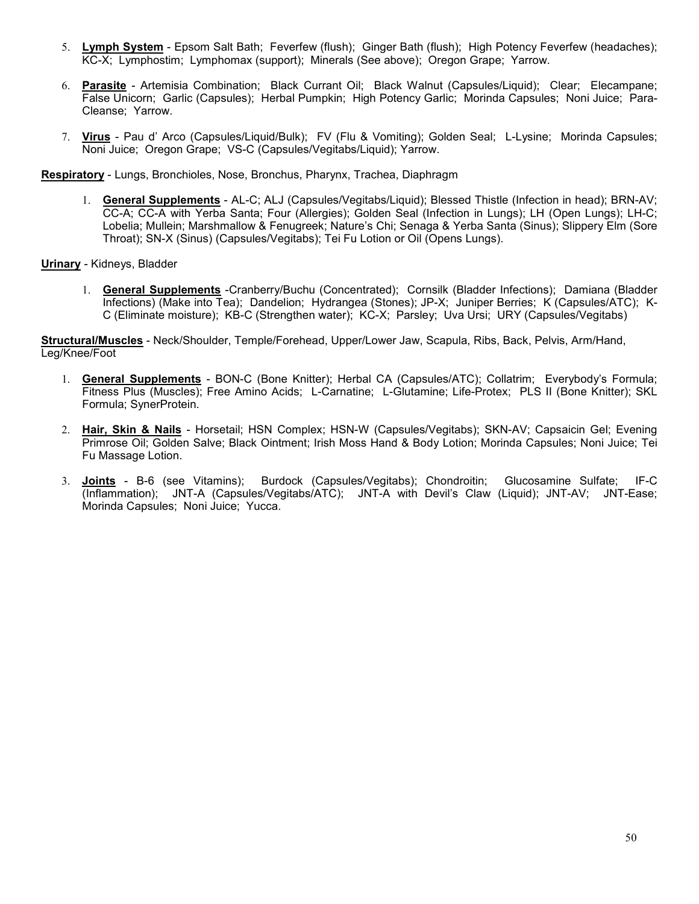5. **Lymph System** - Epsom Salt Bath; Feverfew (flush); Ginger Bath (flush); High Potency Feverfew (headaches); KC-X; Lymphostim; Lymphomax (support); Minerals (See above); Oregon Grape; Yarrow.

6. **Parasite** - Artemisia Combination; Black Currant Oil; Black Walnut (Capsules/Liquid); Clear; Elecampane; False Unicorn; Garlic (Capsules); Herbal Pumpkin; High Potency Garlic; Morinda Capsules; Noni Juice; Para-Cleanse; Yarrow.

7. **Virus** - Pau d' Arco (Capsules/Liquid/Bulk); FV (Flu & Vomiting); Golden Seal; L-Lysine; Morinda Capsules; Noni Juice; Oregon Grape; VS-C (Capsules/Vegitabs/Liquid); Yarrow.

**Respiratory** - Lungs, Bronchioles, Nose, Bronchus, Pharynx, Trachea, Diaphragm

1. **General Supplements** - AL-C; ALJ (Capsules/Vegitabs/Liquid); Blessed Thistle (Infection in head); BRN-AV; CC-A; CC-A with Yerba Santa; Four (Allergies); Golden Seal (Infection in Lungs); LH (Open Lungs); LH-C; Lobelia; Mullein; Marshmallow & Fenugreek; Nature's Chi; Senaga & Yerba Santa (Sinus); Slippery Elm (Sore Throat); SN-X (Sinus) (Capsules/Vegitabs); Tei Fu Lotion or Oil (Opens Lungs).

**Urinary** - Kidneys, Bladder

1. **General Supplements** -Cranberry/Buchu (Concentrated); Cornsilk (Bladder Infections); Damiana (Bladder Infections) (Make into Tea); Dandelion; Hydrangea (Stones); JP-X; Juniper Berries; K (Capsules/ATC); K-C (Eliminate moisture); KB-C (Strengthen water); KC-X; Parsley; Uva Ursi; URY (Capsules/Vegitabs)

**Structural/Muscles** - Neck/Shoulder, Temple/Forehead, Upper/Lower Jaw, Scapula, Ribs, Back, Pelvis, Arm/Hand, Leg/Knee/Foot

1. **General Supplements** - BON-C (Bone Knitter); Herbal CA (Capsules/ATC); Collatrim; Everybody's Formula; Fitness Plus (Muscles); Free Amino Acids; L-Carnatine; L-Glutamine; Life-Protex; PLS II (Bone Knitter); SKL Formula; SynerProtein.

2. **Hair, Skin & Nails** - Horsetail; HSN Complex; HSN-W (Capsules/Vegitabs); SKN-AV; Capsaicin Gel; Evening Primrose Oil; Golden Salve; Black Ointment; Irish Moss Hand & Body Lotion; Morinda Capsules; Noni Juice; Tei Fu Massage Lotion.

3. **Joints** - B-6 (see Vitamins); Burdock (Capsules/Vegitabs); Chondroitin; Glucosamine Sulfate; IF-C (Inflammation); JNT-A (Capsules/Vegitabs/ATC); JNT-A with Devil's Claw (Liquid); JNT-AV; JNT-Ease; Morinda Capsules; Noni Juice; Yucca.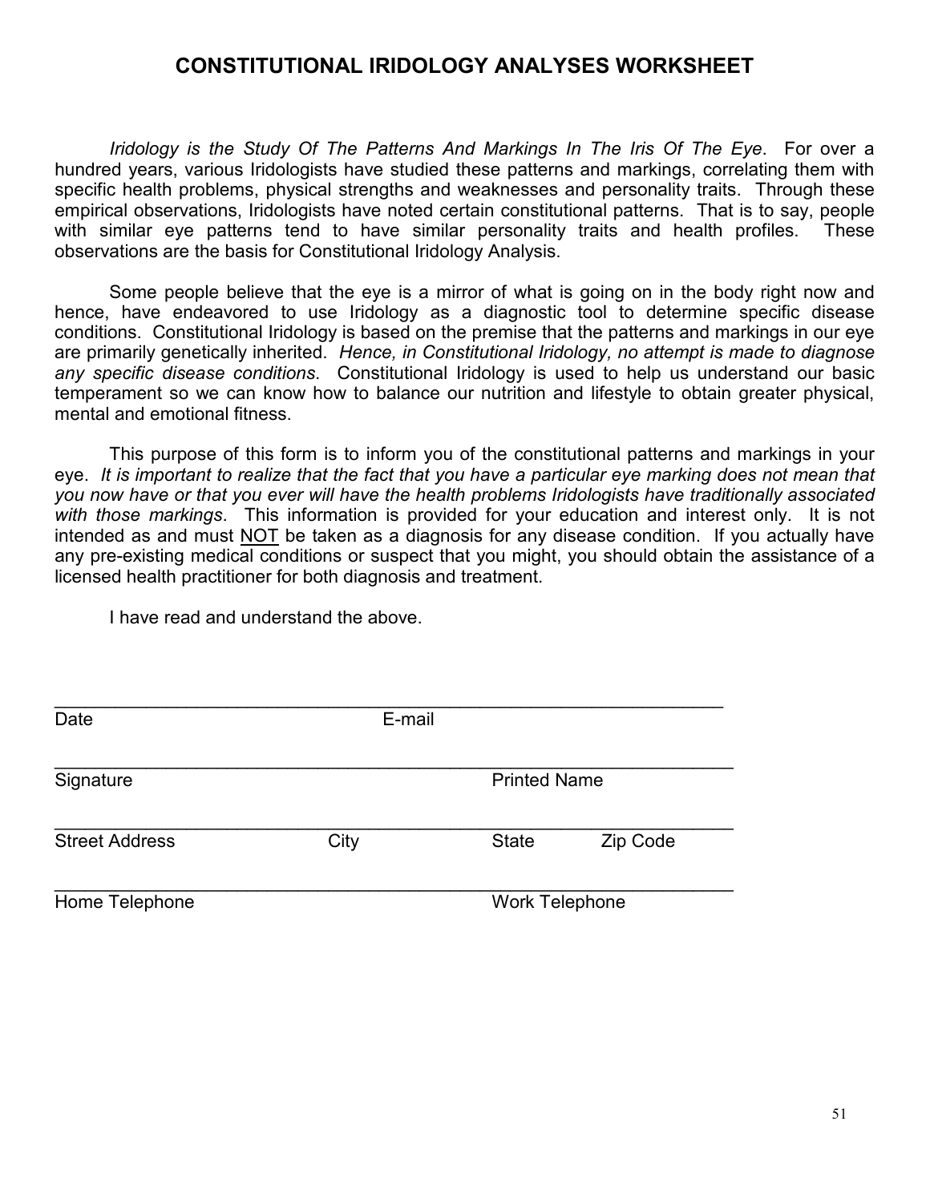# CONSTITUTIONAL IRIDOLOGY ANALYSES WORKSHEET

*Iridology is the Study Of The Patterns And Markings In The Iris Of The Eye*. For over a hundred years, various Iridologists have studied these patterns and markings, correlating them with specific health problems, physical strengths and weaknesses and personality traits. Through these empirical observations, Iridologists have noted certain constitutional patterns. That is to say, people with similar eye patterns tend to have similar personality traits and health profiles. These observations are the basis for Constitutional Iridology Analysis.

Some people believe that the eye is a mirror of what is going on in the body right now and hence, have endeavored to use Iridology as a diagnostic tool to determine specific disease conditions. Constitutional Iridology is based on the premise that the patterns and markings in our eye are primarily genetically inherited. *Hence, in Constitutional Iridology, no attempt is made to diagnose any specific disease conditions*. Constitutional Iridology is used to help us understand our basic temperament so we can know how to balance our nutrition and lifestyle to obtain greater physical, mental and emotional fitness.

This purpose of this form is to inform you of the constitutional patterns and markings in your eye. *It is important to realize that the fact that you have a particular eye marking does not mean that you now have or that you ever will have the health problems Iridologists have traditionally associated with those markings*. This information is provided for your education and interest only. It is not intended as and must NOT be taken as a diagnosis for any disease condition. If you actually have any pre-existing medical conditions or suspect that you might, you should obtain the assistance of a licensed health practitioner for both diagnosis and treatment.

I have read and understand the above.

\_\_\_\_\_\_\_\_\_\_\_\_\_\_\_\_\_\_\_\_\_\_\_\_\_\_\_\_\_\_\_\_\_\_\_\_\_\_\_\_\_\_\_\_\_\_\_\_\_\_\_\_\_\_\_\_\_\_\_\_
Date E-mail

\_\_\_\_\_\_\_\_\_\_\_\_\_\_\_\_\_\_\_\_\_\_\_\_\_\_\_\_\_\_\_\_\_\_\_\_\_\_\_\_\_\_\_\_\_\_\_\_\_\_\_\_\_\_\_\_\_\_\_\_
Signature Printed Name

\_\_\_\_\_\_\_\_\_\_\_\_\_\_\_\_\_\_\_\_\_\_\_\_\_\_\_\_\_\_\_\_\_\_\_\_\_\_\_\_\_\_\_\_\_\_\_\_\_\_\_\_\_\_\_\_\_\_\_\_
Street Address City State Zip Code

\_\_\_\_\_\_\_\_\_\_\_\_\_\_\_\_\_\_\_\_\_\_\_\_\_\_\_\_\_\_\_\_\_\_\_\_\_\_\_\_\_\_\_\_\_\_\_\_\_\_\_\_\_\_\_\_\_\_\_\_
Home Telephone Work Telephone